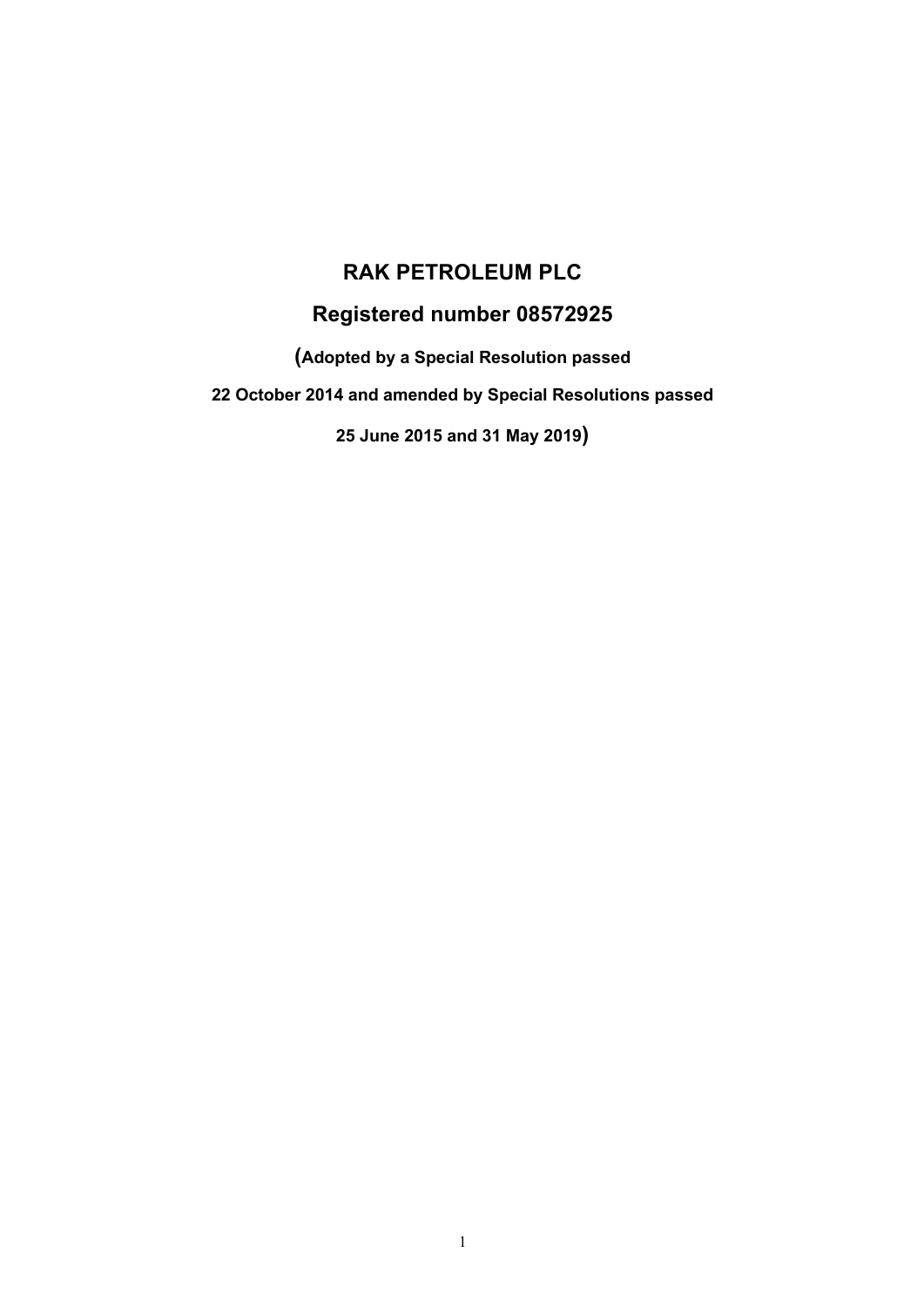# RAK PETROLEUM PLC

## Registered number 08572925

**(Adopted by a Special Resolution passed**

**22 October 2014 and amended by Special Resolutions passed**

**25 June 2015 and 31 May 2019)**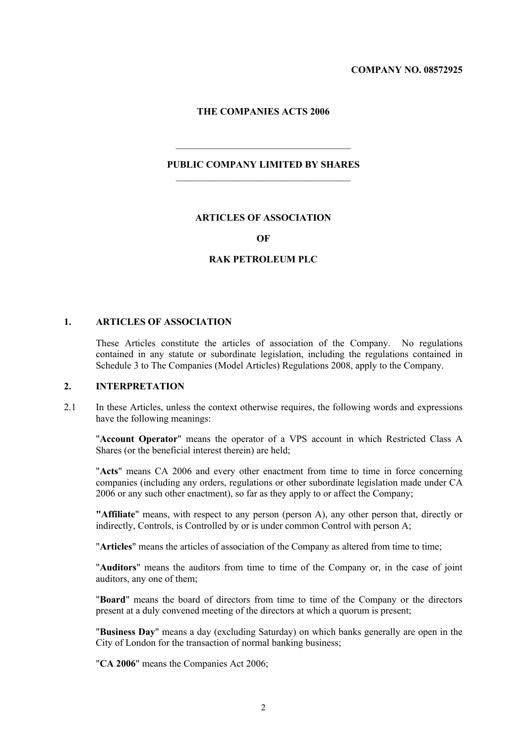**COMPANY NO. 08572925**

**THE COMPANIES ACTS 2006**

---

**PUBLIC COMPANY LIMITED BY SHARES**

---

**ARTICLES OF ASSOCIATION**

**OF**

**RAK PETROLEUM PLC**

## 1. ARTICLES OF ASSOCIATION

These Articles constitute the articles of association of the Company. No regulations contained in any statute or subordinate legislation, including the regulations contained in Schedule 3 to The Companies (Model Articles) Regulations 2008, apply to the Company.

## 2. INTERPRETATION

2.1 In these Articles, unless the context otherwise requires, the following words and expressions have the following meanings:

"**Account Operator**" means the operator of a VPS account in which Restricted Class A Shares (or the beneficial interest therein) are held;

"**Acts**" means CA 2006 and every other enactment from time to time in force concerning companies (including any orders, regulations or other subordinate legislation made under CA 2006 or any such other enactment), so far as they apply to or affect the Company;

**"Affiliate**" means, with respect to any person (person A), any other person that, directly or indirectly, Controls, is Controlled by or is under common Control with person A;

"**Articles**" means the articles of association of the Company as altered from time to time;

"**Auditors**" means the auditors from time to time of the Company or, in the case of joint auditors, any one of them;

"**Board**" means the board of directors from time to time of the Company or the directors present at a duly convened meeting of the directors at which a quorum is present;

"**Business Day**" means a day (excluding Saturday) on which banks generally are open in the City of London for the transaction of normal banking business;

"**CA 2006**" means the Companies Act 2006;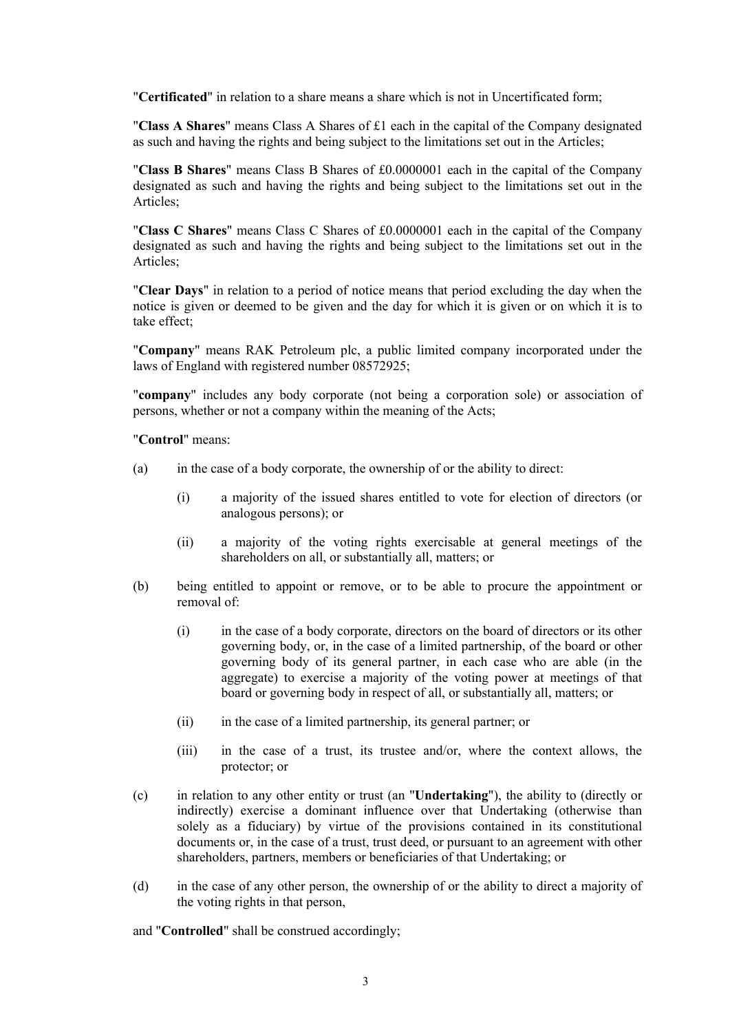"**Certificated**" in relation to a share means a share which is not in Uncertificated form;

"**Class A Shares**" means Class A Shares of £1 each in the capital of the Company designated as such and having the rights and being subject to the limitations set out in the Articles;

"**Class B Shares**" means Class B Shares of £0.0000001 each in the capital of the Company designated as such and having the rights and being subject to the limitations set out in the Articles;

"**Class C Shares**" means Class C Shares of £0.0000001 each in the capital of the Company designated as such and having the rights and being subject to the limitations set out in the Articles;

"**Clear Days**" in relation to a period of notice means that period excluding the day when the notice is given or deemed to be given and the day for which it is given or on which it is to take effect;

"**Company**" means RAK Petroleum plc, a public limited company incorporated under the laws of England with registered number 08572925;

"**company**" includes any body corporate (not being a corporation sole) or association of persons, whether or not a company within the meaning of the Acts;

"**Control**" means:

(a) in the case of a body corporate, the ownership of or the ability to direct:

 (i) a majority of the issued shares entitled to vote for election of directors (or analogous persons); or

 (ii) a majority of the voting rights exercisable at general meetings of the shareholders on all, or substantially all, matters; or

(b) being entitled to appoint or remove, or to be able to procure the appointment or removal of:

 (i) in the case of a body corporate, directors on the board of directors or its other governing body, or, in the case of a limited partnership, of the board or other governing body of its general partner, in each case who are able (in the aggregate) to exercise a majority of the voting power at meetings of that board or governing body in respect of all, or substantially all, matters; or

 (ii) in the case of a limited partnership, its general partner; or

 (iii) in the case of a trust, its trustee and/or, where the context allows, the protector; or

(c) in relation to any other entity or trust (an "**Undertaking**"), the ability to (directly or indirectly) exercise a dominant influence over that Undertaking (otherwise than solely as a fiduciary) by virtue of the provisions contained in its constitutional documents or, in the case of a trust, trust deed, or pursuant to an agreement with other shareholders, partners, members or beneficiaries of that Undertaking; or

(d) in the case of any other person, the ownership of or the ability to direct a majority of the voting rights in that person,

and "**Controlled**" shall be construed accordingly;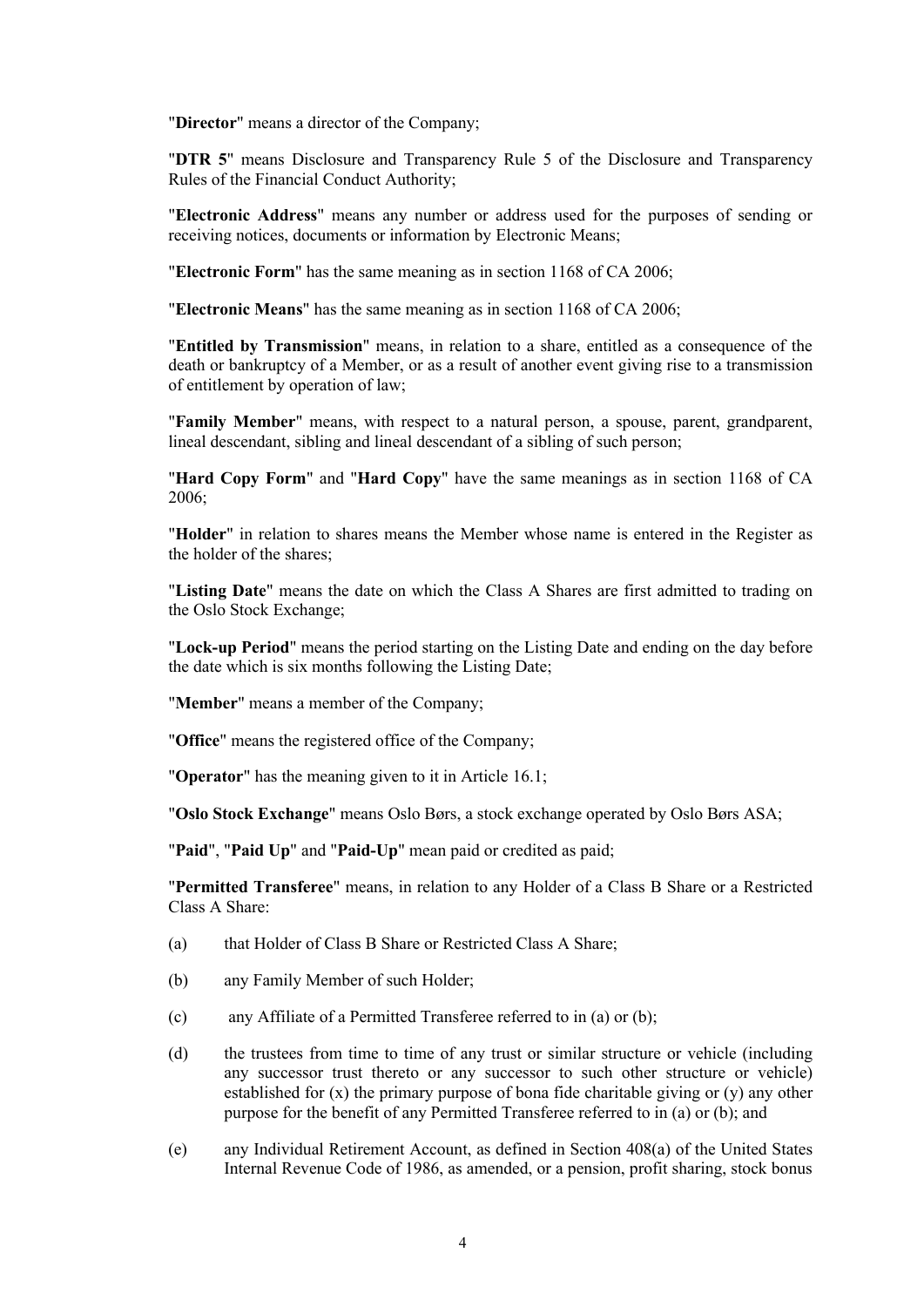"**Director**" means a director of the Company;

"**DTR 5**" means Disclosure and Transparency Rule 5 of the Disclosure and Transparency Rules of the Financial Conduct Authority;

"**Electronic Address**" means any number or address used for the purposes of sending or receiving notices, documents or information by Electronic Means;

"**Electronic Form**" has the same meaning as in section 1168 of CA 2006;

"**Electronic Means**" has the same meaning as in section 1168 of CA 2006;

"**Entitled by Transmission**" means, in relation to a share, entitled as a consequence of the death or bankruptcy of a Member, or as a result of another event giving rise to a transmission of entitlement by operation of law;

"**Family Member**" means, with respect to a natural person, a spouse, parent, grandparent, lineal descendant, sibling and lineal descendant of a sibling of such person;

"**Hard Copy Form**" and "**Hard Copy**" have the same meanings as in section 1168 of CA 2006;

"**Holder**" in relation to shares means the Member whose name is entered in the Register as the holder of the shares;

"**Listing Date**" means the date on which the Class A Shares are first admitted to trading on the Oslo Stock Exchange;

"**Lock-up Period**" means the period starting on the Listing Date and ending on the day before the date which is six months following the Listing Date;

"**Member**" means a member of the Company;

"**Office**" means the registered office of the Company;

"**Operator**" has the meaning given to it in Article 16.1;

"**Oslo Stock Exchange**" means Oslo Børs, a stock exchange operated by Oslo Børs ASA;

"**Paid**", "**Paid Up**" and "**Paid-Up**" mean paid or credited as paid;

"**Permitted Transferee**" means, in relation to any Holder of a Class B Share or a Restricted Class A Share:

(a) that Holder of Class B Share or Restricted Class A Share;

(b) any Family Member of such Holder;

(c) any Affiliate of a Permitted Transferee referred to in (a) or (b);

(d) the trustees from time to time of any trust or similar structure or vehicle (including any successor trust thereto or any successor to such other structure or vehicle) established for (x) the primary purpose of bona fide charitable giving or (y) any other purpose for the benefit of any Permitted Transferee referred to in (a) or (b); and

(e) any Individual Retirement Account, as defined in Section 408(a) of the United States Internal Revenue Code of 1986, as amended, or a pension, profit sharing, stock bonus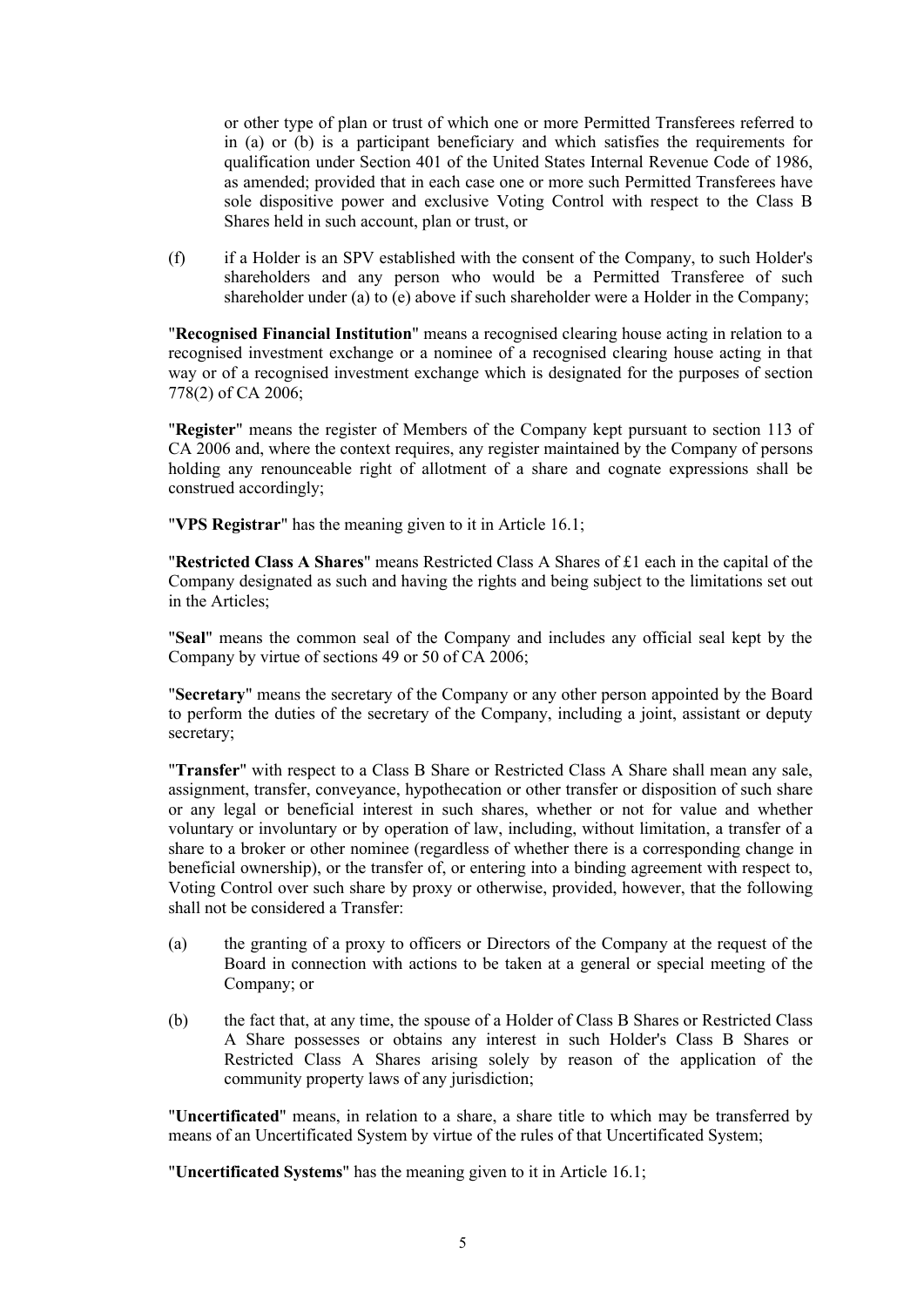or other type of plan or trust of which one or more Permitted Transferees referred to in (a) or (b) is a participant beneficiary and which satisfies the requirements for qualification under Section 401 of the United States Internal Revenue Code of 1986, as amended; provided that in each case one or more such Permitted Transferees have sole dispositive power and exclusive Voting Control with respect to the Class B Shares held in such account, plan or trust, or

(f) if a Holder is an SPV established with the consent of the Company, to such Holder's shareholders and any person who would be a Permitted Transferee of such shareholder under (a) to (e) above if such shareholder were a Holder in the Company;

"**Recognised Financial Institution**" means a recognised clearing house acting in relation to a recognised investment exchange or a nominee of a recognised clearing house acting in that way or of a recognised investment exchange which is designated for the purposes of section 778(2) of CA 2006;

"**Register**" means the register of Members of the Company kept pursuant to section 113 of CA 2006 and, where the context requires, any register maintained by the Company of persons holding any renounceable right of allotment of a share and cognate expressions shall be construed accordingly;

"**VPS Registrar**" has the meaning given to it in Article 16.1;

"**Restricted Class A Shares**" means Restricted Class A Shares of £1 each in the capital of the Company designated as such and having the rights and being subject to the limitations set out in the Articles;

"**Seal**" means the common seal of the Company and includes any official seal kept by the Company by virtue of sections 49 or 50 of CA 2006;

"**Secretary**" means the secretary of the Company or any other person appointed by the Board to perform the duties of the secretary of the Company, including a joint, assistant or deputy secretary;

"**Transfer**" with respect to a Class B Share or Restricted Class A Share shall mean any sale, assignment, transfer, conveyance, hypothecation or other transfer or disposition of such share or any legal or beneficial interest in such shares, whether or not for value and whether voluntary or involuntary or by operation of law, including, without limitation, a transfer of a share to a broker or other nominee (regardless of whether there is a corresponding change in beneficial ownership), or the transfer of, or entering into a binding agreement with respect to, Voting Control over such share by proxy or otherwise, provided, however, that the following shall not be considered a Transfer:

(a) the granting of a proxy to officers or Directors of the Company at the request of the Board in connection with actions to be taken at a general or special meeting of the Company; or

(b) the fact that, at any time, the spouse of a Holder of Class B Shares or Restricted Class A Share possesses or obtains any interest in such Holder's Class B Shares or Restricted Class A Shares arising solely by reason of the application of the community property laws of any jurisdiction;

"**Uncertificated**" means, in relation to a share, a share title to which may be transferred by means of an Uncertificated System by virtue of the rules of that Uncertificated System;

"**Uncertificated Systems**" has the meaning given to it in Article 16.1;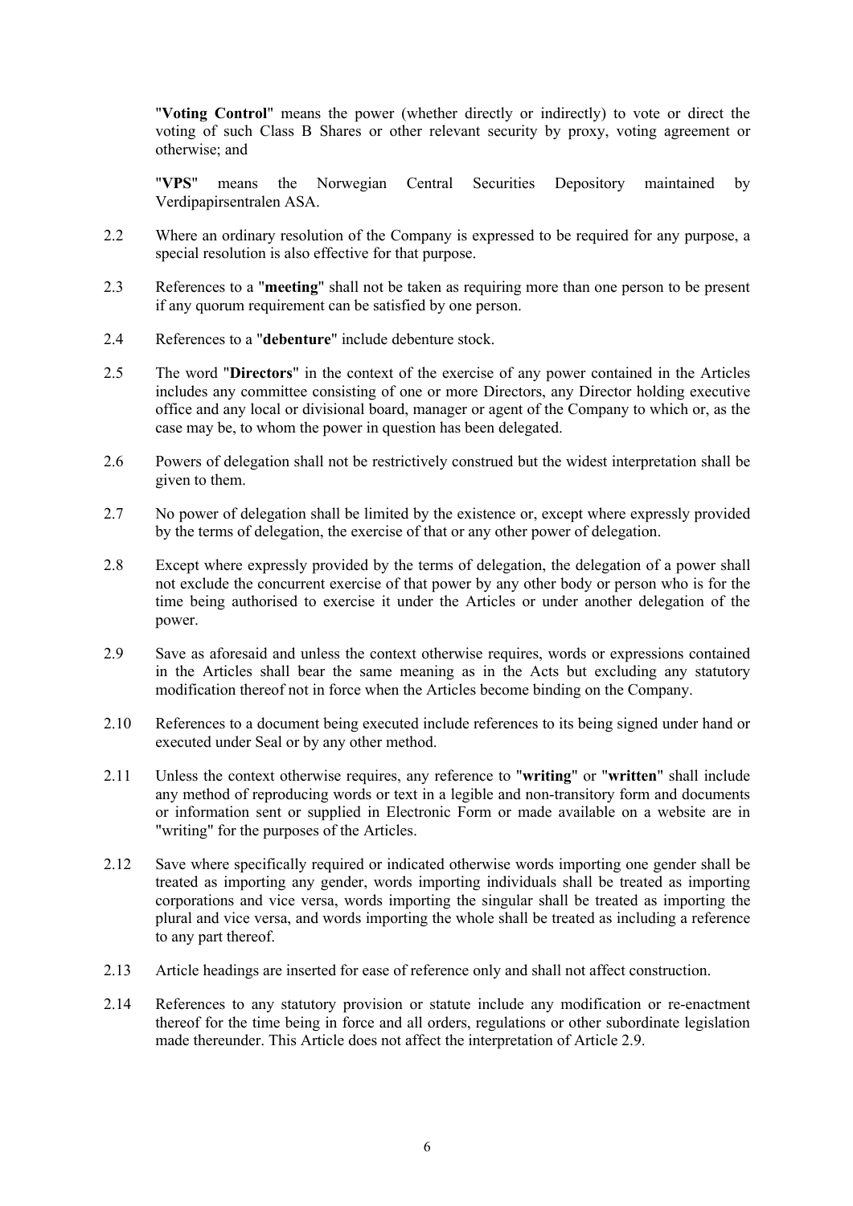"**Voting Control**" means the power (whether directly or indirectly) to vote or direct the voting of such Class B Shares or other relevant security by proxy, voting agreement or otherwise; and

"**VPS**" means the Norwegian Central Securities Depository maintained by Verdipapirsentralen ASA.

2.2 Where an ordinary resolution of the Company is expressed to be required for any purpose, a special resolution is also effective for that purpose.

2.3 References to a "**meeting**" shall not be taken as requiring more than one person to be present if any quorum requirement can be satisfied by one person.

2.4 References to a "**debenture**" include debenture stock.

2.5 The word "**Directors**" in the context of the exercise of any power contained in the Articles includes any committee consisting of one or more Directors, any Director holding executive office and any local or divisional board, manager or agent of the Company to which or, as the case may be, to whom the power in question has been delegated.

2.6 Powers of delegation shall not be restrictively construed but the widest interpretation shall be given to them.

2.7 No power of delegation shall be limited by the existence or, except where expressly provided by the terms of delegation, the exercise of that or any other power of delegation.

2.8 Except where expressly provided by the terms of delegation, the delegation of a power shall not exclude the concurrent exercise of that power by any other body or person who is for the time being authorised to exercise it under the Articles or under another delegation of the power.

2.9 Save as aforesaid and unless the context otherwise requires, words or expressions contained in the Articles shall bear the same meaning as in the Acts but excluding any statutory modification thereof not in force when the Articles become binding on the Company.

2.10 References to a document being executed include references to its being signed under hand or executed under Seal or by any other method.

2.11 Unless the context otherwise requires, any reference to "**writing**" or "**written**" shall include any method of reproducing words or text in a legible and non-transitory form and documents or information sent or supplied in Electronic Form or made available on a website are in "writing" for the purposes of the Articles.

2.12 Save where specifically required or indicated otherwise words importing one gender shall be treated as importing any gender, words importing individuals shall be treated as importing corporations and vice versa, words importing the singular shall be treated as importing the plural and vice versa, and words importing the whole shall be treated as including a reference to any part thereof.

2.13 Article headings are inserted for ease of reference only and shall not affect construction.

2.14 References to any statutory provision or statute include any modification or re-enactment thereof for the time being in force and all orders, regulations or other subordinate legislation made thereunder. This Article does not affect the interpretation of Article 2.9.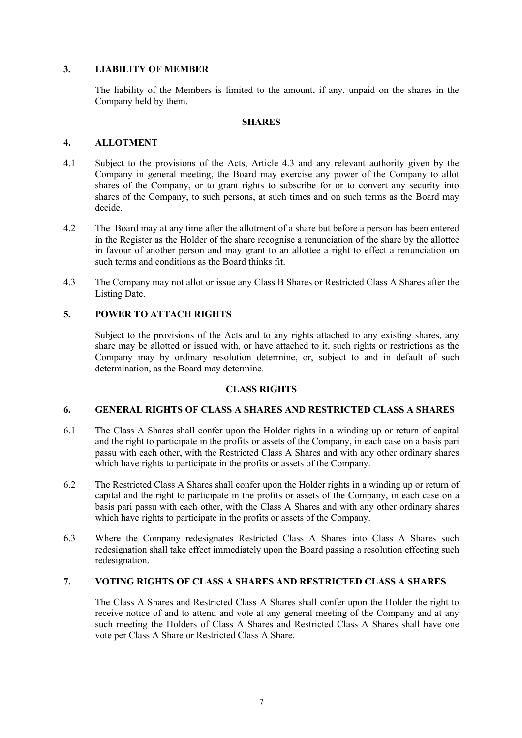## 3. LIABILITY OF MEMBER

The liability of the Members is limited to the amount, if any, unpaid on the shares in the Company held by them.

### SHARES

## 4. ALLOTMENT

4.1 Subject to the provisions of the Acts, Article 4.3 and any relevant authority given by the Company in general meeting, the Board may exercise any power of the Company to allot shares of the Company, or to grant rights to subscribe for or to convert any security into shares of the Company, to such persons, at such times and on such terms as the Board may decide.

4.2 The Board may at any time after the allotment of a share but before a person has been entered in the Register as the Holder of the share recognise a renunciation of the share by the allottee in favour of another person and may grant to an allottee a right to effect a renunciation on such terms and conditions as the Board thinks fit.

4.3 The Company may not allot or issue any Class B Shares or Restricted Class A Shares after the Listing Date.

## 5. POWER TO ATTACH RIGHTS

Subject to the provisions of the Acts and to any rights attached to any existing shares, any share may be allotted or issued with, or have attached to it, such rights or restrictions as the Company may by ordinary resolution determine, or, subject to and in default of such determination, as the Board may determine.

### CLASS RIGHTS

## 6. GENERAL RIGHTS OF CLASS A SHARES AND RESTRICTED CLASS A SHARES

6.1 The Class A Shares shall confer upon the Holder rights in a winding up or return of capital and the right to participate in the profits or assets of the Company, in each case on a basis pari passu with each other, with the Restricted Class A Shares and with any other ordinary shares which have rights to participate in the profits or assets of the Company.

6.2 The Restricted Class A Shares shall confer upon the Holder rights in a winding up or return of capital and the right to participate in the profits or assets of the Company, in each case on a basis pari passu with each other, with the Class A Shares and with any other ordinary shares which have rights to participate in the profits or assets of the Company.

6.3 Where the Company redesignates Restricted Class A Shares into Class A Shares such redesignation shall take effect immediately upon the Board passing a resolution effecting such redesignation.

## 7. VOTING RIGHTS OF CLASS A SHARES AND RESTRICTED CLASS A SHARES

The Class A Shares and Restricted Class A Shares shall confer upon the Holder the right to receive notice of and to attend and vote at any general meeting of the Company and at any such meeting the Holders of Class A Shares and Restricted Class A Shares shall have one vote per Class A Share or Restricted Class A Share.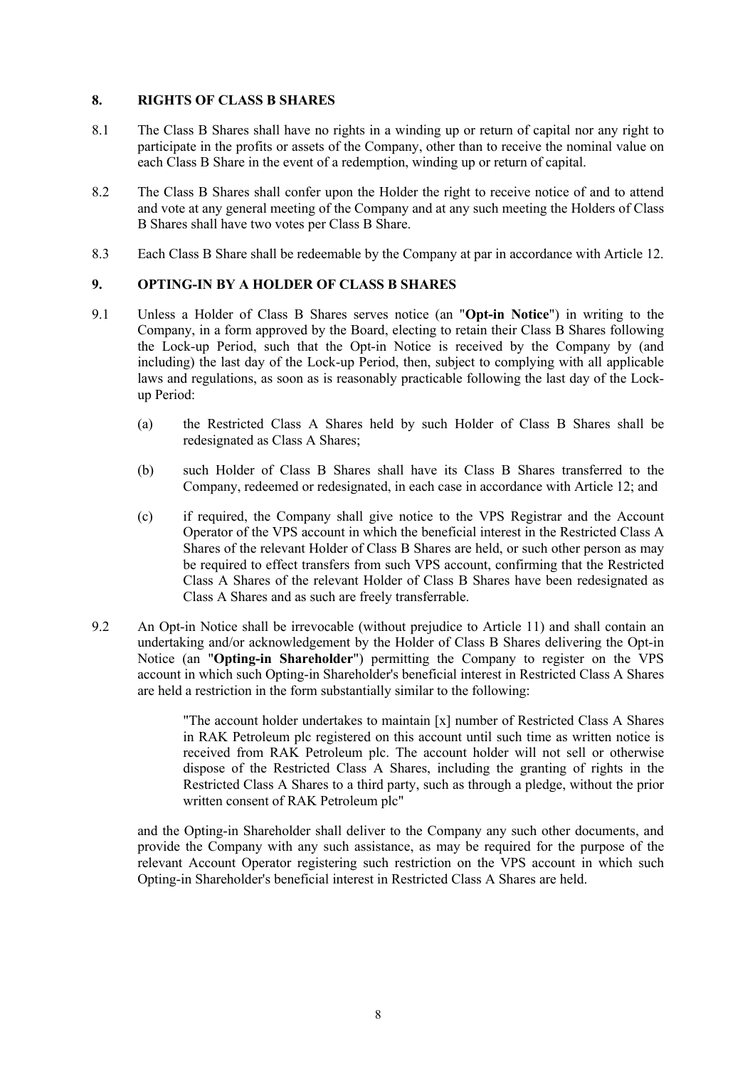## 8. RIGHTS OF CLASS B SHARES

8.1 The Class B Shares shall have no rights in a winding up or return of capital nor any right to participate in the profits or assets of the Company, other than to receive the nominal value on each Class B Share in the event of a redemption, winding up or return of capital.

8.2 The Class B Shares shall confer upon the Holder the right to receive notice of and to attend and vote at any general meeting of the Company and at any such meeting the Holders of Class B Shares shall have two votes per Class B Share.

8.3 Each Class B Share shall be redeemable by the Company at par in accordance with Article 12.

## 9. OPTING-IN BY A HOLDER OF CLASS B SHARES

9.1 Unless a Holder of Class B Shares serves notice (an "**Opt-in Notice**") in writing to the Company, in a form approved by the Board, electing to retain their Class B Shares following the Lock-up Period, such that the Opt-in Notice is received by the Company by (and including) the last day of the Lock-up Period, then, subject to complying with all applicable laws and regulations, as soon as is reasonably practicable following the last day of the Lock-up Period:

(a) the Restricted Class A Shares held by such Holder of Class B Shares shall be redesignated as Class A Shares;

(b) such Holder of Class B Shares shall have its Class B Shares transferred to the Company, redeemed or redesignated, in each case in accordance with Article 12; and

(c) if required, the Company shall give notice to the VPS Registrar and the Account Operator of the VPS account in which the beneficial interest in the Restricted Class A Shares of the relevant Holder of Class B Shares are held, or such other person as may be required to effect transfers from such VPS account, confirming that the Restricted Class A Shares of the relevant Holder of Class B Shares have been redesignated as Class A Shares and as such are freely transferrable.

9.2 An Opt-in Notice shall be irrevocable (without prejudice to Article 11) and shall contain an undertaking and/or acknowledgement by the Holder of Class B Shares delivering the Opt-in Notice (an "**Opting-in Shareholder**") permitting the Company to register on the VPS account in which such Opting-in Shareholder's beneficial interest in Restricted Class A Shares are held a restriction in the form substantially similar to the following:

> "The account holder undertakes to maintain [x] number of Restricted Class A Shares in RAK Petroleum plc registered on this account until such time as written notice is received from RAK Petroleum plc. The account holder will not sell or otherwise dispose of the Restricted Class A Shares, including the granting of rights in the Restricted Class A Shares to a third party, such as through a pledge, without the prior written consent of RAK Petroleum plc"

and the Opting-in Shareholder shall deliver to the Company any such other documents, and provide the Company with any such assistance, as may be required for the purpose of the relevant Account Operator registering such restriction on the VPS account in which such Opting-in Shareholder's beneficial interest in Restricted Class A Shares are held.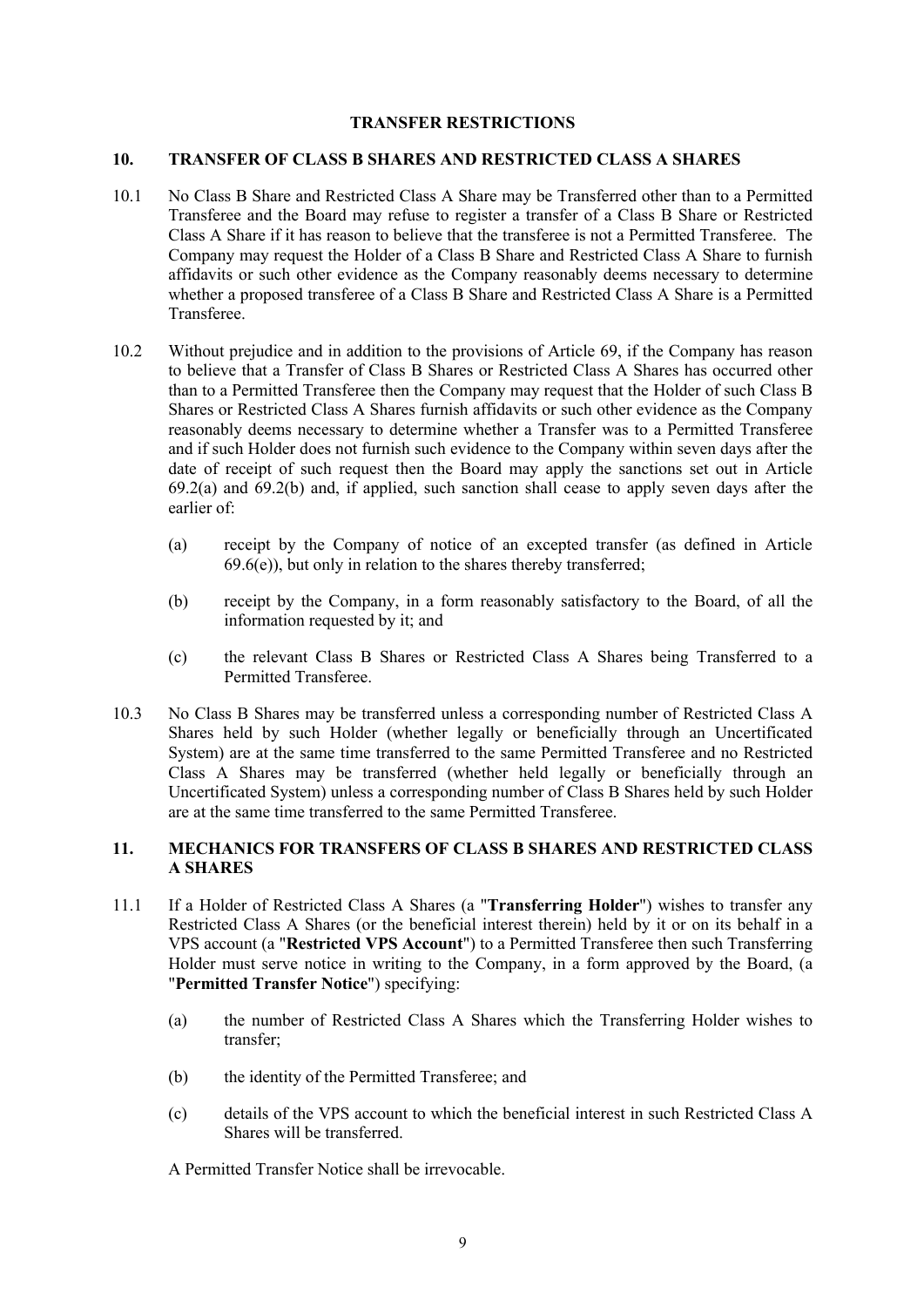## TRANSFER RESTRICTIONS

### 10. TRANSFER OF CLASS B SHARES AND RESTRICTED CLASS A SHARES

10.1 No Class B Share and Restricted Class A Share may be Transferred other than to a Permitted Transferee and the Board may refuse to register a transfer of a Class B Share or Restricted Class A Share if it has reason to believe that the transferee is not a Permitted Transferee. The Company may request the Holder of a Class B Share and Restricted Class A Share to furnish affidavits or such other evidence as the Company reasonably deems necessary to determine whether a proposed transferee of a Class B Share and Restricted Class A Share is a Permitted Transferee.

10.2 Without prejudice and in addition to the provisions of Article 69, if the Company has reason to believe that a Transfer of Class B Shares or Restricted Class A Shares has occurred other than to a Permitted Transferee then the Company may request that the Holder of such Class B Shares or Restricted Class A Shares furnish affidavits or such other evidence as the Company reasonably deems necessary to determine whether a Transfer was to a Permitted Transferee and if such Holder does not furnish such evidence to the Company within seven days after the date of receipt of such request then the Board may apply the sanctions set out in Article 69.2(a) and 69.2(b) and, if applied, such sanction shall cease to apply seven days after the earlier of:

(a) receipt by the Company of notice of an excepted transfer (as defined in Article 69.6(e)), but only in relation to the shares thereby transferred;

(b) receipt by the Company, in a form reasonably satisfactory to the Board, of all the information requested by it; and

(c) the relevant Class B Shares or Restricted Class A Shares being Transferred to a Permitted Transferee.

10.3 No Class B Shares may be transferred unless a corresponding number of Restricted Class A Shares held by such Holder (whether legally or beneficially through an Uncertificated System) are at the same time transferred to the same Permitted Transferee and no Restricted Class A Shares may be transferred (whether held legally or beneficially through an Uncertificated System) unless a corresponding number of Class B Shares held by such Holder are at the same time transferred to the same Permitted Transferee.

### 11. MECHANICS FOR TRANSFERS OF CLASS B SHARES AND RESTRICTED CLASS A SHARES

11.1 If a Holder of Restricted Class A Shares (a "**Transferring Holder**") wishes to transfer any Restricted Class A Shares (or the beneficial interest therein) held by it or on its behalf in a VPS account (a "**Restricted VPS Account**") to a Permitted Transferee then such Transferring Holder must serve notice in writing to the Company, in a form approved by the Board, (a "**Permitted Transfer Notice**") specifying:

(a) the number of Restricted Class A Shares which the Transferring Holder wishes to transfer;

(b) the identity of the Permitted Transferee; and

(c) details of the VPS account to which the beneficial interest in such Restricted Class A Shares will be transferred.

A Permitted Transfer Notice shall be irrevocable.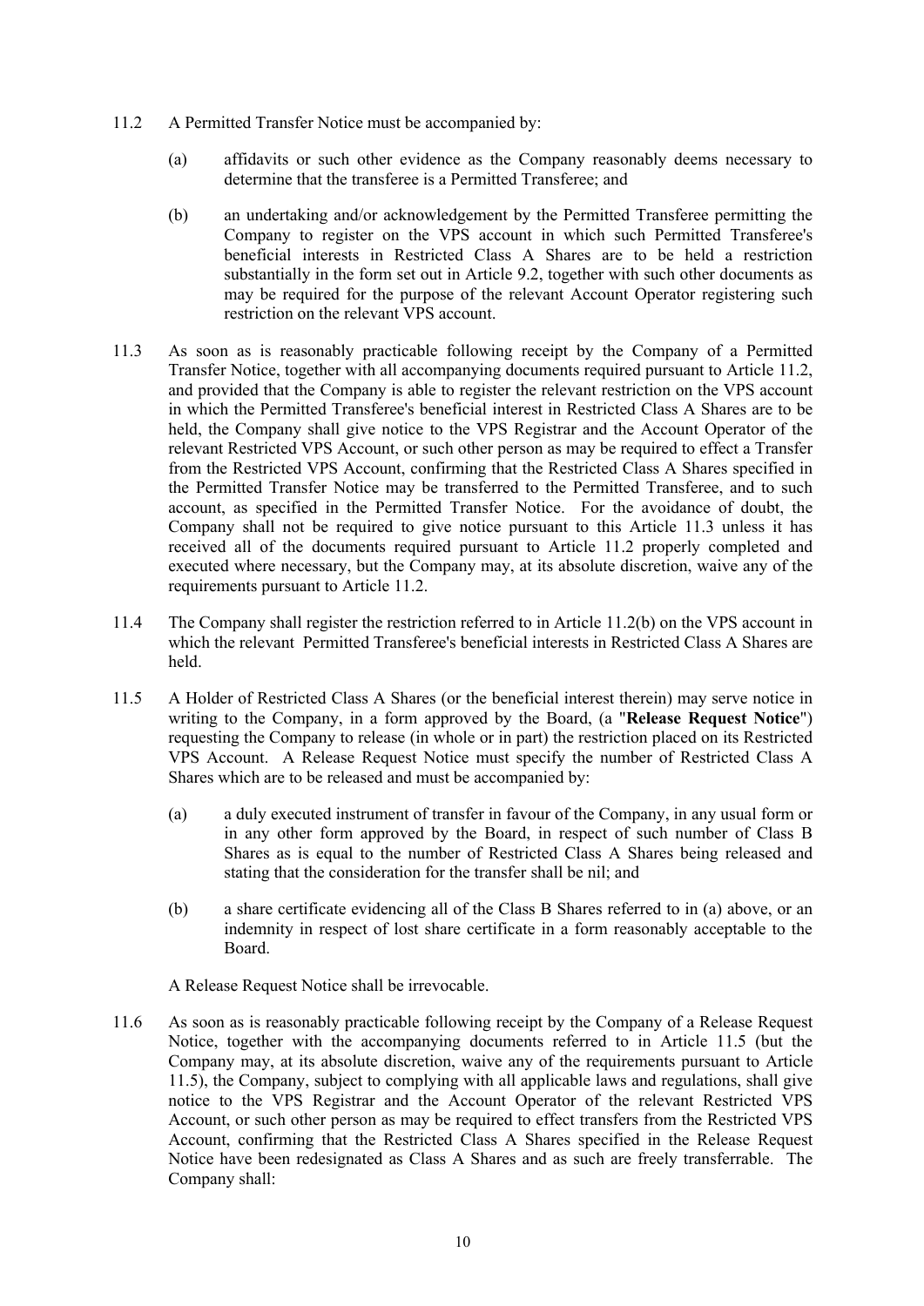11.2 A Permitted Transfer Notice must be accompanied by:

(a) affidavits or such other evidence as the Company reasonably deems necessary to determine that the transferee is a Permitted Transferee; and

(b) an undertaking and/or acknowledgement by the Permitted Transferee permitting the Company to register on the VPS account in which such Permitted Transferee's beneficial interests in Restricted Class A Shares are to be held a restriction substantially in the form set out in Article 9.2, together with such other documents as may be required for the purpose of the relevant Account Operator registering such restriction on the relevant VPS account.

11.3 As soon as is reasonably practicable following receipt by the Company of a Permitted Transfer Notice, together with all accompanying documents required pursuant to Article 11.2, and provided that the Company is able to register the relevant restriction on the VPS account in which the Permitted Transferee's beneficial interest in Restricted Class A Shares are to be held, the Company shall give notice to the VPS Registrar and the Account Operator of the relevant Restricted VPS Account, or such other person as may be required to effect a Transfer from the Restricted VPS Account, confirming that the Restricted Class A Shares specified in the Permitted Transfer Notice may be transferred to the Permitted Transferee, and to such account, as specified in the Permitted Transfer Notice. For the avoidance of doubt, the Company shall not be required to give notice pursuant to this Article 11.3 unless it has received all of the documents required pursuant to Article 11.2 properly completed and executed where necessary, but the Company may, at its absolute discretion, waive any of the requirements pursuant to Article 11.2.

11.4 The Company shall register the restriction referred to in Article 11.2(b) on the VPS account in which the relevant Permitted Transferee's beneficial interests in Restricted Class A Shares are held.

11.5 A Holder of Restricted Class A Shares (or the beneficial interest therein) may serve notice in writing to the Company, in a form approved by the Board, (a "**Release Request Notice**") requesting the Company to release (in whole or in part) the restriction placed on its Restricted VPS Account. A Release Request Notice must specify the number of Restricted Class A Shares which are to be released and must be accompanied by:

(a) a duly executed instrument of transfer in favour of the Company, in any usual form or in any other form approved by the Board, in respect of such number of Class B Shares as is equal to the number of Restricted Class A Shares being released and stating that the consideration for the transfer shall be nil; and

(b) a share certificate evidencing all of the Class B Shares referred to in (a) above, or an indemnity in respect of lost share certificate in a form reasonably acceptable to the Board.

A Release Request Notice shall be irrevocable.

11.6 As soon as is reasonably practicable following receipt by the Company of a Release Request Notice, together with the accompanying documents referred to in Article 11.5 (but the Company may, at its absolute discretion, waive any of the requirements pursuant to Article 11.5), the Company, subject to complying with all applicable laws and regulations, shall give notice to the VPS Registrar and the Account Operator of the relevant Restricted VPS Account, or such other person as may be required to effect transfers from the Restricted VPS Account, confirming that the Restricted Class A Shares specified in the Release Request Notice have been redesignated as Class A Shares and as such are freely transferrable. The Company shall: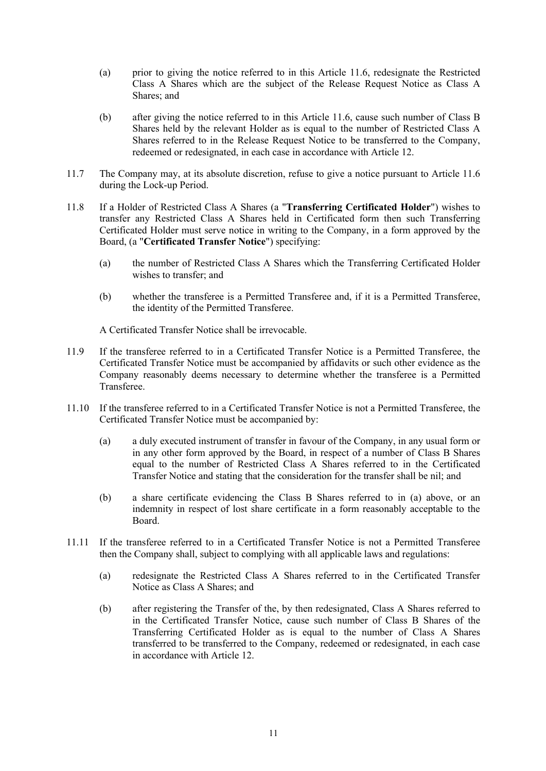(a) prior to giving the notice referred to in this Article 11.6, redesignate the Restricted Class A Shares which are the subject of the Release Request Notice as Class A Shares; and

(b) after giving the notice referred to in this Article 11.6, cause such number of Class B Shares held by the relevant Holder as is equal to the number of Restricted Class A Shares referred to in the Release Request Notice to be transferred to the Company, redeemed or redesignated, in each case in accordance with Article 12.

11.7 The Company may, at its absolute discretion, refuse to give a notice pursuant to Article 11.6 during the Lock-up Period.

11.8 If a Holder of Restricted Class A Shares (a "**Transferring Certificated Holder**") wishes to transfer any Restricted Class A Shares held in Certificated form then such Transferring Certificated Holder must serve notice in writing to the Company, in a form approved by the Board, (a "**Certificated Transfer Notice**") specifying:

(a) the number of Restricted Class A Shares which the Transferring Certificated Holder wishes to transfer; and

(b) whether the transferee is a Permitted Transferee and, if it is a Permitted Transferee, the identity of the Permitted Transferee.

A Certificated Transfer Notice shall be irrevocable.

11.9 If the transferee referred to in a Certificated Transfer Notice is a Permitted Transferee, the Certificated Transfer Notice must be accompanied by affidavits or such other evidence as the Company reasonably deems necessary to determine whether the transferee is a Permitted Transferee.

11.10 If the transferee referred to in a Certificated Transfer Notice is not a Permitted Transferee, the Certificated Transfer Notice must be accompanied by:

(a) a duly executed instrument of transfer in favour of the Company, in any usual form or in any other form approved by the Board, in respect of a number of Class B Shares equal to the number of Restricted Class A Shares referred to in the Certificated Transfer Notice and stating that the consideration for the transfer shall be nil; and

(b) a share certificate evidencing the Class B Shares referred to in (a) above, or an indemnity in respect of lost share certificate in a form reasonably acceptable to the Board.

11.11 If the transferee referred to in a Certificated Transfer Notice is not a Permitted Transferee then the Company shall, subject to complying with all applicable laws and regulations:

(a) redesignate the Restricted Class A Shares referred to in the Certificated Transfer Notice as Class A Shares; and

(b) after registering the Transfer of the, by then redesignated, Class A Shares referred to in the Certificated Transfer Notice, cause such number of Class B Shares of the Transferring Certificated Holder as is equal to the number of Class A Shares transferred to be transferred to the Company, redeemed or redesignated, in each case in accordance with Article 12.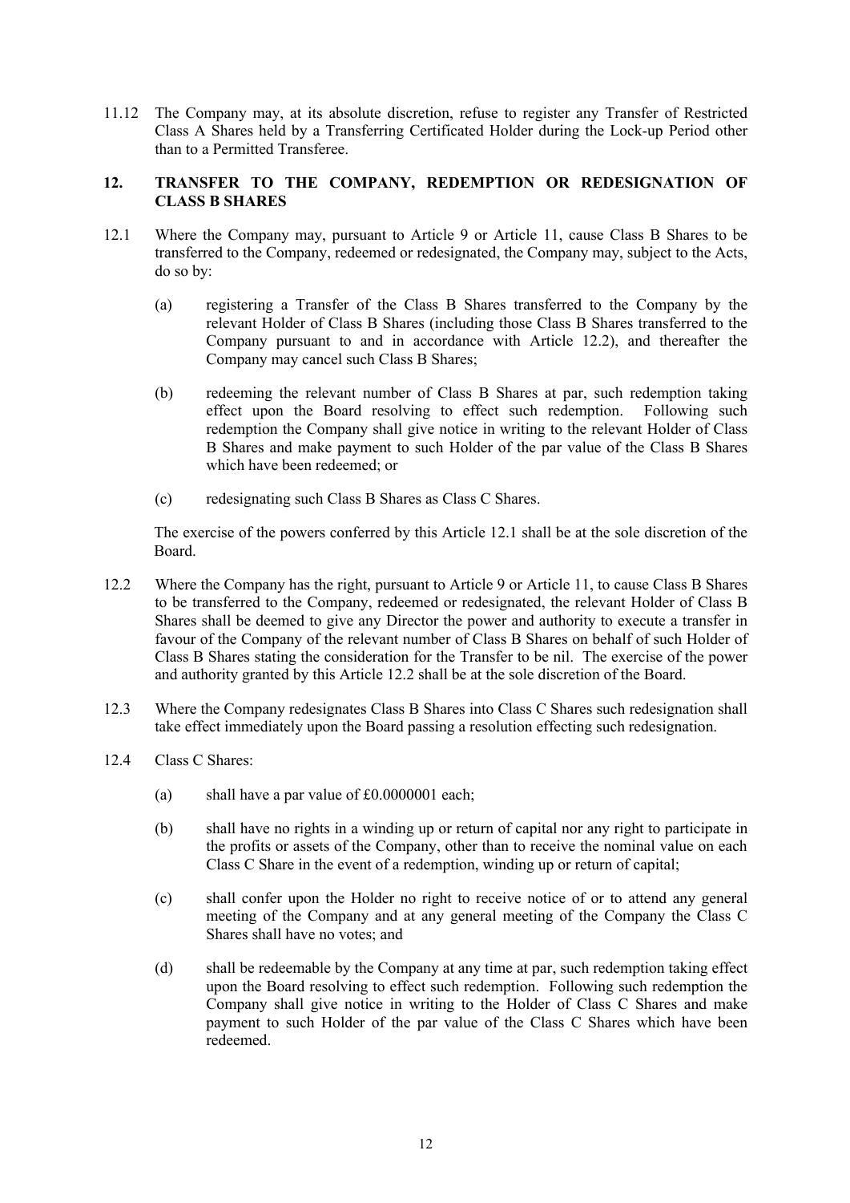11.12 The Company may, at its absolute discretion, refuse to register any Transfer of Restricted Class A Shares held by a Transferring Certificated Holder during the Lock-up Period other than to a Permitted Transferee.

## 12. TRANSFER TO THE COMPANY, REDEMPTION OR REDESIGNATION OF CLASS B SHARES

12.1 Where the Company may, pursuant to Article 9 or Article 11, cause Class B Shares to be transferred to the Company, redeemed or redesignated, the Company may, subject to the Acts, do so by:

(a) registering a Transfer of the Class B Shares transferred to the Company by the relevant Holder of Class B Shares (including those Class B Shares transferred to the Company pursuant to and in accordance with Article 12.2), and thereafter the Company may cancel such Class B Shares;

(b) redeeming the relevant number of Class B Shares at par, such redemption taking effect upon the Board resolving to effect such redemption. Following such redemption the Company shall give notice in writing to the relevant Holder of Class B Shares and make payment to such Holder of the par value of the Class B Shares which have been redeemed; or

(c) redesignating such Class B Shares as Class C Shares.

The exercise of the powers conferred by this Article 12.1 shall be at the sole discretion of the Board.

12.2 Where the Company has the right, pursuant to Article 9 or Article 11, to cause Class B Shares to be transferred to the Company, redeemed or redesignated, the relevant Holder of Class B Shares shall be deemed to give any Director the power and authority to execute a transfer in favour of the Company of the relevant number of Class B Shares on behalf of such Holder of Class B Shares stating the consideration for the Transfer to be nil. The exercise of the power and authority granted by this Article 12.2 shall be at the sole discretion of the Board.

12.3 Where the Company redesignates Class B Shares into Class C Shares such redesignation shall take effect immediately upon the Board passing a resolution effecting such redesignation.

12.4 Class C Shares:

(a) shall have a par value of £0.0000001 each;

(b) shall have no rights in a winding up or return of capital nor any right to participate in the profits or assets of the Company, other than to receive the nominal value on each Class C Share in the event of a redemption, winding up or return of capital;

(c) shall confer upon the Holder no right to receive notice of or to attend any general meeting of the Company and at any general meeting of the Company the Class C Shares shall have no votes; and

(d) shall be redeemable by the Company at any time at par, such redemption taking effect upon the Board resolving to effect such redemption. Following such redemption the Company shall give notice in writing to the Holder of Class C Shares and make payment to such Holder of the par value of the Class C Shares which have been redeemed.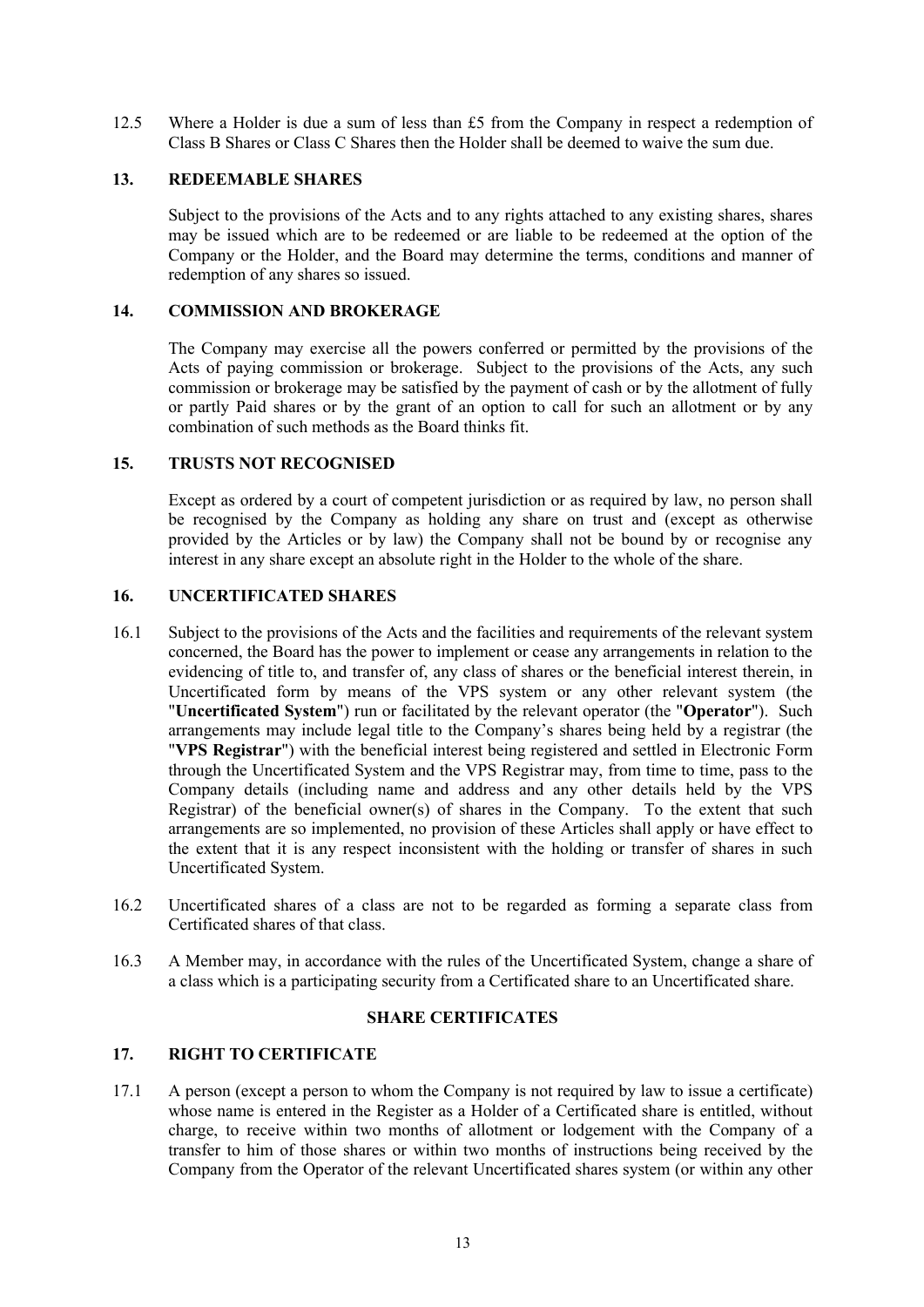12.5 Where a Holder is due a sum of less than £5 from the Company in respect a redemption of Class B Shares or Class C Shares then the Holder shall be deemed to waive the sum due.

### 13. REDEEMABLE SHARES

Subject to the provisions of the Acts and to any rights attached to any existing shares, shares may be issued which are to be redeemed or are liable to be redeemed at the option of the Company or the Holder, and the Board may determine the terms, conditions and manner of redemption of any shares so issued.

### 14. COMMISSION AND BROKERAGE

The Company may exercise all the powers conferred or permitted by the provisions of the Acts of paying commission or brokerage. Subject to the provisions of the Acts, any such commission or brokerage may be satisfied by the payment of cash or by the allotment of fully or partly Paid shares or by the grant of an option to call for such an allotment or by any combination of such methods as the Board thinks fit.

### 15. TRUSTS NOT RECOGNISED

Except as ordered by a court of competent jurisdiction or as required by law, no person shall be recognised by the Company as holding any share on trust and (except as otherwise provided by the Articles or by law) the Company shall not be bound by or recognise any interest in any share except an absolute right in the Holder to the whole of the share.

### 16. UNCERTIFICATED SHARES

16.1 Subject to the provisions of the Acts and the facilities and requirements of the relevant system concerned, the Board has the power to implement or cease any arrangements in relation to the evidencing of title to, and transfer of, any class of shares or the beneficial interest therein, in Uncertificated form by means of the VPS system or any other relevant system (the "**Uncertificated System**") run or facilitated by the relevant operator (the "**Operator**"). Such arrangements may include legal title to the Company's shares being held by a registrar (the "**VPS Registrar**") with the beneficial interest being registered and settled in Electronic Form through the Uncertificated System and the VPS Registrar may, from time to time, pass to the Company details (including name and address and any other details held by the VPS Registrar) of the beneficial owner(s) of shares in the Company. To the extent that such arrangements are so implemented, no provision of these Articles shall apply or have effect to the extent that it is any respect inconsistent with the holding or transfer of shares in such Uncertificated System.

16.2 Uncertificated shares of a class are not to be regarded as forming a separate class from Certificated shares of that class.

16.3 A Member may, in accordance with the rules of the Uncertificated System, change a share of a class which is a participating security from a Certificated share to an Uncertificated share.

## SHARE CERTIFICATES

### 17. RIGHT TO CERTIFICATE

17.1 A person (except a person to whom the Company is not required by law to issue a certificate) whose name is entered in the Register as a Holder of a Certificated share is entitled, without charge, to receive within two months of allotment or lodgement with the Company of a transfer to him of those shares or within two months of instructions being received by the Company from the Operator of the relevant Uncertificated shares system (or within any other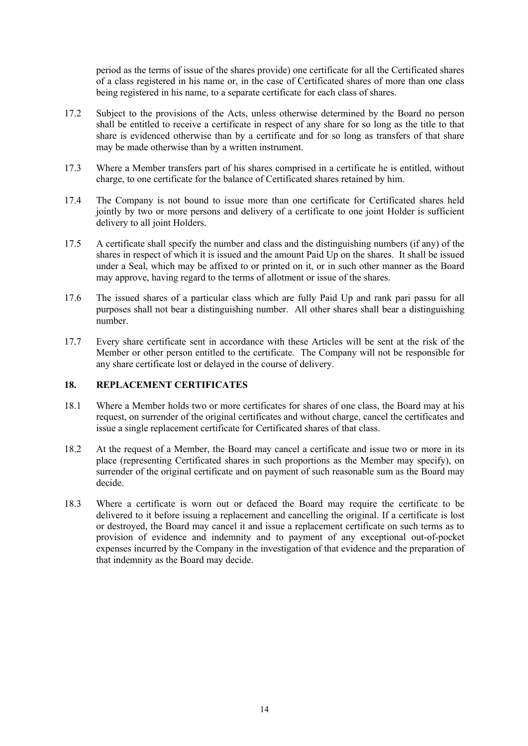period as the terms of issue of the shares provide) one certificate for all the Certificated shares of a class registered in his name or, in the case of Certificated shares of more than one class being registered in his name, to a separate certificate for each class of shares.

17.2 Subject to the provisions of the Acts, unless otherwise determined by the Board no person shall be entitled to receive a certificate in respect of any share for so long as the title to that share is evidenced otherwise than by a certificate and for so long as transfers of that share may be made otherwise than by a written instrument.

17.3 Where a Member transfers part of his shares comprised in a certificate he is entitled, without charge, to one certificate for the balance of Certificated shares retained by him.

17.4 The Company is not bound to issue more than one certificate for Certificated shares held jointly by two or more persons and delivery of a certificate to one joint Holder is sufficient delivery to all joint Holders.

17.5 A certificate shall specify the number and class and the distinguishing numbers (if any) of the shares in respect of which it is issued and the amount Paid Up on the shares. It shall be issued under a Seal, which may be affixed to or printed on it, or in such other manner as the Board may approve, having regard to the terms of allotment or issue of the shares.

17.6 The issued shares of a particular class which are fully Paid Up and rank pari passu for all purposes shall not bear a distinguishing number. All other shares shall bear a distinguishing number.

17.7 Every share certificate sent in accordance with these Articles will be sent at the risk of the Member or other person entitled to the certificate. The Company will not be responsible for any share certificate lost or delayed in the course of delivery.

## 18. REPLACEMENT CERTIFICATES

18.1 Where a Member holds two or more certificates for shares of one class, the Board may at his request, on surrender of the original certificates and without charge, cancel the certificates and issue a single replacement certificate for Certificated shares of that class.

18.2 At the request of a Member, the Board may cancel a certificate and issue two or more in its place (representing Certificated shares in such proportions as the Member may specify), on surrender of the original certificate and on payment of such reasonable sum as the Board may decide.

18.3 Where a certificate is worn out or defaced the Board may require the certificate to be delivered to it before issuing a replacement and cancelling the original. If a certificate is lost or destroyed, the Board may cancel it and issue a replacement certificate on such terms as to provision of evidence and indemnity and to payment of any exceptional out-of-pocket expenses incurred by the Company in the investigation of that evidence and the preparation of that indemnity as the Board may decide.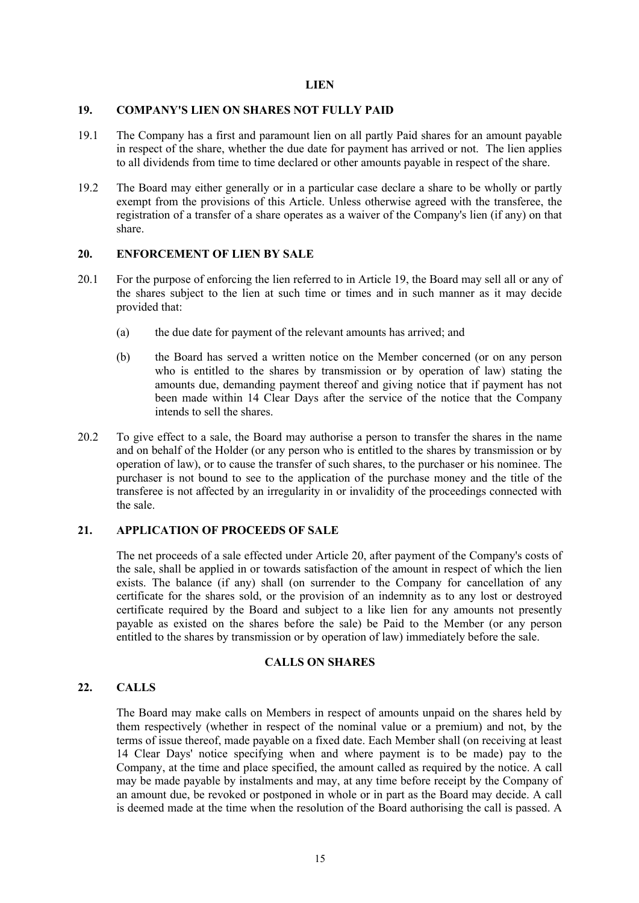## LIEN

### 19. COMPANY'S LIEN ON SHARES NOT FULLY PAID

19.1 The Company has a first and paramount lien on all partly Paid shares for an amount payable in respect of the share, whether the due date for payment has arrived or not. The lien applies to all dividends from time to time declared or other amounts payable in respect of the share.

19.2 The Board may either generally or in a particular case declare a share to be wholly or partly exempt from the provisions of this Article. Unless otherwise agreed with the transferee, the registration of a transfer of a share operates as a waiver of the Company's lien (if any) on that share.

### 20. ENFORCEMENT OF LIEN BY SALE

20.1 For the purpose of enforcing the lien referred to in Article 19, the Board may sell all or any of the shares subject to the lien at such time or times and in such manner as it may decide provided that:

(a) the due date for payment of the relevant amounts has arrived; and

(b) the Board has served a written notice on the Member concerned (or on any person who is entitled to the shares by transmission or by operation of law) stating the amounts due, demanding payment thereof and giving notice that if payment has not been made within 14 Clear Days after the service of the notice that the Company intends to sell the shares.

20.2 To give effect to a sale, the Board may authorise a person to transfer the shares in the name and on behalf of the Holder (or any person who is entitled to the shares by transmission or by operation of law), or to cause the transfer of such shares, to the purchaser or his nominee. The purchaser is not bound to see to the application of the purchase money and the title of the transferee is not affected by an irregularity in or invalidity of the proceedings connected with the sale.

### 21. APPLICATION OF PROCEEDS OF SALE

The net proceeds of a sale effected under Article 20, after payment of the Company's costs of the sale, shall be applied in or towards satisfaction of the amount in respect of which the lien exists. The balance (if any) shall (on surrender to the Company for cancellation of any certificate for the shares sold, or the provision of an indemnity as to any lost or destroyed certificate required by the Board and subject to a like lien for any amounts not presently payable as existed on the shares before the sale) be Paid to the Member (or any person entitled to the shares by transmission or by operation of law) immediately before the sale.

## CALLS ON SHARES

### 22. CALLS

The Board may make calls on Members in respect of amounts unpaid on the shares held by them respectively (whether in respect of the nominal value or a premium) and not, by the terms of issue thereof, made payable on a fixed date. Each Member shall (on receiving at least 14 Clear Days' notice specifying when and where payment is to be made) pay to the Company, at the time and place specified, the amount called as required by the notice. A call may be made payable by instalments and may, at any time before receipt by the Company of an amount due, be revoked or postponed in whole or in part as the Board may decide. A call is deemed made at the time when the resolution of the Board authorising the call is passed. A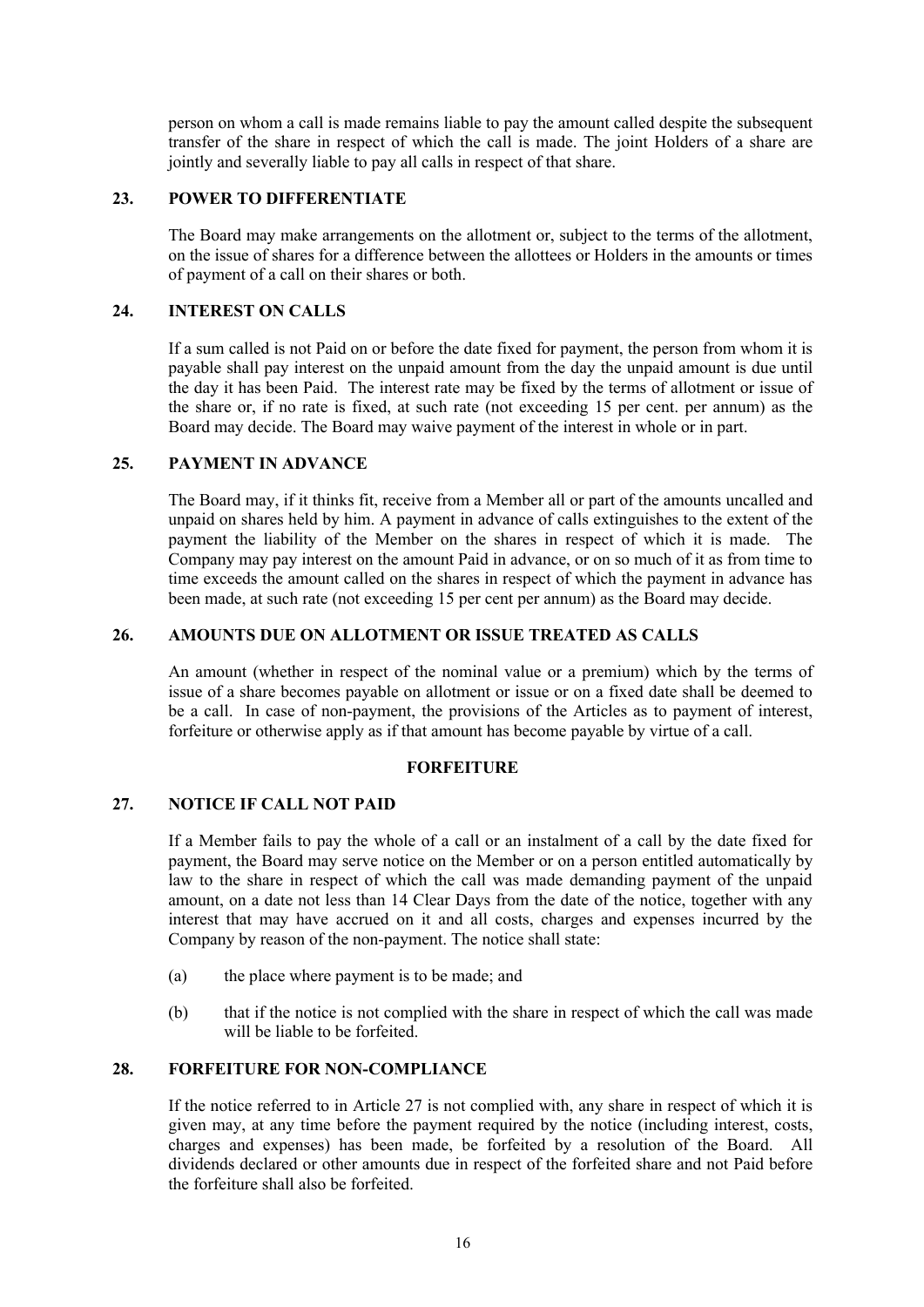person on whom a call is made remains liable to pay the amount called despite the subsequent transfer of the share in respect of which the call is made. The joint Holders of a share are jointly and severally liable to pay all calls in respect of that share.

## 23. POWER TO DIFFERENTIATE

The Board may make arrangements on the allotment or, subject to the terms of the allotment, on the issue of shares for a difference between the allottees or Holders in the amounts or times of payment of a call on their shares or both.

## 24. INTEREST ON CALLS

If a sum called is not Paid on or before the date fixed for payment, the person from whom it is payable shall pay interest on the unpaid amount from the day the unpaid amount is due until the day it has been Paid. The interest rate may be fixed by the terms of allotment or issue of the share or, if no rate is fixed, at such rate (not exceeding 15 per cent. per annum) as the Board may decide. The Board may waive payment of the interest in whole or in part.

## 25. PAYMENT IN ADVANCE

The Board may, if it thinks fit, receive from a Member all or part of the amounts uncalled and unpaid on shares held by him. A payment in advance of calls extinguishes to the extent of the payment the liability of the Member on the shares in respect of which it is made. The Company may pay interest on the amount Paid in advance, or on so much of it as from time to time exceeds the amount called on the shares in respect of which the payment in advance has been made, at such rate (not exceeding 15 per cent per annum) as the Board may decide.

## 26. AMOUNTS DUE ON ALLOTMENT OR ISSUE TREATED AS CALLS

An amount (whether in respect of the nominal value or a premium) which by the terms of issue of a share becomes payable on allotment or issue or on a fixed date shall be deemed to be a call. In case of non-payment, the provisions of the Articles as to payment of interest, forfeiture or otherwise apply as if that amount has become payable by virtue of a call.

# FORFEITURE

## 27. NOTICE IF CALL NOT PAID

If a Member fails to pay the whole of a call or an instalment of a call by the date fixed for payment, the Board may serve notice on the Member or on a person entitled automatically by law to the share in respect of which the call was made demanding payment of the unpaid amount, on a date not less than 14 Clear Days from the date of the notice, together with any interest that may have accrued on it and all costs, charges and expenses incurred by the Company by reason of the non-payment. The notice shall state:

(a) the place where payment is to be made; and

(b) that if the notice is not complied with the share in respect of which the call was made will be liable to be forfeited.

## 28. FORFEITURE FOR NON-COMPLIANCE

If the notice referred to in Article 27 is not complied with, any share in respect of which it is given may, at any time before the payment required by the notice (including interest, costs, charges and expenses) has been made, be forfeited by a resolution of the Board. All dividends declared or other amounts due in respect of the forfeited share and not Paid before the forfeiture shall also be forfeited.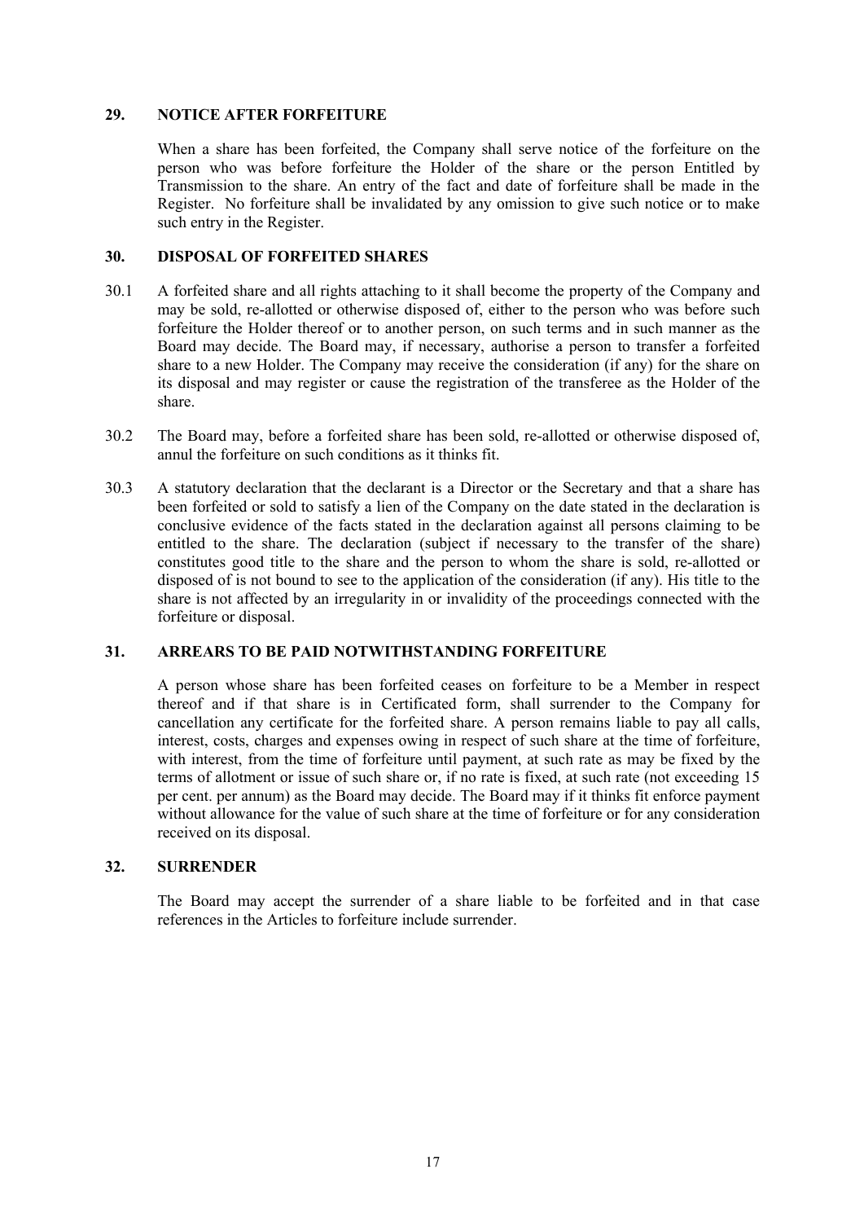## 29. NOTICE AFTER FORFEITURE

When a share has been forfeited, the Company shall serve notice of the forfeiture on the person who was before forfeiture the Holder of the share or the person Entitled by Transmission to the share. An entry of the fact and date of forfeiture shall be made in the Register. No forfeiture shall be invalidated by any omission to give such notice or to make such entry in the Register.

## 30. DISPOSAL OF FORFEITED SHARES

30.1 A forfeited share and all rights attaching to it shall become the property of the Company and may be sold, re-allotted or otherwise disposed of, either to the person who was before such forfeiture the Holder thereof or to another person, on such terms and in such manner as the Board may decide. The Board may, if necessary, authorise a person to transfer a forfeited share to a new Holder. The Company may receive the consideration (if any) for the share on its disposal and may register or cause the registration of the transferee as the Holder of the share.

30.2 The Board may, before a forfeited share has been sold, re-allotted or otherwise disposed of, annul the forfeiture on such conditions as it thinks fit.

30.3 A statutory declaration that the declarant is a Director or the Secretary and that a share has been forfeited or sold to satisfy a lien of the Company on the date stated in the declaration is conclusive evidence of the facts stated in the declaration against all persons claiming to be entitled to the share. The declaration (subject if necessary to the transfer of the share) constitutes good title to the share and the person to whom the share is sold, re-allotted or disposed of is not bound to see to the application of the consideration (if any). His title to the share is not affected by an irregularity in or invalidity of the proceedings connected with the forfeiture or disposal.

## 31. ARREARS TO BE PAID NOTWITHSTANDING FORFEITURE

A person whose share has been forfeited ceases on forfeiture to be a Member in respect thereof and if that share is in Certificated form, shall surrender to the Company for cancellation any certificate for the forfeited share. A person remains liable to pay all calls, interest, costs, charges and expenses owing in respect of such share at the time of forfeiture, with interest, from the time of forfeiture until payment, at such rate as may be fixed by the terms of allotment or issue of such share or, if no rate is fixed, at such rate (not exceeding 15 per cent. per annum) as the Board may decide. The Board may if it thinks fit enforce payment without allowance for the value of such share at the time of forfeiture or for any consideration received on its disposal.

## 32. SURRENDER

The Board may accept the surrender of a share liable to be forfeited and in that case references in the Articles to forfeiture include surrender.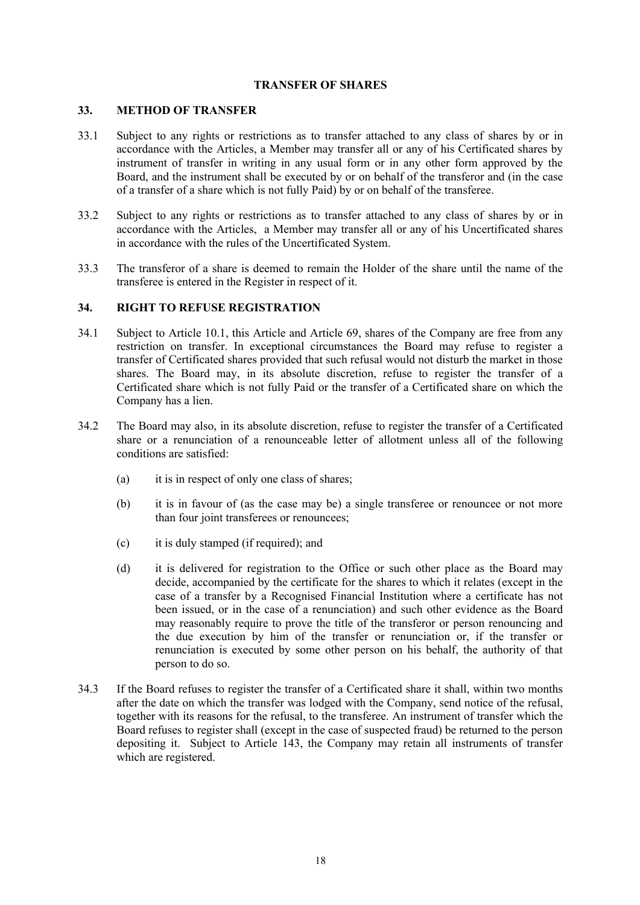## TRANSFER OF SHARES

### 33. METHOD OF TRANSFER

33.1 Subject to any rights or restrictions as to transfer attached to any class of shares by or in accordance with the Articles, a Member may transfer all or any of his Certificated shares by instrument of transfer in writing in any usual form or in any other form approved by the Board, and the instrument shall be executed by or on behalf of the transferor and (in the case of a transfer of a share which is not fully Paid) by or on behalf of the transferee.

33.2 Subject to any rights or restrictions as to transfer attached to any class of shares by or in accordance with the Articles, a Member may transfer all or any of his Uncertificated shares in accordance with the rules of the Uncertificated System.

33.3 The transferor of a share is deemed to remain the Holder of the share until the name of the transferee is entered in the Register in respect of it.

### 34. RIGHT TO REFUSE REGISTRATION

34.1 Subject to Article 10.1, this Article and Article 69, shares of the Company are free from any restriction on transfer. In exceptional circumstances the Board may refuse to register a transfer of Certificated shares provided that such refusal would not disturb the market in those shares. The Board may, in its absolute discretion, refuse to register the transfer of a Certificated share which is not fully Paid or the transfer of a Certificated share on which the Company has a lien.

34.2 The Board may also, in its absolute discretion, refuse to register the transfer of a Certificated share or a renunciation of a renounceable letter of allotment unless all of the following conditions are satisfied:

(a) it is in respect of only one class of shares;

(b) it is in favour of (as the case may be) a single transferee or renouncee or not more than four joint transferees or renouncees;

(c) it is duly stamped (if required); and

(d) it is delivered for registration to the Office or such other place as the Board may decide, accompanied by the certificate for the shares to which it relates (except in the case of a transfer by a Recognised Financial Institution where a certificate has not been issued, or in the case of a renunciation) and such other evidence as the Board may reasonably require to prove the title of the transferor or person renouncing and the due execution by him of the transfer or renunciation or, if the transfer or renunciation is executed by some other person on his behalf, the authority of that person to do so.

34.3 If the Board refuses to register the transfer of a Certificated share it shall, within two months after the date on which the transfer was lodged with the Company, send notice of the refusal, together with its reasons for the refusal, to the transferee. An instrument of transfer which the Board refuses to register shall (except in the case of suspected fraud) be returned to the person depositing it. Subject to Article 143, the Company may retain all instruments of transfer which are registered.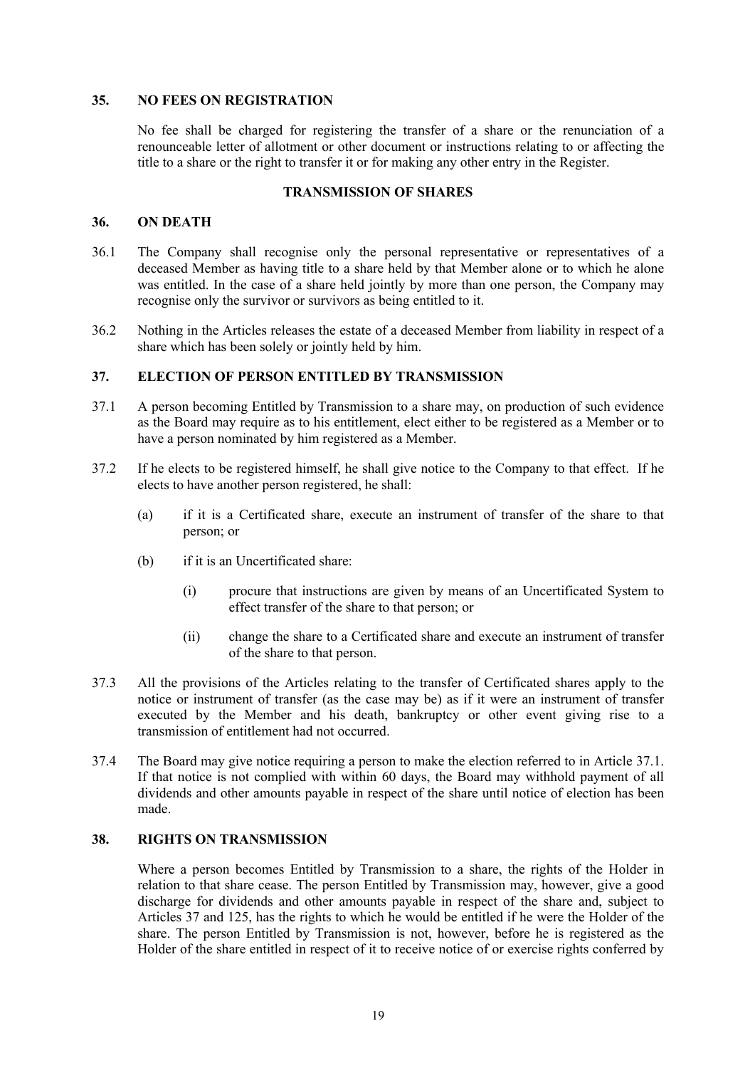## 35. NO FEES ON REGISTRATION

No fee shall be charged for registering the transfer of a share or the renunciation of a renounceable letter of allotment or other document or instructions relating to or affecting the title to a share or the right to transfer it or for making any other entry in the Register.

## TRANSMISSION OF SHARES

## 36. ON DEATH

36.1 The Company shall recognise only the personal representative or representatives of a deceased Member as having title to a share held by that Member alone or to which he alone was entitled. In the case of a share held jointly by more than one person, the Company may recognise only the survivor or survivors as being entitled to it.

36.2 Nothing in the Articles releases the estate of a deceased Member from liability in respect of a share which has been solely or jointly held by him.

## 37. ELECTION OF PERSON ENTITLED BY TRANSMISSION

37.1 A person becoming Entitled by Transmission to a share may, on production of such evidence as the Board may require as to his entitlement, elect either to be registered as a Member or to have a person nominated by him registered as a Member.

37.2 If he elects to be registered himself, he shall give notice to the Company to that effect. If he elects to have another person registered, he shall:

(a) if it is a Certificated share, execute an instrument of transfer of the share to that person; or

(b) if it is an Uncertificated share:

(i) procure that instructions are given by means of an Uncertificated System to effect transfer of the share to that person; or

(ii) change the share to a Certificated share and execute an instrument of transfer of the share to that person.

37.3 All the provisions of the Articles relating to the transfer of Certificated shares apply to the notice or instrument of transfer (as the case may be) as if it were an instrument of transfer executed by the Member and his death, bankruptcy or other event giving rise to a transmission of entitlement had not occurred.

37.4 The Board may give notice requiring a person to make the election referred to in Article 37.1. If that notice is not complied with within 60 days, the Board may withhold payment of all dividends and other amounts payable in respect of the share until notice of election has been made.

## 38. RIGHTS ON TRANSMISSION

Where a person becomes Entitled by Transmission to a share, the rights of the Holder in relation to that share cease. The person Entitled by Transmission may, however, give a good discharge for dividends and other amounts payable in respect of the share and, subject to Articles 37 and 125, has the rights to which he would be entitled if he were the Holder of the share. The person Entitled by Transmission is not, however, before he is registered as the Holder of the share entitled in respect of it to receive notice of or exercise rights conferred by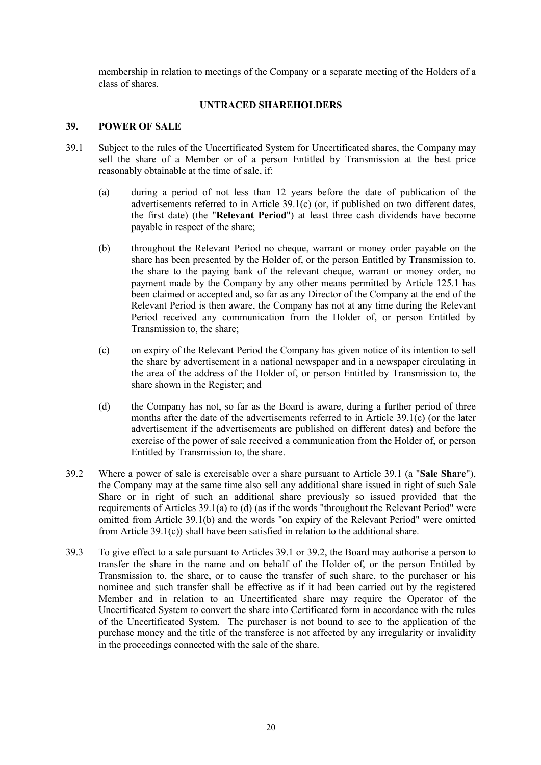membership in relation to meetings of the Company or a separate meeting of the Holders of a class of shares.

## UNTRACED SHAREHOLDERS

### 39. POWER OF SALE

39.1 Subject to the rules of the Uncertificated System for Uncertificated shares, the Company may sell the share of a Member or of a person Entitled by Transmission at the best price reasonably obtainable at the time of sale, if:

(a) during a period of not less than 12 years before the date of publication of the advertisements referred to in Article 39.1(c) (or, if published on two different dates, the first date) (the "**Relevant Period**") at least three cash dividends have become payable in respect of the share;

(b) throughout the Relevant Period no cheque, warrant or money order payable on the share has been presented by the Holder of, or the person Entitled by Transmission to, the share to the paying bank of the relevant cheque, warrant or money order, no payment made by the Company by any other means permitted by Article 125.1 has been claimed or accepted and, so far as any Director of the Company at the end of the Relevant Period is then aware, the Company has not at any time during the Relevant Period received any communication from the Holder of, or person Entitled by Transmission to, the share;

(c) on expiry of the Relevant Period the Company has given notice of its intention to sell the share by advertisement in a national newspaper and in a newspaper circulating in the area of the address of the Holder of, or person Entitled by Transmission to, the share shown in the Register; and

(d) the Company has not, so far as the Board is aware, during a further period of three months after the date of the advertisements referred to in Article 39.1(c) (or the later advertisement if the advertisements are published on different dates) and before the exercise of the power of sale received a communication from the Holder of, or person Entitled by Transmission to, the share.

39.2 Where a power of sale is exercisable over a share pursuant to Article 39.1 (a "**Sale Share**"), the Company may at the same time also sell any additional share issued in right of such Sale Share or in right of such an additional share previously so issued provided that the requirements of Articles 39.1(a) to (d) (as if the words "throughout the Relevant Period" were omitted from Article 39.1(b) and the words "on expiry of the Relevant Period" were omitted from Article 39.1(c)) shall have been satisfied in relation to the additional share.

39.3 To give effect to a sale pursuant to Articles 39.1 or 39.2, the Board may authorise a person to transfer the share in the name and on behalf of the Holder of, or the person Entitled by Transmission to, the share, or to cause the transfer of such share, to the purchaser or his nominee and such transfer shall be effective as if it had been carried out by the registered Member and in relation to an Uncertificated share may require the Operator of the Uncertificated System to convert the share into Certificated form in accordance with the rules of the Uncertificated System. The purchaser is not bound to see to the application of the purchase money and the title of the transferee is not affected by any irregularity or invalidity in the proceedings connected with the sale of the share.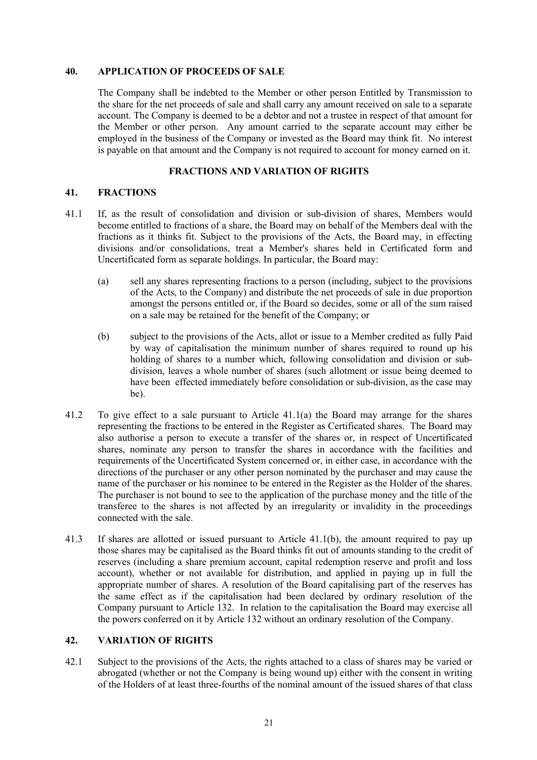## 40. APPLICATION OF PROCEEDS OF SALE

The Company shall be indebted to the Member or other person Entitled by Transmission to the share for the net proceeds of sale and shall carry any amount received on sale to a separate account. The Company is deemed to be a debtor and not a trustee in respect of that amount for the Member or other person. Any amount carried to the separate account may either be employed in the business of the Company or invested as the Board may think fit. No interest is payable on that amount and the Company is not required to account for money earned on it.

### FRACTIONS AND VARIATION OF RIGHTS

## 41. FRACTIONS

41.1 If, as the result of consolidation and division or sub-division of shares, Members would become entitled to fractions of a share, the Board may on behalf of the Members deal with the fractions as it thinks fit. Subject to the provisions of the Acts, the Board may, in effecting divisions and/or consolidations, treat a Member's shares held in Certificated form and Uncertificated form as separate holdings. In particular, the Board may:

(a) sell any shares representing fractions to a person (including, subject to the provisions of the Acts, to the Company) and distribute the net proceeds of sale in due proportion amongst the persons entitled or, if the Board so decides, some or all of the sum raised on a sale may be retained for the benefit of the Company; or

(b) subject to the provisions of the Acts, allot or issue to a Member credited as fully Paid by way of capitalisation the minimum number of shares required to round up his holding of shares to a number which, following consolidation and division or sub-division, leaves a whole number of shares (such allotment or issue being deemed to have been effected immediately before consolidation or sub-division, as the case may be).

41.2 To give effect to a sale pursuant to Article 41.1(a) the Board may arrange for the shares representing the fractions to be entered in the Register as Certificated shares. The Board may also authorise a person to execute a transfer of the shares or, in respect of Uncertificated shares, nominate any person to transfer the shares in accordance with the facilities and requirements of the Uncertificated System concerned or, in either case, in accordance with the directions of the purchaser or any other person nominated by the purchaser and may cause the name of the purchaser or his nominee to be entered in the Register as the Holder of the shares. The purchaser is not bound to see to the application of the purchase money and the title of the transferee to the shares is not affected by an irregularity or invalidity in the proceedings connected with the sale.

41.3 If shares are allotted or issued pursuant to Article 41.1(b), the amount required to pay up those shares may be capitalised as the Board thinks fit out of amounts standing to the credit of reserves (including a share premium account, capital redemption reserve and profit and loss account), whether or not available for distribution, and applied in paying up in full the appropriate number of shares. A resolution of the Board capitalising part of the reserves has the same effect as if the capitalisation had been declared by ordinary resolution of the Company pursuant to Article 132. In relation to the capitalisation the Board may exercise all the powers conferred on it by Article 132 without an ordinary resolution of the Company.

## 42. VARIATION OF RIGHTS

42.1 Subject to the provisions of the Acts, the rights attached to a class of shares may be varied or abrogated (whether or not the Company is being wound up) either with the consent in writing of the Holders of at least three-fourths of the nominal amount of the issued shares of that class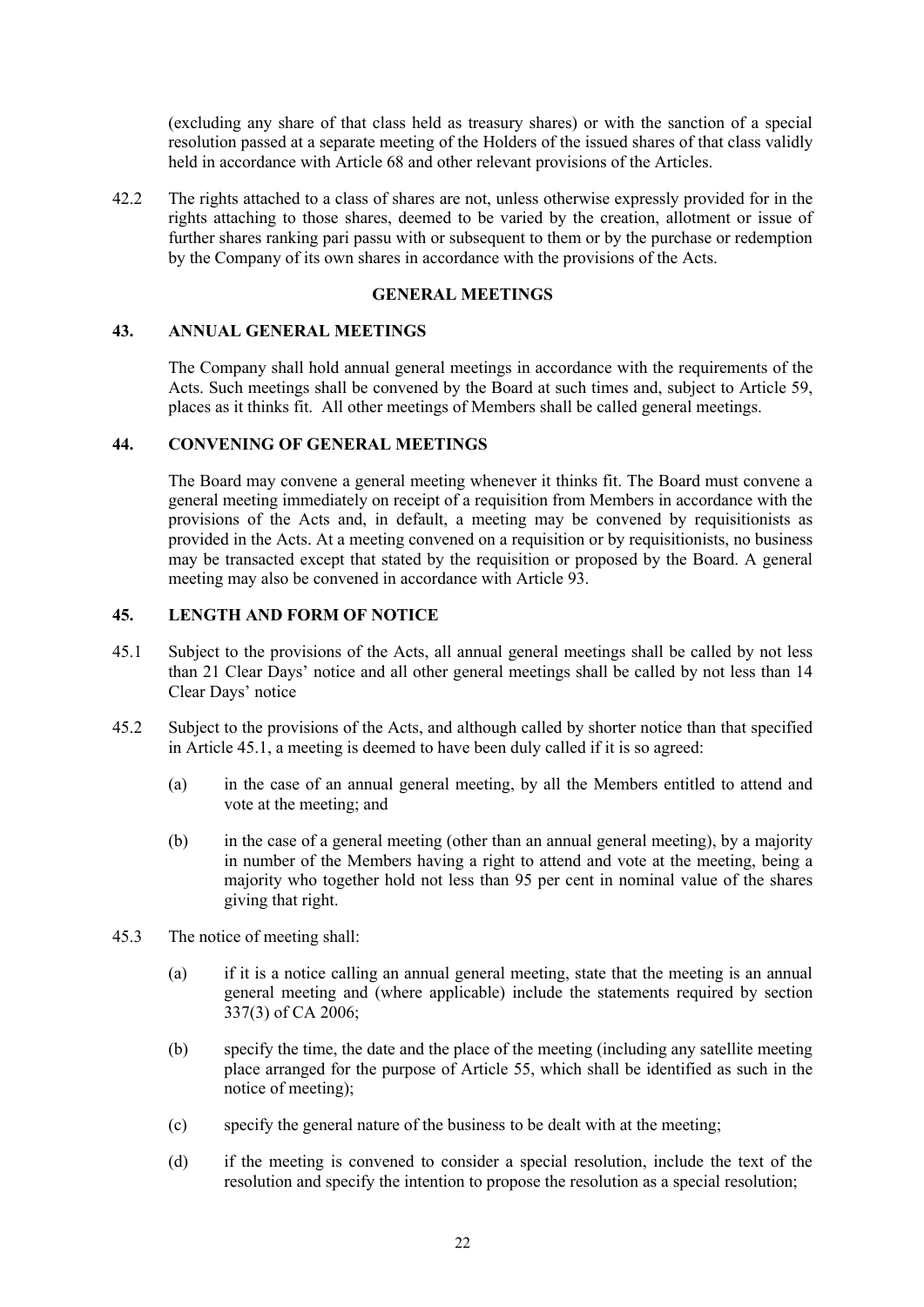(excluding any share of that class held as treasury shares) or with the sanction of a special resolution passed at a separate meeting of the Holders of the issued shares of that class validly held in accordance with Article 68 and other relevant provisions of the Articles.

42.2 The rights attached to a class of shares are not, unless otherwise expressly provided for in the rights attaching to those shares, deemed to be varied by the creation, allotment or issue of further shares ranking pari passu with or subsequent to them or by the purchase or redemption by the Company of its own shares in accordance with the provisions of the Acts.

## GENERAL MEETINGS

### 43. ANNUAL GENERAL MEETINGS

The Company shall hold annual general meetings in accordance with the requirements of the Acts. Such meetings shall be convened by the Board at such times and, subject to Article 59, places as it thinks fit. All other meetings of Members shall be called general meetings.

### 44. CONVENING OF GENERAL MEETINGS

The Board may convene a general meeting whenever it thinks fit. The Board must convene a general meeting immediately on receipt of a requisition from Members in accordance with the provisions of the Acts and, in default, a meeting may be convened by requisitionists as provided in the Acts. At a meeting convened on a requisition or by requisitionists, no business may be transacted except that stated by the requisition or proposed by the Board. A general meeting may also be convened in accordance with Article 93.

### 45. LENGTH AND FORM OF NOTICE

45.1 Subject to the provisions of the Acts, all annual general meetings shall be called by not less than 21 Clear Days' notice and all other general meetings shall be called by not less than 14 Clear Days' notice

45.2 Subject to the provisions of the Acts, and although called by shorter notice than that specified in Article 45.1, a meeting is deemed to have been duly called if it is so agreed:

(a) in the case of an annual general meeting, by all the Members entitled to attend and vote at the meeting; and

(b) in the case of a general meeting (other than an annual general meeting), by a majority in number of the Members having a right to attend and vote at the meeting, being a majority who together hold not less than 95 per cent in nominal value of the shares giving that right.

45.3 The notice of meeting shall:

(a) if it is a notice calling an annual general meeting, state that the meeting is an annual general meeting and (where applicable) include the statements required by section 337(3) of CA 2006;

(b) specify the time, the date and the place of the meeting (including any satellite meeting place arranged for the purpose of Article 55, which shall be identified as such in the notice of meeting);

(c) specify the general nature of the business to be dealt with at the meeting;

(d) if the meeting is convened to consider a special resolution, include the text of the resolution and specify the intention to propose the resolution as a special resolution;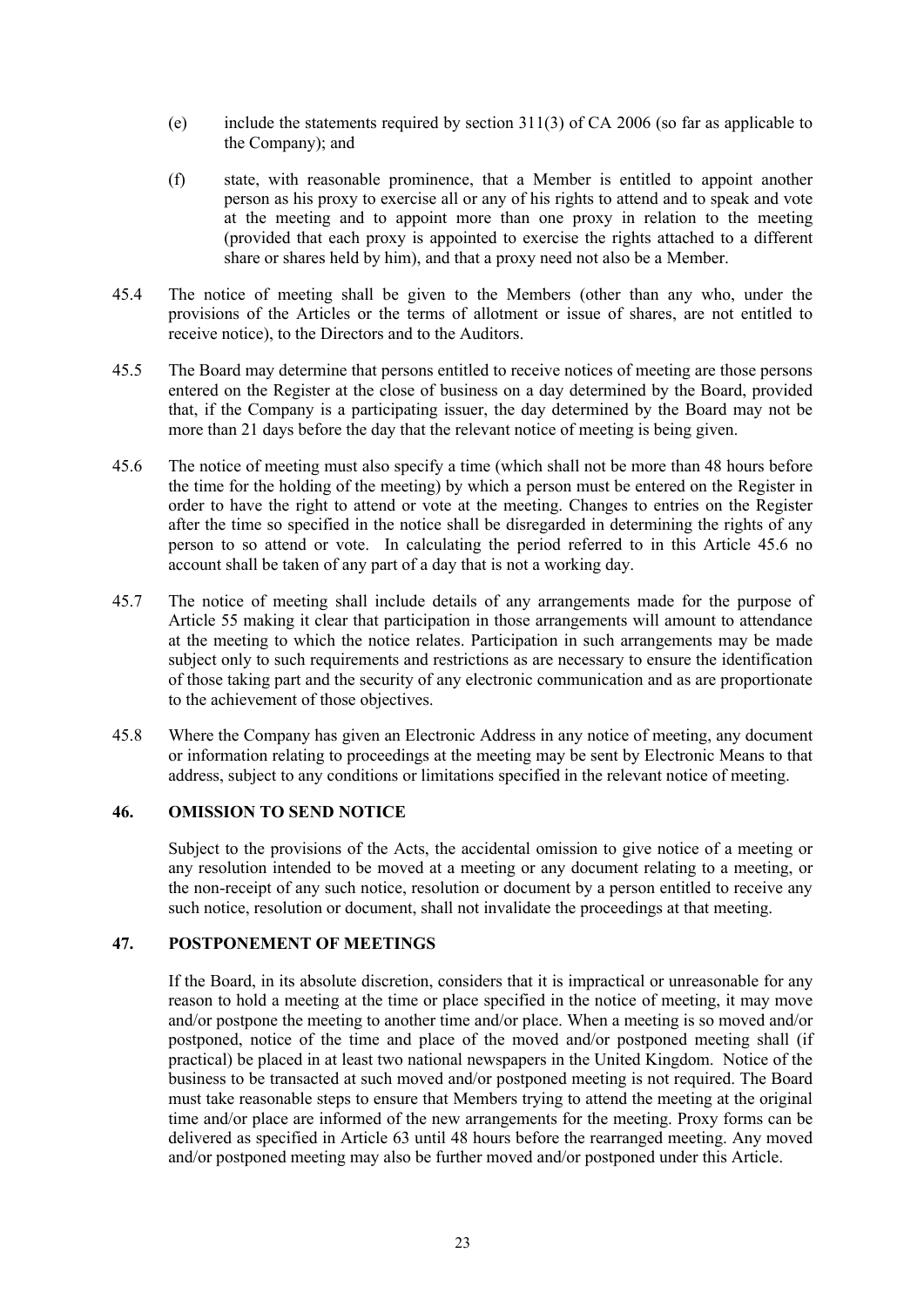(e) include the statements required by section 311(3) of CA 2006 (so far as applicable to the Company); and

(f) state, with reasonable prominence, that a Member is entitled to appoint another person as his proxy to exercise all or any of his rights to attend and to speak and vote at the meeting and to appoint more than one proxy in relation to the meeting (provided that each proxy is appointed to exercise the rights attached to a different share or shares held by him), and that a proxy need not also be a Member.

45.4 The notice of meeting shall be given to the Members (other than any who, under the provisions of the Articles or the terms of allotment or issue of shares, are not entitled to receive notice), to the Directors and to the Auditors.

45.5 The Board may determine that persons entitled to receive notices of meeting are those persons entered on the Register at the close of business on a day determined by the Board, provided that, if the Company is a participating issuer, the day determined by the Board may not be more than 21 days before the day that the relevant notice of meeting is being given.

45.6 The notice of meeting must also specify a time (which shall not be more than 48 hours before the time for the holding of the meeting) by which a person must be entered on the Register in order to have the right to attend or vote at the meeting. Changes to entries on the Register after the time so specified in the notice shall be disregarded in determining the rights of any person to so attend or vote. In calculating the period referred to in this Article 45.6 no account shall be taken of any part of a day that is not a working day.

45.7 The notice of meeting shall include details of any arrangements made for the purpose of Article 55 making it clear that participation in those arrangements will amount to attendance at the meeting to which the notice relates. Participation in such arrangements may be made subject only to such requirements and restrictions as are necessary to ensure the identification of those taking part and the security of any electronic communication and as are proportionate to the achievement of those objectives.

45.8 Where the Company has given an Electronic Address in any notice of meeting, any document or information relating to proceedings at the meeting may be sent by Electronic Means to that address, subject to any conditions or limitations specified in the relevant notice of meeting.

## 46. OMISSION TO SEND NOTICE

Subject to the provisions of the Acts, the accidental omission to give notice of a meeting or any resolution intended to be moved at a meeting or any document relating to a meeting, or the non-receipt of any such notice, resolution or document by a person entitled to receive any such notice, resolution or document, shall not invalidate the proceedings at that meeting.

## 47. POSTPONEMENT OF MEETINGS

If the Board, in its absolute discretion, considers that it is impractical or unreasonable for any reason to hold a meeting at the time or place specified in the notice of meeting, it may move and/or postpone the meeting to another time and/or place. When a meeting is so moved and/or postponed, notice of the time and place of the moved and/or postponed meeting shall (if practical) be placed in at least two national newspapers in the United Kingdom. Notice of the business to be transacted at such moved and/or postponed meeting is not required. The Board must take reasonable steps to ensure that Members trying to attend the meeting at the original time and/or place are informed of the new arrangements for the meeting. Proxy forms can be delivered as specified in Article 63 until 48 hours before the rearranged meeting. Any moved and/or postponed meeting may also be further moved and/or postponed under this Article.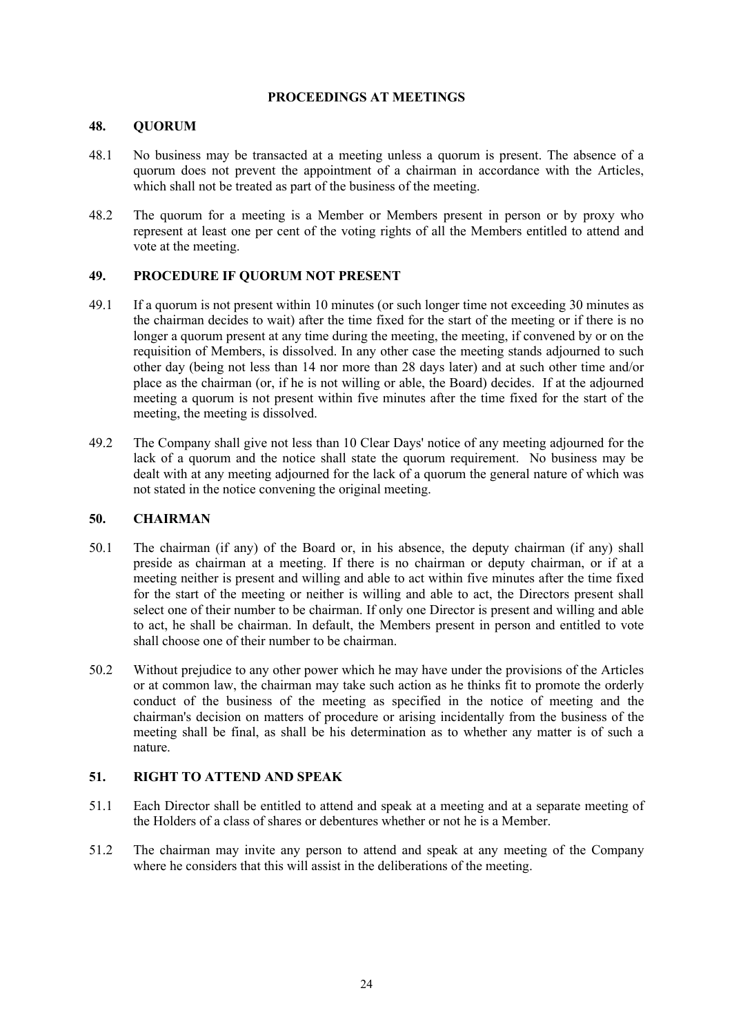## PROCEEDINGS AT MEETINGS

### 48. QUORUM

48.1 No business may be transacted at a meeting unless a quorum is present. The absence of a quorum does not prevent the appointment of a chairman in accordance with the Articles, which shall not be treated as part of the business of the meeting.

48.2 The quorum for a meeting is a Member or Members present in person or by proxy who represent at least one per cent of the voting rights of all the Members entitled to attend and vote at the meeting.

### 49. PROCEDURE IF QUORUM NOT PRESENT

49.1 If a quorum is not present within 10 minutes (or such longer time not exceeding 30 minutes as the chairman decides to wait) after the time fixed for the start of the meeting or if there is no longer a quorum present at any time during the meeting, the meeting, if convened by or on the requisition of Members, is dissolved. In any other case the meeting stands adjourned to such other day (being not less than 14 nor more than 28 days later) and at such other time and/or place as the chairman (or, if he is not willing or able, the Board) decides. If at the adjourned meeting a quorum is not present within five minutes after the time fixed for the start of the meeting, the meeting is dissolved.

49.2 The Company shall give not less than 10 Clear Days' notice of any meeting adjourned for the lack of a quorum and the notice shall state the quorum requirement. No business may be dealt with at any meeting adjourned for the lack of a quorum the general nature of which was not stated in the notice convening the original meeting.

### 50. CHAIRMAN

50.1 The chairman (if any) of the Board or, in his absence, the deputy chairman (if any) shall preside as chairman at a meeting. If there is no chairman or deputy chairman, or if at a meeting neither is present and willing and able to act within five minutes after the time fixed for the start of the meeting or neither is willing and able to act, the Directors present shall select one of their number to be chairman. If only one Director is present and willing and able to act, he shall be chairman. In default, the Members present in person and entitled to vote shall choose one of their number to be chairman.

50.2 Without prejudice to any other power which he may have under the provisions of the Articles or at common law, the chairman may take such action as he thinks fit to promote the orderly conduct of the business of the meeting as specified in the notice of meeting and the chairman's decision on matters of procedure or arising incidentally from the business of the meeting shall be final, as shall be his determination as to whether any matter is of such a nature.

### 51. RIGHT TO ATTEND AND SPEAK

51.1 Each Director shall be entitled to attend and speak at a meeting and at a separate meeting of the Holders of a class of shares or debentures whether or not he is a Member.

51.2 The chairman may invite any person to attend and speak at any meeting of the Company where he considers that this will assist in the deliberations of the meeting.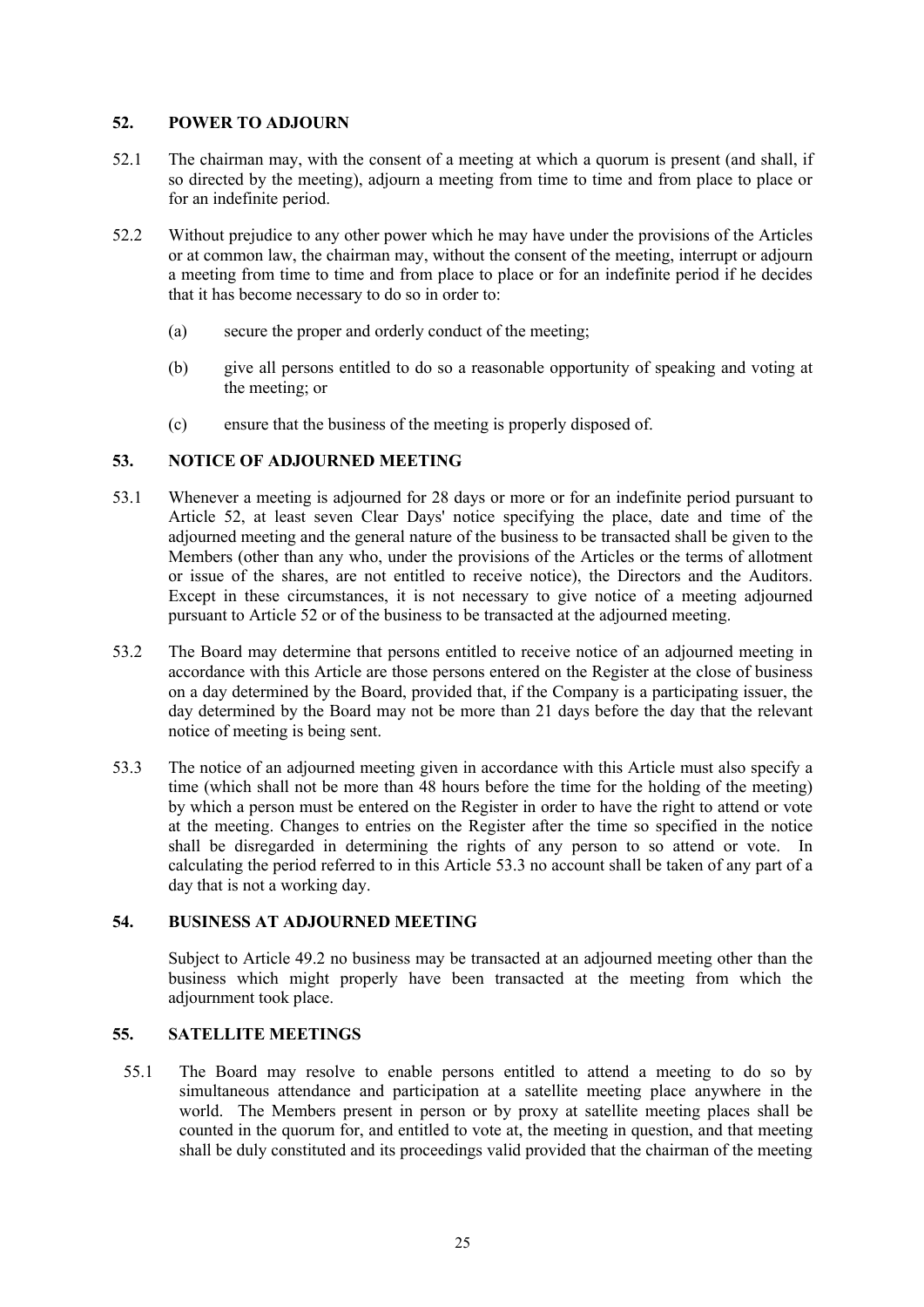## 52. POWER TO ADJOURN

52.1 The chairman may, with the consent of a meeting at which a quorum is present (and shall, if so directed by the meeting), adjourn a meeting from time to time and from place to place or for an indefinite period.

52.2 Without prejudice to any other power which he may have under the provisions of the Articles or at common law, the chairman may, without the consent of the meeting, interrupt or adjourn a meeting from time to time and from place to place or for an indefinite period if he decides that it has become necessary to do so in order to:

(a) secure the proper and orderly conduct of the meeting;

(b) give all persons entitled to do so a reasonable opportunity of speaking and voting at the meeting; or

(c) ensure that the business of the meeting is properly disposed of.

## 53. NOTICE OF ADJOURNED MEETING

53.1 Whenever a meeting is adjourned for 28 days or more or for an indefinite period pursuant to Article 52, at least seven Clear Days' notice specifying the place, date and time of the adjourned meeting and the general nature of the business to be transacted shall be given to the Members (other than any who, under the provisions of the Articles or the terms of allotment or issue of the shares, are not entitled to receive notice), the Directors and the Auditors. Except in these circumstances, it is not necessary to give notice of a meeting adjourned pursuant to Article 52 or of the business to be transacted at the adjourned meeting.

53.2 The Board may determine that persons entitled to receive notice of an adjourned meeting in accordance with this Article are those persons entered on the Register at the close of business on a day determined by the Board, provided that, if the Company is a participating issuer, the day determined by the Board may not be more than 21 days before the day that the relevant notice of meeting is being sent.

53.3 The notice of an adjourned meeting given in accordance with this Article must also specify a time (which shall not be more than 48 hours before the time for the holding of the meeting) by which a person must be entered on the Register in order to have the right to attend or vote at the meeting. Changes to entries on the Register after the time so specified in the notice shall be disregarded in determining the rights of any person to so attend or vote. In calculating the period referred to in this Article 53.3 no account shall be taken of any part of a day that is not a working day.

## 54. BUSINESS AT ADJOURNED MEETING

Subject to Article 49.2 no business may be transacted at an adjourned meeting other than the business which might properly have been transacted at the meeting from which the adjournment took place.

## 55. SATELLITE MEETINGS

55.1 The Board may resolve to enable persons entitled to attend a meeting to do so by simultaneous attendance and participation at a satellite meeting place anywhere in the world. The Members present in person or by proxy at satellite meeting places shall be counted in the quorum for, and entitled to vote at, the meeting in question, and that meeting shall be duly constituted and its proceedings valid provided that the chairman of the meeting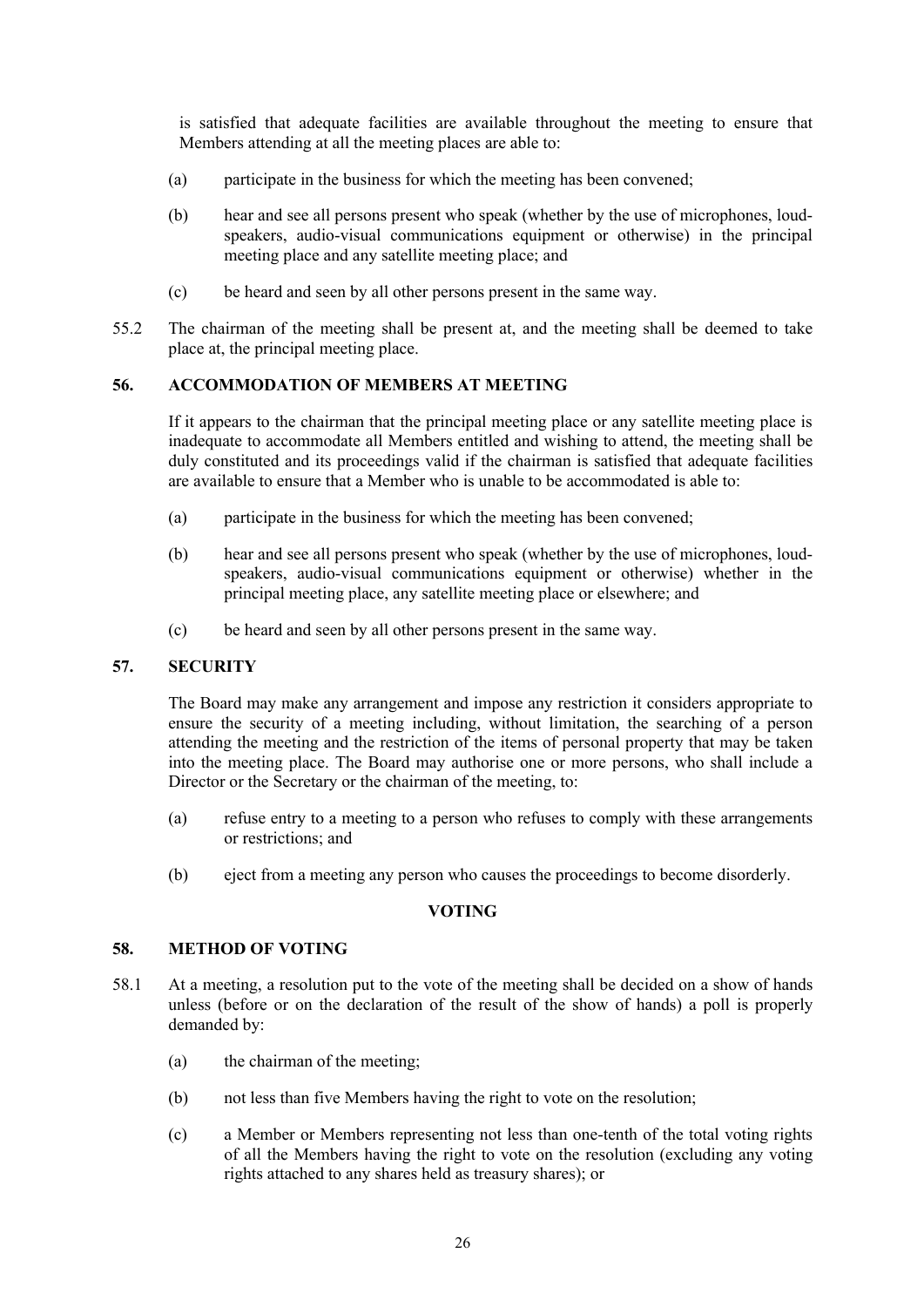is satisfied that adequate facilities are available throughout the meeting to ensure that Members attending at all the meeting places are able to:

(a) participate in the business for which the meeting has been convened;

(b) hear and see all persons present who speak (whether by the use of microphones, loud-speakers, audio-visual communications equipment or otherwise) in the principal meeting place and any satellite meeting place; and

(c) be heard and seen by all other persons present in the same way.

55.2 The chairman of the meeting shall be present at, and the meeting shall be deemed to take place at, the principal meeting place.

### 56. ACCOMMODATION OF MEMBERS AT MEETING

If it appears to the chairman that the principal meeting place or any satellite meeting place is inadequate to accommodate all Members entitled and wishing to attend, the meeting shall be duly constituted and its proceedings valid if the chairman is satisfied that adequate facilities are available to ensure that a Member who is unable to be accommodated is able to:

(a) participate in the business for which the meeting has been convened;

(b) hear and see all persons present who speak (whether by the use of microphones, loud-speakers, audio-visual communications equipment or otherwise) whether in the principal meeting place, any satellite meeting place or elsewhere; and

(c) be heard and seen by all other persons present in the same way.

### 57. SECURITY

The Board may make any arrangement and impose any restriction it considers appropriate to ensure the security of a meeting including, without limitation, the searching of a person attending the meeting and the restriction of the items of personal property that may be taken into the meeting place. The Board may authorise one or more persons, who shall include a Director or the Secretary or the chairman of the meeting, to:

(a) refuse entry to a meeting to a person who refuses to comply with these arrangements or restrictions; and

(b) eject from a meeting any person who causes the proceedings to become disorderly.

## VOTING

### 58. METHOD OF VOTING

58.1 At a meeting, a resolution put to the vote of the meeting shall be decided on a show of hands unless (before or on the declaration of the result of the show of hands) a poll is properly demanded by:

(a) the chairman of the meeting;

(b) not less than five Members having the right to vote on the resolution;

(c) a Member or Members representing not less than one-tenth of the total voting rights of all the Members having the right to vote on the resolution (excluding any voting rights attached to any shares held as treasury shares); or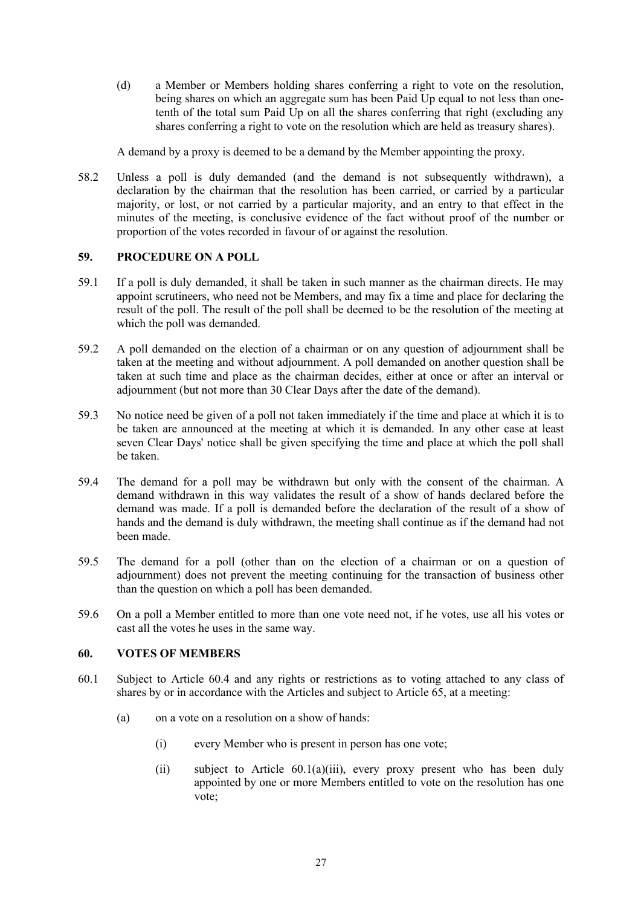(d) a Member or Members holding shares conferring a right to vote on the resolution, being shares on which an aggregate sum has been Paid Up equal to not less than one-tenth of the total sum Paid Up on all the shares conferring that right (excluding any shares conferring a right to vote on the resolution which are held as treasury shares).

A demand by a proxy is deemed to be a demand by the Member appointing the proxy.

58.2 Unless a poll is duly demanded (and the demand is not subsequently withdrawn), a declaration by the chairman that the resolution has been carried, or carried by a particular majority, or lost, or not carried by a particular majority, and an entry to that effect in the minutes of the meeting, is conclusive evidence of the fact without proof of the number or proportion of the votes recorded in favour of or against the resolution.

### 59. PROCEDURE ON A POLL

59.1 If a poll is duly demanded, it shall be taken in such manner as the chairman directs. He may appoint scrutineers, who need not be Members, and may fix a time and place for declaring the result of the poll. The result of the poll shall be deemed to be the resolution of the meeting at which the poll was demanded.

59.2 A poll demanded on the election of a chairman or on any question of adjournment shall be taken at the meeting and without adjournment. A poll demanded on another question shall be taken at such time and place as the chairman decides, either at once or after an interval or adjournment (but not more than 30 Clear Days after the date of the demand).

59.3 No notice need be given of a poll not taken immediately if the time and place at which it is to be taken are announced at the meeting at which it is demanded. In any other case at least seven Clear Days' notice shall be given specifying the time and place at which the poll shall be taken.

59.4 The demand for a poll may be withdrawn but only with the consent of the chairman. A demand withdrawn in this way validates the result of a show of hands declared before the demand was made. If a poll is demanded before the declaration of the result of a show of hands and the demand is duly withdrawn, the meeting shall continue as if the demand had not been made.

59.5 The demand for a poll (other than on the election of a chairman or on a question of adjournment) does not prevent the meeting continuing for the transaction of business other than the question on which a poll has been demanded.

59.6 On a poll a Member entitled to more than one vote need not, if he votes, use all his votes or cast all the votes he uses in the same way.

### 60. VOTES OF MEMBERS

60.1 Subject to Article 60.4 and any rights or restrictions as to voting attached to any class of shares by or in accordance with the Articles and subject to Article 65, at a meeting:

(a) on a vote on a resolution on a show of hands:

(i) every Member who is present in person has one vote;

(ii) subject to Article 60.1(a)(iii), every proxy present who has been duly appointed by one or more Members entitled to vote on the resolution has one vote;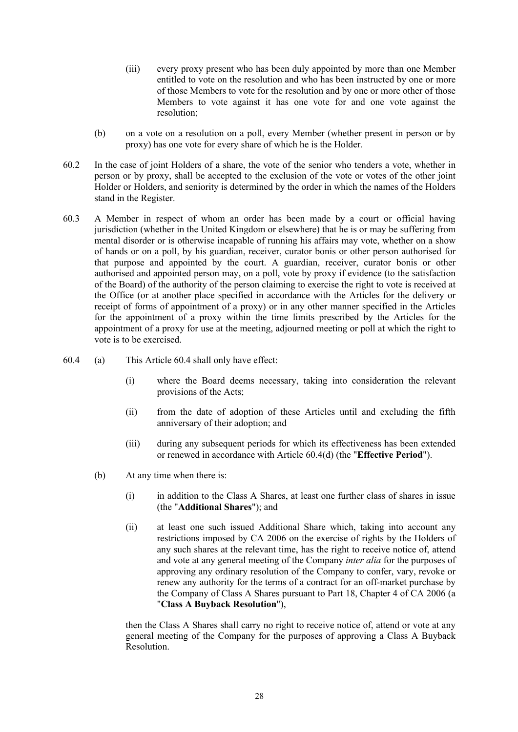(iii) every proxy present who has been duly appointed by more than one Member entitled to vote on the resolution and who has been instructed by one or more of those Members to vote for the resolution and by one or more other of those Members to vote against it has one vote for and one vote against the resolution;

(b) on a vote on a resolution on a poll, every Member (whether present in person or by proxy) has one vote for every share of which he is the Holder.

60.2 In the case of joint Holders of a share, the vote of the senior who tenders a vote, whether in person or by proxy, shall be accepted to the exclusion of the vote or votes of the other joint Holder or Holders, and seniority is determined by the order in which the names of the Holders stand in the Register.

60.3 A Member in respect of whom an order has been made by a court or official having jurisdiction (whether in the United Kingdom or elsewhere) that he is or may be suffering from mental disorder or is otherwise incapable of running his affairs may vote, whether on a show of hands or on a poll, by his guardian, receiver, curator bonis or other person authorised for that purpose and appointed by the court. A guardian, receiver, curator bonis or other authorised and appointed person may, on a poll, vote by proxy if evidence (to the satisfaction of the Board) of the authority of the person claiming to exercise the right to vote is received at the Office (or at another place specified in accordance with the Articles for the delivery or receipt of forms of appointment of a proxy) or in any other manner specified in the Articles for the appointment of a proxy within the time limits prescribed by the Articles for the appointment of a proxy for use at the meeting, adjourned meeting or poll at which the right to vote is to be exercised.

60.4 (a) This Article 60.4 shall only have effect:

(i) where the Board deems necessary, taking into consideration the relevant provisions of the Acts;

(ii) from the date of adoption of these Articles until and excluding the fifth anniversary of their adoption; and

(iii) during any subsequent periods for which its effectiveness has been extended or renewed in accordance with Article 60.4(d) (the "**Effective Period**").

(b) At any time when there is:

(i) in addition to the Class A Shares, at least one further class of shares in issue (the "**Additional Shares**"); and

(ii) at least one such issued Additional Share which, taking into account any restrictions imposed by CA 2006 on the exercise of rights by the Holders of any such shares at the relevant time, has the right to receive notice of, attend and vote at any general meeting of the Company *inter alia* for the purposes of approving any ordinary resolution of the Company to confer, vary, revoke or renew any authority for the terms of a contract for an off-market purchase by the Company of Class A Shares pursuant to Part 18, Chapter 4 of CA 2006 (a "**Class A Buyback Resolution**"),

then the Class A Shares shall carry no right to receive notice of, attend or vote at any general meeting of the Company for the purposes of approving a Class A Buyback Resolution.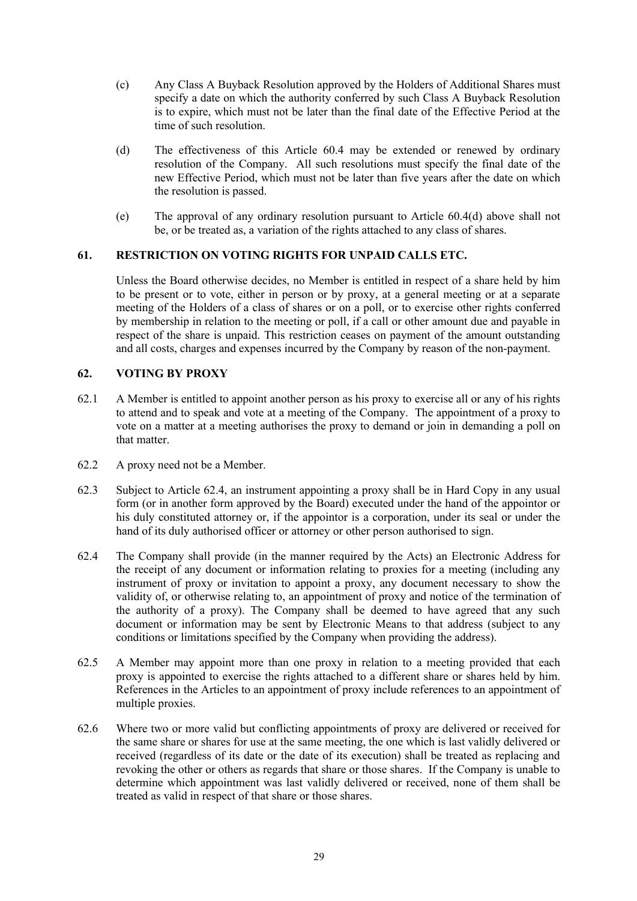(c) Any Class A Buyback Resolution approved by the Holders of Additional Shares must specify a date on which the authority conferred by such Class A Buyback Resolution is to expire, which must not be later than the final date of the Effective Period at the time of such resolution.

(d) The effectiveness of this Article 60.4 may be extended or renewed by ordinary resolution of the Company. All such resolutions must specify the final date of the new Effective Period, which must not be later than five years after the date on which the resolution is passed.

(e) The approval of any ordinary resolution pursuant to Article 60.4(d) above shall not be, or be treated as, a variation of the rights attached to any class of shares.

## 61. RESTRICTION ON VOTING RIGHTS FOR UNPAID CALLS ETC.

Unless the Board otherwise decides, no Member is entitled in respect of a share held by him to be present or to vote, either in person or by proxy, at a general meeting or at a separate meeting of the Holders of a class of shares or on a poll, or to exercise other rights conferred by membership in relation to the meeting or poll, if a call or other amount due and payable in respect of the share is unpaid. This restriction ceases on payment of the amount outstanding and all costs, charges and expenses incurred by the Company by reason of the non-payment.

## 62. VOTING BY PROXY

62.1 A Member is entitled to appoint another person as his proxy to exercise all or any of his rights to attend and to speak and vote at a meeting of the Company. The appointment of a proxy to vote on a matter at a meeting authorises the proxy to demand or join in demanding a poll on that matter.

62.2 A proxy need not be a Member.

62.3 Subject to Article 62.4, an instrument appointing a proxy shall be in Hard Copy in any usual form (or in another form approved by the Board) executed under the hand of the appointor or his duly constituted attorney or, if the appointor is a corporation, under its seal or under the hand of its duly authorised officer or attorney or other person authorised to sign.

62.4 The Company shall provide (in the manner required by the Acts) an Electronic Address for the receipt of any document or information relating to proxies for a meeting (including any instrument of proxy or invitation to appoint a proxy, any document necessary to show the validity of, or otherwise relating to, an appointment of proxy and notice of the termination of the authority of a proxy). The Company shall be deemed to have agreed that any such document or information may be sent by Electronic Means to that address (subject to any conditions or limitations specified by the Company when providing the address).

62.5 A Member may appoint more than one proxy in relation to a meeting provided that each proxy is appointed to exercise the rights attached to a different share or shares held by him. References in the Articles to an appointment of proxy include references to an appointment of multiple proxies.

62.6 Where two or more valid but conflicting appointments of proxy are delivered or received for the same share or shares for use at the same meeting, the one which is last validly delivered or received (regardless of its date or the date of its execution) shall be treated as replacing and revoking the other or others as regards that share or those shares. If the Company is unable to determine which appointment was last validly delivered or received, none of them shall be treated as valid in respect of that share or those shares.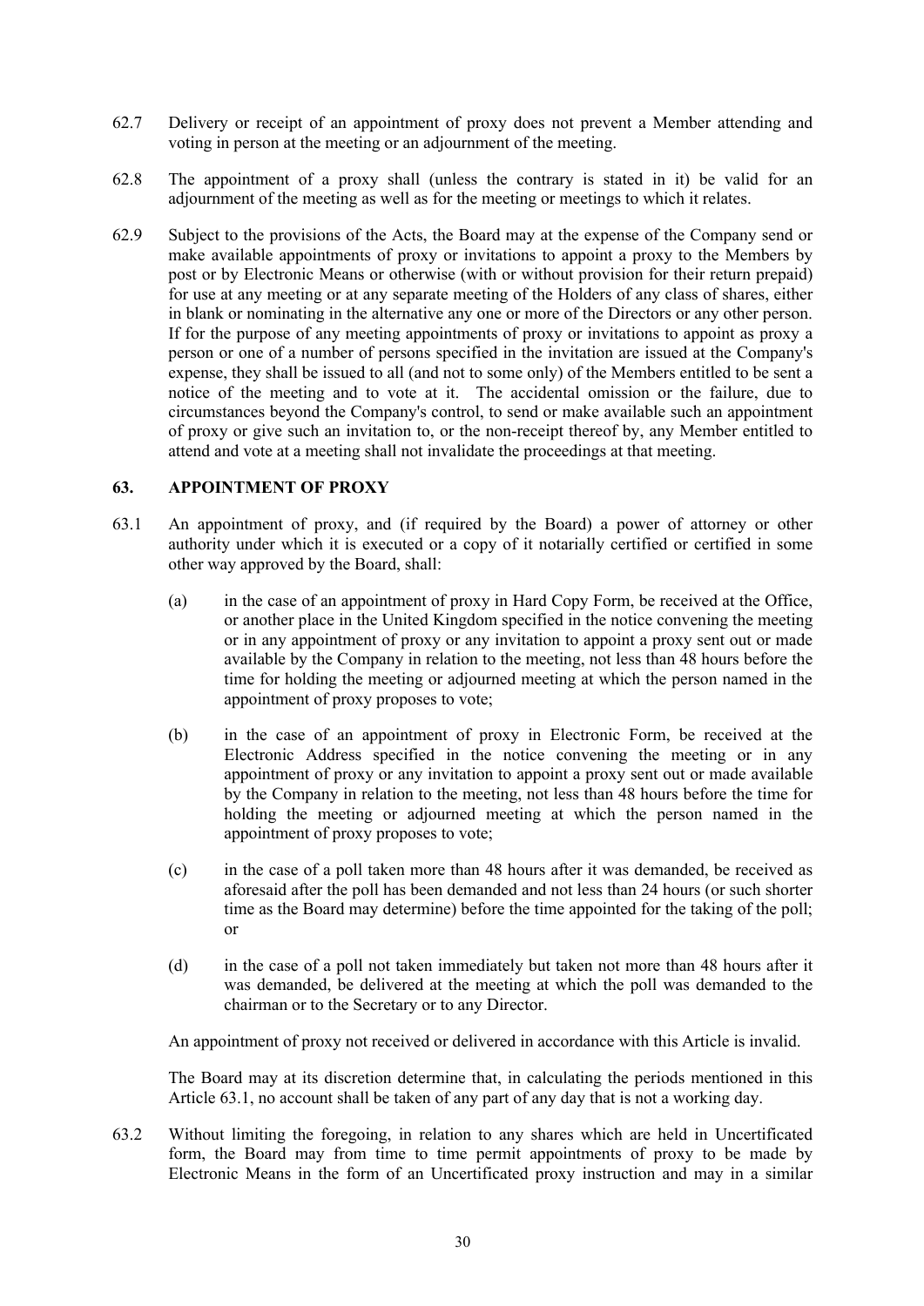62.7 Delivery or receipt of an appointment of proxy does not prevent a Member attending and voting in person at the meeting or an adjournment of the meeting.

62.8 The appointment of a proxy shall (unless the contrary is stated in it) be valid for an adjournment of the meeting as well as for the meeting or meetings to which it relates.

62.9 Subject to the provisions of the Acts, the Board may at the expense of the Company send or make available appointments of proxy or invitations to appoint a proxy to the Members by post or by Electronic Means or otherwise (with or without provision for their return prepaid) for use at any meeting or at any separate meeting of the Holders of any class of shares, either in blank or nominating in the alternative any one or more of the Directors or any other person. If for the purpose of any meeting appointments of proxy or invitations to appoint as proxy a person or one of a number of persons specified in the invitation are issued at the Company's expense, they shall be issued to all (and not to some only) of the Members entitled to be sent a notice of the meeting and to vote at it. The accidental omission or the failure, due to circumstances beyond the Company's control, to send or make available such an appointment of proxy or give such an invitation to, or the non-receipt thereof by, any Member entitled to attend and vote at a meeting shall not invalidate the proceedings at that meeting.

## 63. APPOINTMENT OF PROXY

63.1 An appointment of proxy, and (if required by the Board) a power of attorney or other authority under which it is executed or a copy of it notarially certified or certified in some other way approved by the Board, shall:

(a) in the case of an appointment of proxy in Hard Copy Form, be received at the Office, or another place in the United Kingdom specified in the notice convening the meeting or in any appointment of proxy or any invitation to appoint a proxy sent out or made available by the Company in relation to the meeting, not less than 48 hours before the time for holding the meeting or adjourned meeting at which the person named in the appointment of proxy proposes to vote;

(b) in the case of an appointment of proxy in Electronic Form, be received at the Electronic Address specified in the notice convening the meeting or in any appointment of proxy or any invitation to appoint a proxy sent out or made available by the Company in relation to the meeting, not less than 48 hours before the time for holding the meeting or adjourned meeting at which the person named in the appointment of proxy proposes to vote;

(c) in the case of a poll taken more than 48 hours after it was demanded, be received as aforesaid after the poll has been demanded and not less than 24 hours (or such shorter time as the Board may determine) before the time appointed for the taking of the poll; or

(d) in the case of a poll not taken immediately but taken not more than 48 hours after it was demanded, be delivered at the meeting at which the poll was demanded to the chairman or to the Secretary or to any Director.

An appointment of proxy not received or delivered in accordance with this Article is invalid.

The Board may at its discretion determine that, in calculating the periods mentioned in this Article 63.1, no account shall be taken of any part of any day that is not a working day.

63.2 Without limiting the foregoing, in relation to any shares which are held in Uncertificated form, the Board may from time to time permit appointments of proxy to be made by Electronic Means in the form of an Uncertificated proxy instruction and may in a similar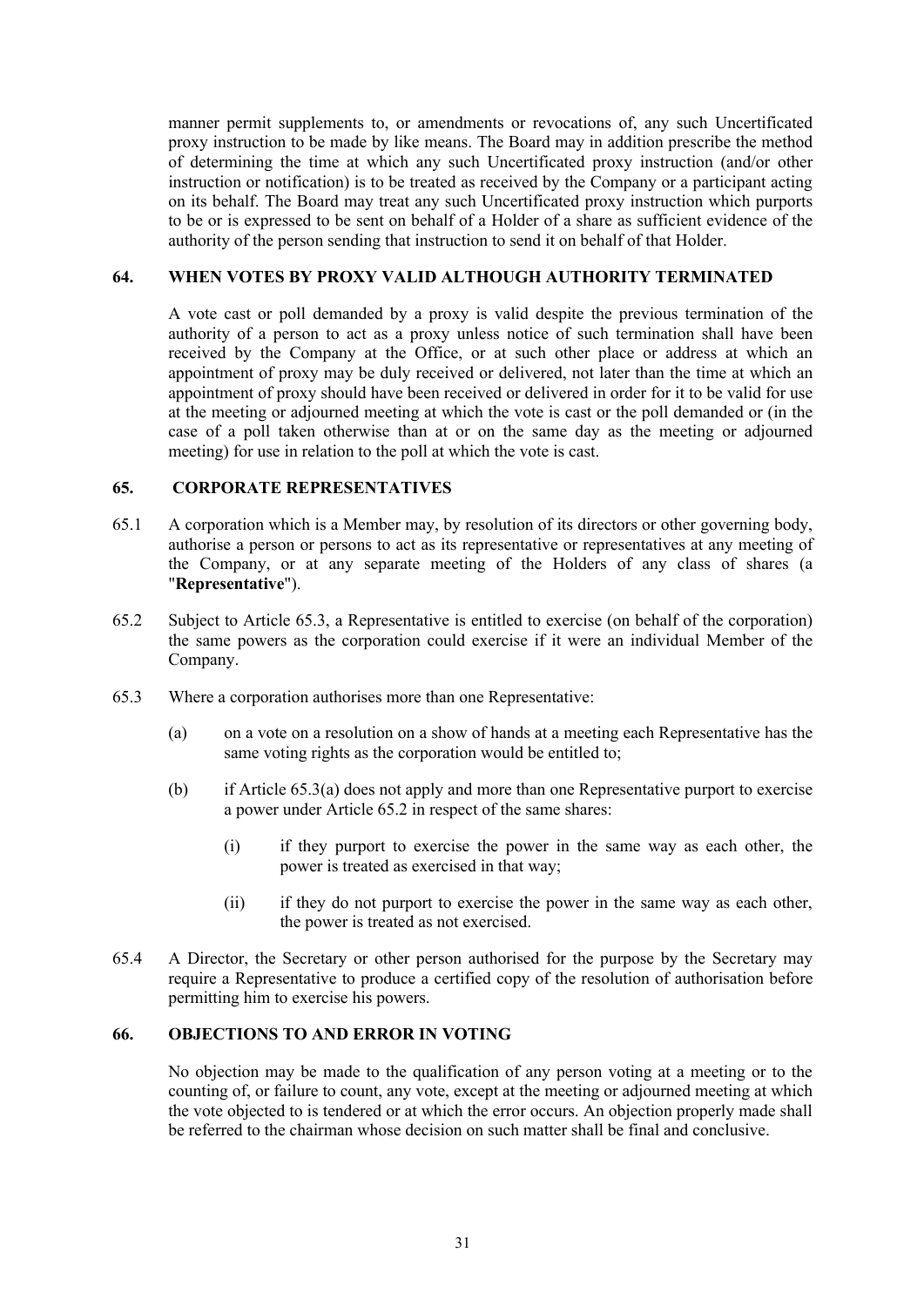manner permit supplements to, or amendments or revocations of, any such Uncertificated proxy instruction to be made by like means. The Board may in addition prescribe the method of determining the time at which any such Uncertificated proxy instruction (and/or other instruction or notification) is to be treated as received by the Company or a participant acting on its behalf. The Board may treat any such Uncertificated proxy instruction which purports to be or is expressed to be sent on behalf of a Holder of a share as sufficient evidence of the authority of the person sending that instruction to send it on behalf of that Holder.

## 64. WHEN VOTES BY PROXY VALID ALTHOUGH AUTHORITY TERMINATED

A vote cast or poll demanded by a proxy is valid despite the previous termination of the authority of a person to act as a proxy unless notice of such termination shall have been received by the Company at the Office, or at such other place or address at which an appointment of proxy may be duly received or delivered, not later than the time at which an appointment of proxy should have been received or delivered in order for it to be valid for use at the meeting or adjourned meeting at which the vote is cast or the poll demanded or (in the case of a poll taken otherwise than at or on the same day as the meeting or adjourned meeting) for use in relation to the poll at which the vote is cast.

## 65. CORPORATE REPRESENTATIVES

65.1 A corporation which is a Member may, by resolution of its directors or other governing body, authorise a person or persons to act as its representative or representatives at any meeting of the Company, or at any separate meeting of the Holders of any class of shares (a "**Representative**").

65.2 Subject to Article 65.3, a Representative is entitled to exercise (on behalf of the corporation) the same powers as the corporation could exercise if it were an individual Member of the Company.

65.3 Where a corporation authorises more than one Representative:

(a) on a vote on a resolution on a show of hands at a meeting each Representative has the same voting rights as the corporation would be entitled to;

(b) if Article 65.3(a) does not apply and more than one Representative purport to exercise a power under Article 65.2 in respect of the same shares:

(i) if they purport to exercise the power in the same way as each other, the power is treated as exercised in that way;

(ii) if they do not purport to exercise the power in the same way as each other, the power is treated as not exercised.

65.4 A Director, the Secretary or other person authorised for the purpose by the Secretary may require a Representative to produce a certified copy of the resolution of authorisation before permitting him to exercise his powers.

## 66. OBJECTIONS TO AND ERROR IN VOTING

No objection may be made to the qualification of any person voting at a meeting or to the counting of, or failure to count, any vote, except at the meeting or adjourned meeting at which the vote objected to is tendered or at which the error occurs. An objection properly made shall be referred to the chairman whose decision on such matter shall be final and conclusive.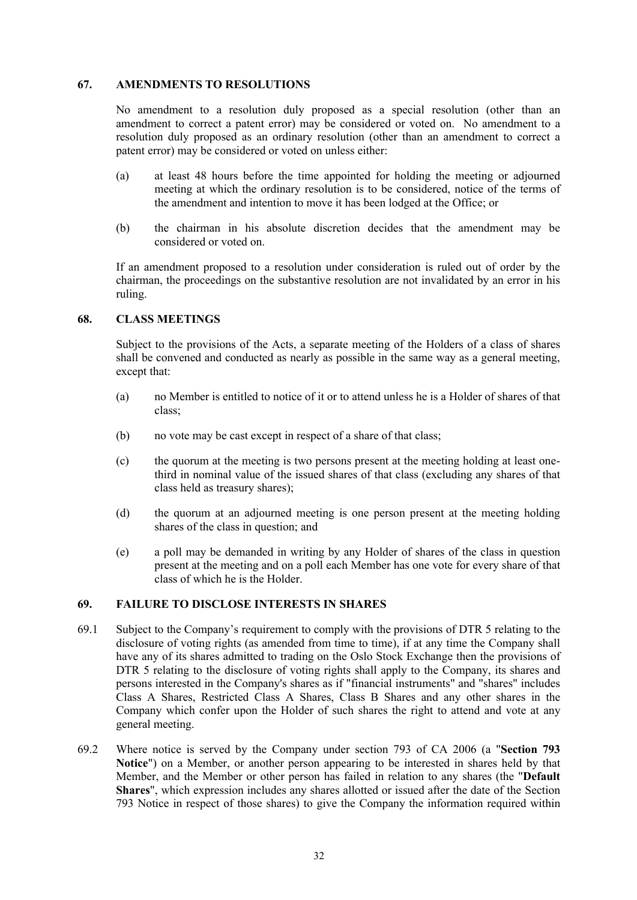## 67. AMENDMENTS TO RESOLUTIONS

No amendment to a resolution duly proposed as a special resolution (other than an amendment to correct a patent error) may be considered or voted on. No amendment to a resolution duly proposed as an ordinary resolution (other than an amendment to correct a patent error) may be considered or voted on unless either:

(a) at least 48 hours before the time appointed for holding the meeting or adjourned meeting at which the ordinary resolution is to be considered, notice of the terms of the amendment and intention to move it has been lodged at the Office; or

(b) the chairman in his absolute discretion decides that the amendment may be considered or voted on.

If an amendment proposed to a resolution under consideration is ruled out of order by the chairman, the proceedings on the substantive resolution are not invalidated by an error in his ruling.

## 68. CLASS MEETINGS

Subject to the provisions of the Acts, a separate meeting of the Holders of a class of shares shall be convened and conducted as nearly as possible in the same way as a general meeting, except that:

(a) no Member is entitled to notice of it or to attend unless he is a Holder of shares of that class;

(b) no vote may be cast except in respect of a share of that class;

(c) the quorum at the meeting is two persons present at the meeting holding at least one-third in nominal value of the issued shares of that class (excluding any shares of that class held as treasury shares);

(d) the quorum at an adjourned meeting is one person present at the meeting holding shares of the class in question; and

(e) a poll may be demanded in writing by any Holder of shares of the class in question present at the meeting and on a poll each Member has one vote for every share of that class of which he is the Holder.

## 69. FAILURE TO DISCLOSE INTERESTS IN SHARES

69.1 Subject to the Company's requirement to comply with the provisions of DTR 5 relating to the disclosure of voting rights (as amended from time to time), if at any time the Company shall have any of its shares admitted to trading on the Oslo Stock Exchange then the provisions of DTR 5 relating to the disclosure of voting rights shall apply to the Company, its shares and persons interested in the Company's shares as if "financial instruments" and "shares" includes Class A Shares, Restricted Class A Shares, Class B Shares and any other shares in the Company which confer upon the Holder of such shares the right to attend and vote at any general meeting.

69.2 Where notice is served by the Company under section 793 of CA 2006 (a "**Section 793 Notice**") on a Member, or another person appearing to be interested in shares held by that Member, and the Member or other person has failed in relation to any shares (the "**Default Shares**", which expression includes any shares allotted or issued after the date of the Section 793 Notice in respect of those shares) to give the Company the information required within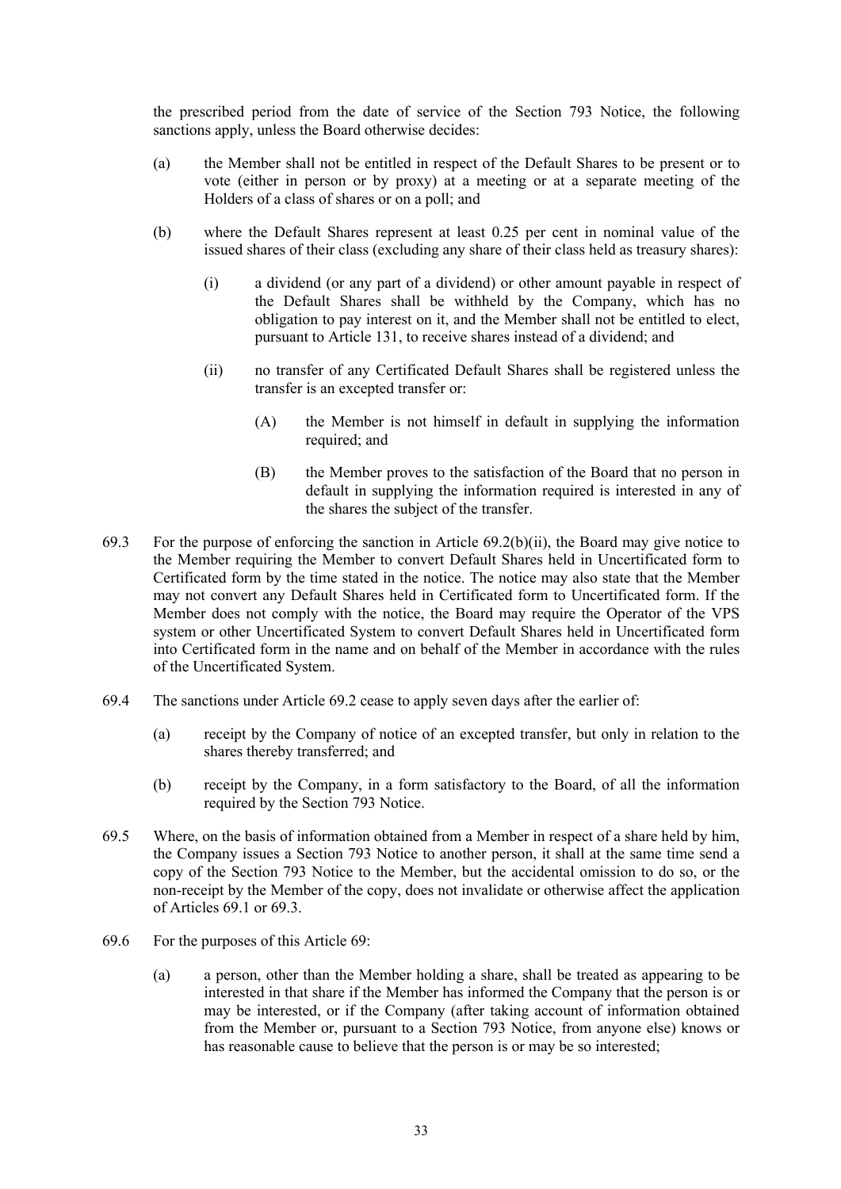the prescribed period from the date of service of the Section 793 Notice, the following sanctions apply, unless the Board otherwise decides:

(a) the Member shall not be entitled in respect of the Default Shares to be present or to vote (either in person or by proxy) at a meeting or at a separate meeting of the Holders of a class of shares or on a poll; and

(b) where the Default Shares represent at least 0.25 per cent in nominal value of the issued shares of their class (excluding any share of their class held as treasury shares):

   (i) a dividend (or any part of a dividend) or other amount payable in respect of the Default Shares shall be withheld by the Company, which has no obligation to pay interest on it, and the Member shall not be entitled to elect, pursuant to Article 131, to receive shares instead of a dividend; and

   (ii) no transfer of any Certificated Default Shares shall be registered unless the transfer is an excepted transfer or:

      (A) the Member is not himself in default in supplying the information required; and

      (B) the Member proves to the satisfaction of the Board that no person in default in supplying the information required is interested in any of the shares the subject of the transfer.

69.3 For the purpose of enforcing the sanction in Article 69.2(b)(ii), the Board may give notice to the Member requiring the Member to convert Default Shares held in Uncertificated form to Certificated form by the time stated in the notice. The notice may also state that the Member may not convert any Default Shares held in Certificated form to Uncertificated form. If the Member does not comply with the notice, the Board may require the Operator of the VPS system or other Uncertificated System to convert Default Shares held in Uncertificated form into Certificated form in the name and on behalf of the Member in accordance with the rules of the Uncertificated System.

69.4 The sanctions under Article 69.2 cease to apply seven days after the earlier of:

(a) receipt by the Company of notice of an excepted transfer, but only in relation to the shares thereby transferred; and

(b) receipt by the Company, in a form satisfactory to the Board, of all the information required by the Section 793 Notice.

69.5 Where, on the basis of information obtained from a Member in respect of a share held by him, the Company issues a Section 793 Notice to another person, it shall at the same time send a copy of the Section 793 Notice to the Member, but the accidental omission to do so, or the non-receipt by the Member of the copy, does not invalidate or otherwise affect the application of Articles 69.1 or 69.3.

69.6 For the purposes of this Article 69:

(a) a person, other than the Member holding a share, shall be treated as appearing to be interested in that share if the Member has informed the Company that the person is or may be interested, or if the Company (after taking account of information obtained from the Member or, pursuant to a Section 793 Notice, from anyone else) knows or has reasonable cause to believe that the person is or may be so interested;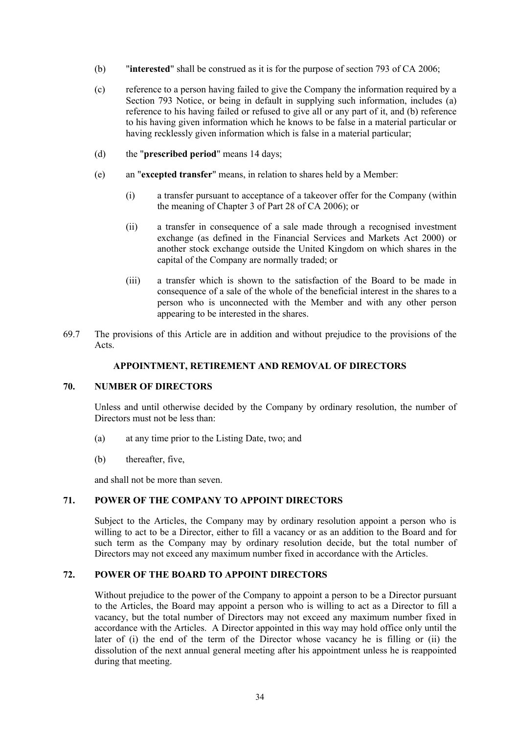(b) "**interested**" shall be construed as it is for the purpose of section 793 of CA 2006;

(c) reference to a person having failed to give the Company the information required by a Section 793 Notice, or being in default in supplying such information, includes (a) reference to his having failed or refused to give all or any part of it, and (b) reference to his having given information which he knows to be false in a material particular or having recklessly given information which is false in a material particular;

(d) the "**prescribed period**" means 14 days;

(e) an "**excepted transfer**" means, in relation to shares held by a Member:

(i) a transfer pursuant to acceptance of a takeover offer for the Company (within the meaning of Chapter 3 of Part 28 of CA 2006); or

(ii) a transfer in consequence of a sale made through a recognised investment exchange (as defined in the Financial Services and Markets Act 2000) or another stock exchange outside the United Kingdom on which shares in the capital of the Company are normally traded; or

(iii) a transfer which is shown to the satisfaction of the Board to be made in consequence of a sale of the whole of the beneficial interest in the shares to a person who is unconnected with the Member and with any other person appearing to be interested in the shares.

69.7 The provisions of this Article are in addition and without prejudice to the provisions of the Acts.

## APPOINTMENT, RETIREMENT AND REMOVAL OF DIRECTORS

### 70. NUMBER OF DIRECTORS

Unless and until otherwise decided by the Company by ordinary resolution, the number of Directors must not be less than:

(a) at any time prior to the Listing Date, two; and

(b) thereafter, five,

and shall not be more than seven.

### 71. POWER OF THE COMPANY TO APPOINT DIRECTORS

Subject to the Articles, the Company may by ordinary resolution appoint a person who is willing to act to be a Director, either to fill a vacancy or as an addition to the Board and for such term as the Company may by ordinary resolution decide, but the total number of Directors may not exceed any maximum number fixed in accordance with the Articles.

### 72. POWER OF THE BOARD TO APPOINT DIRECTORS

Without prejudice to the power of the Company to appoint a person to be a Director pursuant to the Articles, the Board may appoint a person who is willing to act as a Director to fill a vacancy, but the total number of Directors may not exceed any maximum number fixed in accordance with the Articles. A Director appointed in this way may hold office only until the later of (i) the end of the term of the Director whose vacancy he is filling or (ii) the dissolution of the next annual general meeting after his appointment unless he is reappointed during that meeting.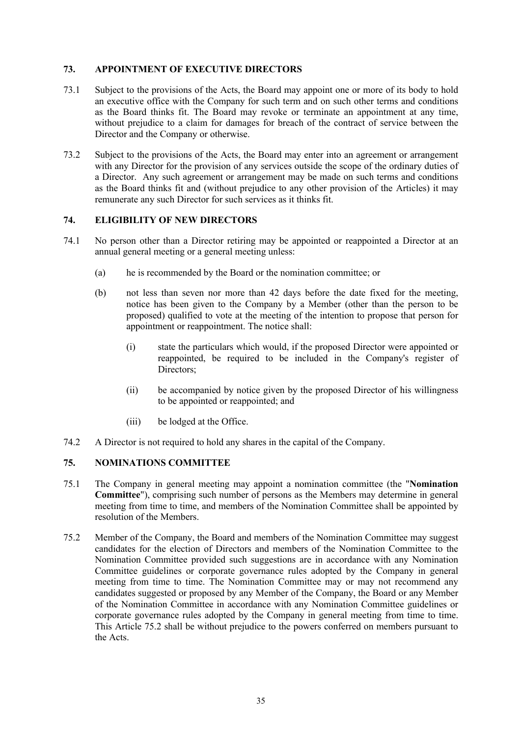## 73. APPOINTMENT OF EXECUTIVE DIRECTORS

73.1 Subject to the provisions of the Acts, the Board may appoint one or more of its body to hold an executive office with the Company for such term and on such other terms and conditions as the Board thinks fit. The Board may revoke or terminate an appointment at any time, without prejudice to a claim for damages for breach of the contract of service between the Director and the Company or otherwise.

73.2 Subject to the provisions of the Acts, the Board may enter into an agreement or arrangement with any Director for the provision of any services outside the scope of the ordinary duties of a Director. Any such agreement or arrangement may be made on such terms and conditions as the Board thinks fit and (without prejudice to any other provision of the Articles) it may remunerate any such Director for such services as it thinks fit.

## 74. ELIGIBILITY OF NEW DIRECTORS

74.1 No person other than a Director retiring may be appointed or reappointed a Director at an annual general meeting or a general meeting unless:

(a) he is recommended by the Board or the nomination committee; or

(b) not less than seven nor more than 42 days before the date fixed for the meeting, notice has been given to the Company by a Member (other than the person to be proposed) qualified to vote at the meeting of the intention to propose that person for appointment or reappointment. The notice shall:

(i) state the particulars which would, if the proposed Director were appointed or reappointed, be required to be included in the Company's register of Directors;

(ii) be accompanied by notice given by the proposed Director of his willingness to be appointed or reappointed; and

(iii) be lodged at the Office.

74.2 A Director is not required to hold any shares in the capital of the Company.

## 75. NOMINATIONS COMMITTEE

75.1 The Company in general meeting may appoint a nomination committee (the "**Nomination Committee**"), comprising such number of persons as the Members may determine in general meeting from time to time, and members of the Nomination Committee shall be appointed by resolution of the Members.

75.2 Member of the Company, the Board and members of the Nomination Committee may suggest candidates for the election of Directors and members of the Nomination Committee to the Nomination Committee provided such suggestions are in accordance with any Nomination Committee guidelines or corporate governance rules adopted by the Company in general meeting from time to time. The Nomination Committee may or may not recommend any candidates suggested or proposed by any Member of the Company, the Board or any Member of the Nomination Committee in accordance with any Nomination Committee guidelines or corporate governance rules adopted by the Company in general meeting from time to time. This Article 75.2 shall be without prejudice to the powers conferred on members pursuant to the Acts.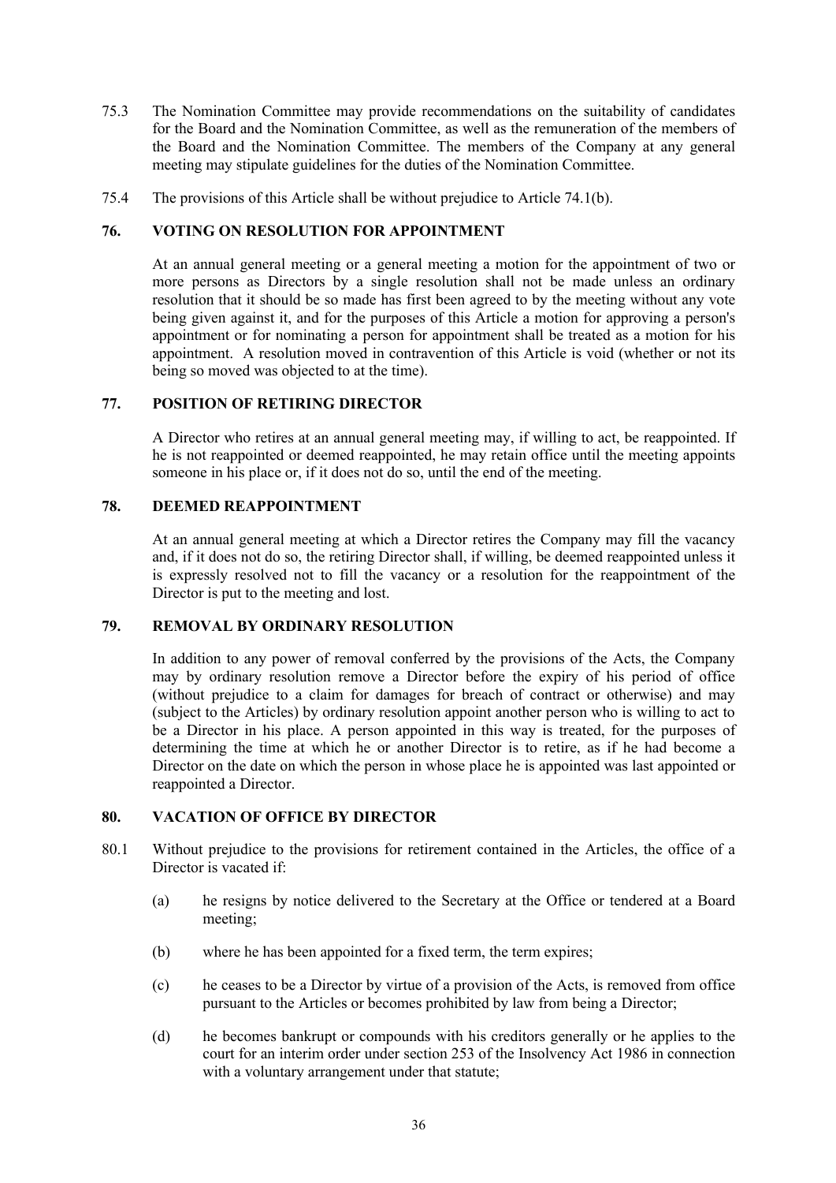75.3 The Nomination Committee may provide recommendations on the suitability of candidates for the Board and the Nomination Committee, as well as the remuneration of the members of the Board and the Nomination Committee. The members of the Company at any general meeting may stipulate guidelines for the duties of the Nomination Committee.

75.4 The provisions of this Article shall be without prejudice to Article 74.1(b).

## 76. VOTING ON RESOLUTION FOR APPOINTMENT

At an annual general meeting or a general meeting a motion for the appointment of two or more persons as Directors by a single resolution shall not be made unless an ordinary resolution that it should be so made has first been agreed to by the meeting without any vote being given against it, and for the purposes of this Article a motion for approving a person's appointment or for nominating a person for appointment shall be treated as a motion for his appointment. A resolution moved in contravention of this Article is void (whether or not its being so moved was objected to at the time).

## 77. POSITION OF RETIRING DIRECTOR

A Director who retires at an annual general meeting may, if willing to act, be reappointed. If he is not reappointed or deemed reappointed, he may retain office until the meeting appoints someone in his place or, if it does not do so, until the end of the meeting.

## 78. DEEMED REAPPOINTMENT

At an annual general meeting at which a Director retires the Company may fill the vacancy and, if it does not do so, the retiring Director shall, if willing, be deemed reappointed unless it is expressly resolved not to fill the vacancy or a resolution for the reappointment of the Director is put to the meeting and lost.

## 79. REMOVAL BY ORDINARY RESOLUTION

In addition to any power of removal conferred by the provisions of the Acts, the Company may by ordinary resolution remove a Director before the expiry of his period of office (without prejudice to a claim for damages for breach of contract or otherwise) and may (subject to the Articles) by ordinary resolution appoint another person who is willing to act to be a Director in his place. A person appointed in this way is treated, for the purposes of determining the time at which he or another Director is to retire, as if he had become a Director on the date on which the person in whose place he is appointed was last appointed or reappointed a Director.

## 80. VACATION OF OFFICE BY DIRECTOR

80.1 Without prejudice to the provisions for retirement contained in the Articles, the office of a Director is vacated if:

(a) he resigns by notice delivered to the Secretary at the Office or tendered at a Board meeting;

(b) where he has been appointed for a fixed term, the term expires;

(c) he ceases to be a Director by virtue of a provision of the Acts, is removed from office pursuant to the Articles or becomes prohibited by law from being a Director;

(d) he becomes bankrupt or compounds with his creditors generally or he applies to the court for an interim order under section 253 of the Insolvency Act 1986 in connection with a voluntary arrangement under that statute;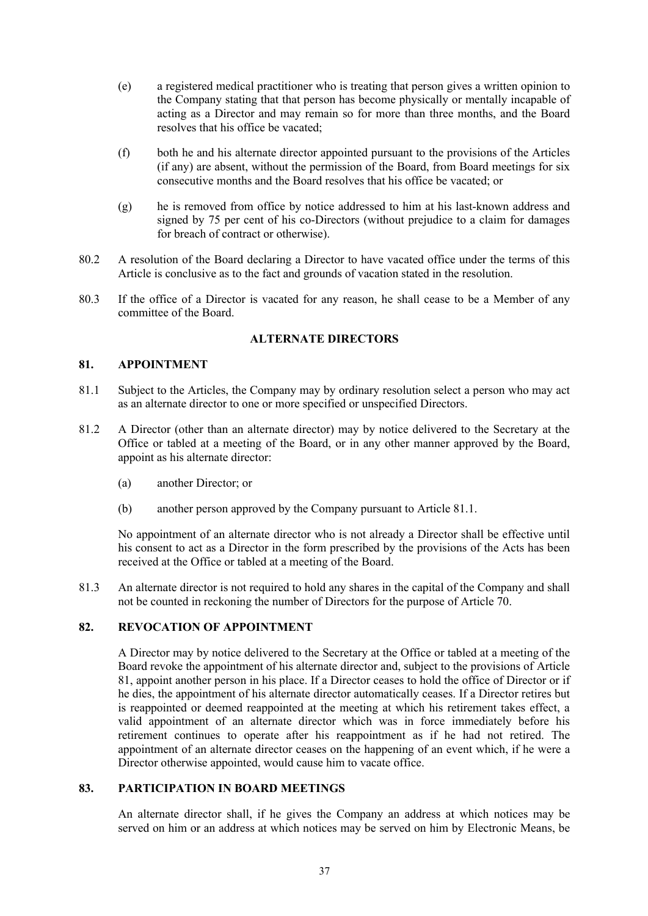(e) a registered medical practitioner who is treating that person gives a written opinion to the Company stating that that person has become physically or mentally incapable of acting as a Director and may remain so for more than three months, and the Board resolves that his office be vacated;

(f) both he and his alternate director appointed pursuant to the provisions of the Articles (if any) are absent, without the permission of the Board, from Board meetings for six consecutive months and the Board resolves that his office be vacated; or

(g) he is removed from office by notice addressed to him at his last-known address and signed by 75 per cent of his co-Directors (without prejudice to a claim for damages for breach of contract or otherwise).

80.2 A resolution of the Board declaring a Director to have vacated office under the terms of this Article is conclusive as to the fact and grounds of vacation stated in the resolution.

80.3 If the office of a Director is vacated for any reason, he shall cease to be a Member of any committee of the Board.

## ALTERNATE DIRECTORS

### 81. APPOINTMENT

81.1 Subject to the Articles, the Company may by ordinary resolution select a person who may act as an alternate director to one or more specified or unspecified Directors.

81.2 A Director (other than an alternate director) may by notice delivered to the Secretary at the Office or tabled at a meeting of the Board, or in any other manner approved by the Board, appoint as his alternate director:

(a) another Director; or

(b) another person approved by the Company pursuant to Article 81.1.

No appointment of an alternate director who is not already a Director shall be effective until his consent to act as a Director in the form prescribed by the provisions of the Acts has been received at the Office or tabled at a meeting of the Board.

81.3 An alternate director is not required to hold any shares in the capital of the Company and shall not be counted in reckoning the number of Directors for the purpose of Article 70.

### 82. REVOCATION OF APPOINTMENT

A Director may by notice delivered to the Secretary at the Office or tabled at a meeting of the Board revoke the appointment of his alternate director and, subject to the provisions of Article 81, appoint another person in his place. If a Director ceases to hold the office of Director or if he dies, the appointment of his alternate director automatically ceases. If a Director retires but is reappointed or deemed reappointed at the meeting at which his retirement takes effect, a valid appointment of an alternate director which was in force immediately before his retirement continues to operate after his reappointment as if he had not retired. The appointment of an alternate director ceases on the happening of an event which, if he were a Director otherwise appointed, would cause him to vacate office.

### 83. PARTICIPATION IN BOARD MEETINGS

An alternate director shall, if he gives the Company an address at which notices may be served on him or an address at which notices may be served on him by Electronic Means, be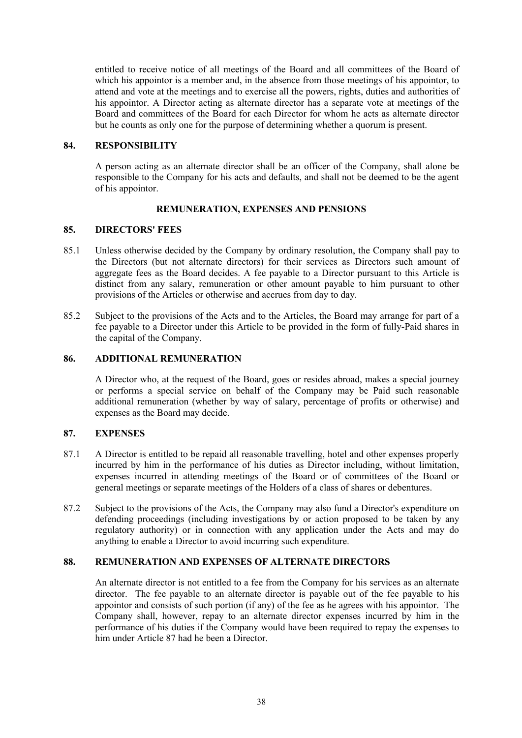entitled to receive notice of all meetings of the Board and all committees of the Board of which his appointor is a member and, in the absence from those meetings of his appointor, to attend and vote at the meetings and to exercise all the powers, rights, duties and authorities of his appointor. A Director acting as alternate director has a separate vote at meetings of the Board and committees of the Board for each Director for whom he acts as alternate director but he counts as only one for the purpose of determining whether a quorum is present.

### 84. RESPONSIBILITY

A person acting as an alternate director shall be an officer of the Company, shall alone be responsible to the Company for his acts and defaults, and shall not be deemed to be the agent of his appointor.

## REMUNERATION, EXPENSES AND PENSIONS

### 85. DIRECTORS' FEES

85.1 Unless otherwise decided by the Company by ordinary resolution, the Company shall pay to the Directors (but not alternate directors) for their services as Directors such amount of aggregate fees as the Board decides. A fee payable to a Director pursuant to this Article is distinct from any salary, remuneration or other amount payable to him pursuant to other provisions of the Articles or otherwise and accrues from day to day.

85.2 Subject to the provisions of the Acts and to the Articles, the Board may arrange for part of a fee payable to a Director under this Article to be provided in the form of fully-Paid shares in the capital of the Company.

### 86. ADDITIONAL REMUNERATION

A Director who, at the request of the Board, goes or resides abroad, makes a special journey or performs a special service on behalf of the Company may be Paid such reasonable additional remuneration (whether by way of salary, percentage of profits or otherwise) and expenses as the Board may decide.

### 87. EXPENSES

87.1 A Director is entitled to be repaid all reasonable travelling, hotel and other expenses properly incurred by him in the performance of his duties as Director including, without limitation, expenses incurred in attending meetings of the Board or of committees of the Board or general meetings or separate meetings of the Holders of a class of shares or debentures.

87.2 Subject to the provisions of the Acts, the Company may also fund a Director's expenditure on defending proceedings (including investigations by or action proposed to be taken by any regulatory authority) or in connection with any application under the Acts and may do anything to enable a Director to avoid incurring such expenditure.

### 88. REMUNERATION AND EXPENSES OF ALTERNATE DIRECTORS

An alternate director is not entitled to a fee from the Company for his services as an alternate director. The fee payable to an alternate director is payable out of the fee payable to his appointor and consists of such portion (if any) of the fee as he agrees with his appointor. The Company shall, however, repay to an alternate director expenses incurred by him in the performance of his duties if the Company would have been required to repay the expenses to him under Article 87 had he been a Director.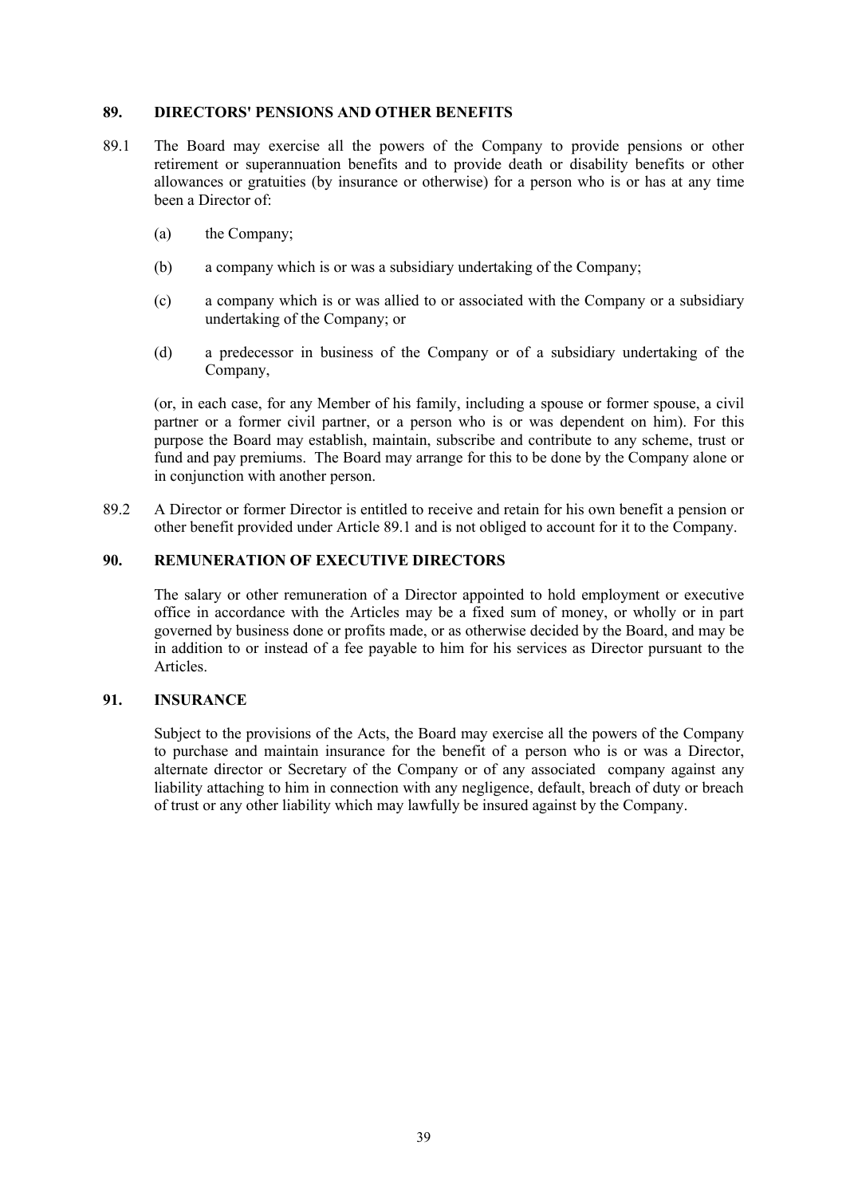## 89. DIRECTORS' PENSIONS AND OTHER BENEFITS

89.1 The Board may exercise all the powers of the Company to provide pensions or other retirement or superannuation benefits and to provide death or disability benefits or other allowances or gratuities (by insurance or otherwise) for a person who is or has at any time been a Director of:

(a) the Company;

(b) a company which is or was a subsidiary undertaking of the Company;

(c) a company which is or was allied to or associated with the Company or a subsidiary undertaking of the Company; or

(d) a predecessor in business of the Company or of a subsidiary undertaking of the Company,

(or, in each case, for any Member of his family, including a spouse or former spouse, a civil partner or a former civil partner, or a person who is or was dependent on him). For this purpose the Board may establish, maintain, subscribe and contribute to any scheme, trust or fund and pay premiums. The Board may arrange for this to be done by the Company alone or in conjunction with another person.

89.2 A Director or former Director is entitled to receive and retain for his own benefit a pension or other benefit provided under Article 89.1 and is not obliged to account for it to the Company.

## 90. REMUNERATION OF EXECUTIVE DIRECTORS

The salary or other remuneration of a Director appointed to hold employment or executive office in accordance with the Articles may be a fixed sum of money, or wholly or in part governed by business done or profits made, or as otherwise decided by the Board, and may be in addition to or instead of a fee payable to him for his services as Director pursuant to the Articles.

## 91. INSURANCE

Subject to the provisions of the Acts, the Board may exercise all the powers of the Company to purchase and maintain insurance for the benefit of a person who is or was a Director, alternate director or Secretary of the Company or of any associated company against any liability attaching to him in connection with any negligence, default, breach of duty or breach of trust or any other liability which may lawfully be insured against by the Company.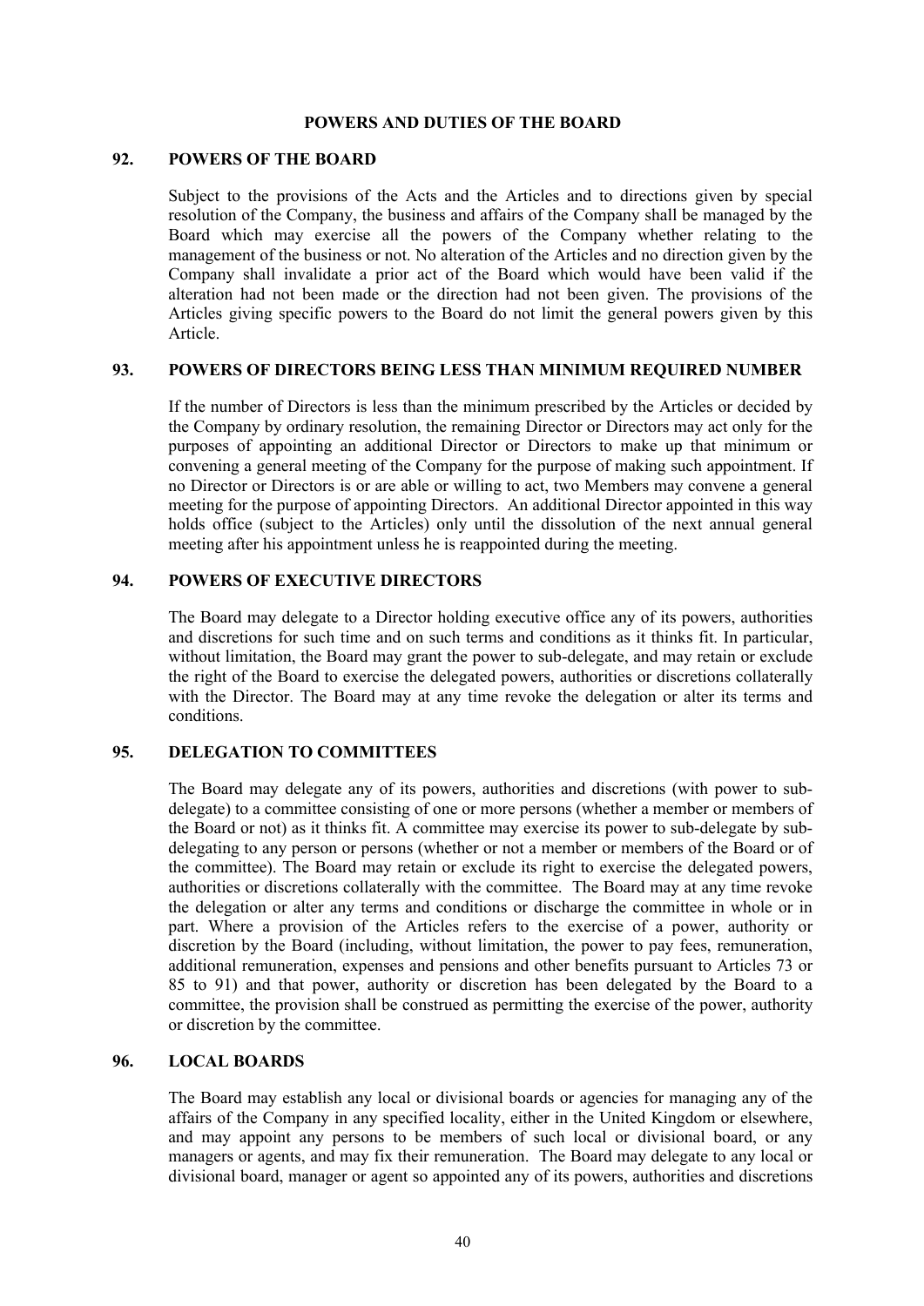## POWERS AND DUTIES OF THE BOARD

### 92. POWERS OF THE BOARD

Subject to the provisions of the Acts and the Articles and to directions given by special resolution of the Company, the business and affairs of the Company shall be managed by the Board which may exercise all the powers of the Company whether relating to the management of the business or not. No alteration of the Articles and no direction given by the Company shall invalidate a prior act of the Board which would have been valid if the alteration had not been made or the direction had not been given. The provisions of the Articles giving specific powers to the Board do not limit the general powers given by this Article.

### 93. POWERS OF DIRECTORS BEING LESS THAN MINIMUM REQUIRED NUMBER

If the number of Directors is less than the minimum prescribed by the Articles or decided by the Company by ordinary resolution, the remaining Director or Directors may act only for the purposes of appointing an additional Director or Directors to make up that minimum or convening a general meeting of the Company for the purpose of making such appointment. If no Director or Directors is or are able or willing to act, two Members may convene a general meeting for the purpose of appointing Directors. An additional Director appointed in this way holds office (subject to the Articles) only until the dissolution of the next annual general meeting after his appointment unless he is reappointed during the meeting.

### 94. POWERS OF EXECUTIVE DIRECTORS

The Board may delegate to a Director holding executive office any of its powers, authorities and discretions for such time and on such terms and conditions as it thinks fit. In particular, without limitation, the Board may grant the power to sub-delegate, and may retain or exclude the right of the Board to exercise the delegated powers, authorities or discretions collaterally with the Director. The Board may at any time revoke the delegation or alter its terms and conditions.

### 95. DELEGATION TO COMMITTEES

The Board may delegate any of its powers, authorities and discretions (with power to sub-delegate) to a committee consisting of one or more persons (whether a member or members of the Board or not) as it thinks fit. A committee may exercise its power to sub-delegate by sub-delegating to any person or persons (whether or not a member or members of the Board or of the committee). The Board may retain or exclude its right to exercise the delegated powers, authorities or discretions collaterally with the committee. The Board may at any time revoke the delegation or alter any terms and conditions or discharge the committee in whole or in part. Where a provision of the Articles refers to the exercise of a power, authority or discretion by the Board (including, without limitation, the power to pay fees, remuneration, additional remuneration, expenses and pensions and other benefits pursuant to Articles 73 or 85 to 91) and that power, authority or discretion has been delegated by the Board to a committee, the provision shall be construed as permitting the exercise of the power, authority or discretion by the committee.

### 96. LOCAL BOARDS

The Board may establish any local or divisional boards or agencies for managing any of the affairs of the Company in any specified locality, either in the United Kingdom or elsewhere, and may appoint any persons to be members of such local or divisional board, or any managers or agents, and may fix their remuneration. The Board may delegate to any local or divisional board, manager or agent so appointed any of its powers, authorities and discretions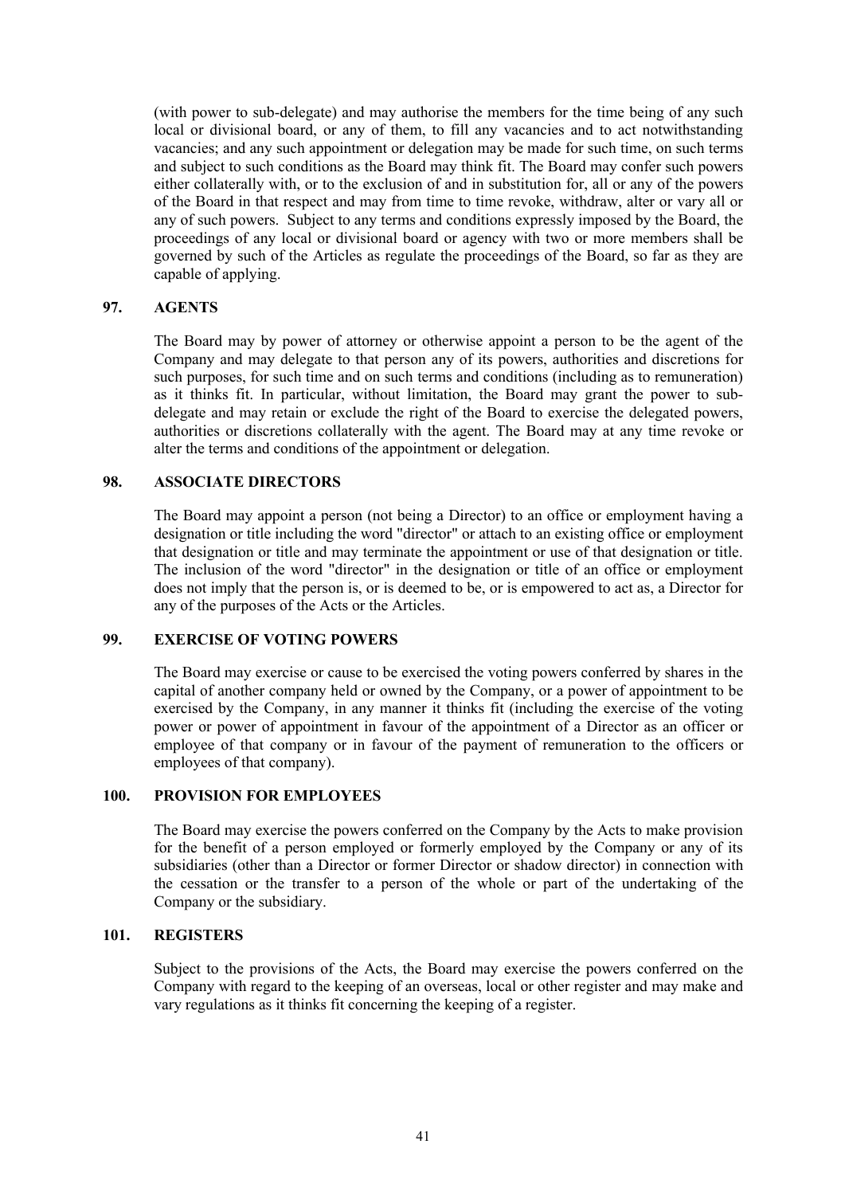(with power to sub-delegate) and may authorise the members for the time being of any such local or divisional board, or any of them, to fill any vacancies and to act notwithstanding vacancies; and any such appointment or delegation may be made for such time, on such terms and subject to such conditions as the Board may think fit. The Board may confer such powers either collaterally with, or to the exclusion of and in substitution for, all or any of the powers of the Board in that respect and may from time to time revoke, withdraw, alter or vary all or any of such powers. Subject to any terms and conditions expressly imposed by the Board, the proceedings of any local or divisional board or agency with two or more members shall be governed by such of the Articles as regulate the proceedings of the Board, so far as they are capable of applying.

## 97. AGENTS

The Board may by power of attorney or otherwise appoint a person to be the agent of the Company and may delegate to that person any of its powers, authorities and discretions for such purposes, for such time and on such terms and conditions (including as to remuneration) as it thinks fit. In particular, without limitation, the Board may grant the power to sub-delegate and may retain or exclude the right of the Board to exercise the delegated powers, authorities or discretions collaterally with the agent. The Board may at any time revoke or alter the terms and conditions of the appointment or delegation.

## 98. ASSOCIATE DIRECTORS

The Board may appoint a person (not being a Director) to an office or employment having a designation or title including the word "director" or attach to an existing office or employment that designation or title and may terminate the appointment or use of that designation or title. The inclusion of the word "director" in the designation or title of an office or employment does not imply that the person is, or is deemed to be, or is empowered to act as, a Director for any of the purposes of the Acts or the Articles.

## 99. EXERCISE OF VOTING POWERS

The Board may exercise or cause to be exercised the voting powers conferred by shares in the capital of another company held or owned by the Company, or a power of appointment to be exercised by the Company, in any manner it thinks fit (including the exercise of the voting power or power of appointment in favour of the appointment of a Director as an officer or employee of that company or in favour of the payment of remuneration to the officers or employees of that company).

## 100. PROVISION FOR EMPLOYEES

The Board may exercise the powers conferred on the Company by the Acts to make provision for the benefit of a person employed or formerly employed by the Company or any of its subsidiaries (other than a Director or former Director or shadow director) in connection with the cessation or the transfer to a person of the whole or part of the undertaking of the Company or the subsidiary.

## 101. REGISTERS

Subject to the provisions of the Acts, the Board may exercise the powers conferred on the Company with regard to the keeping of an overseas, local or other register and may make and vary regulations as it thinks fit concerning the keeping of a register.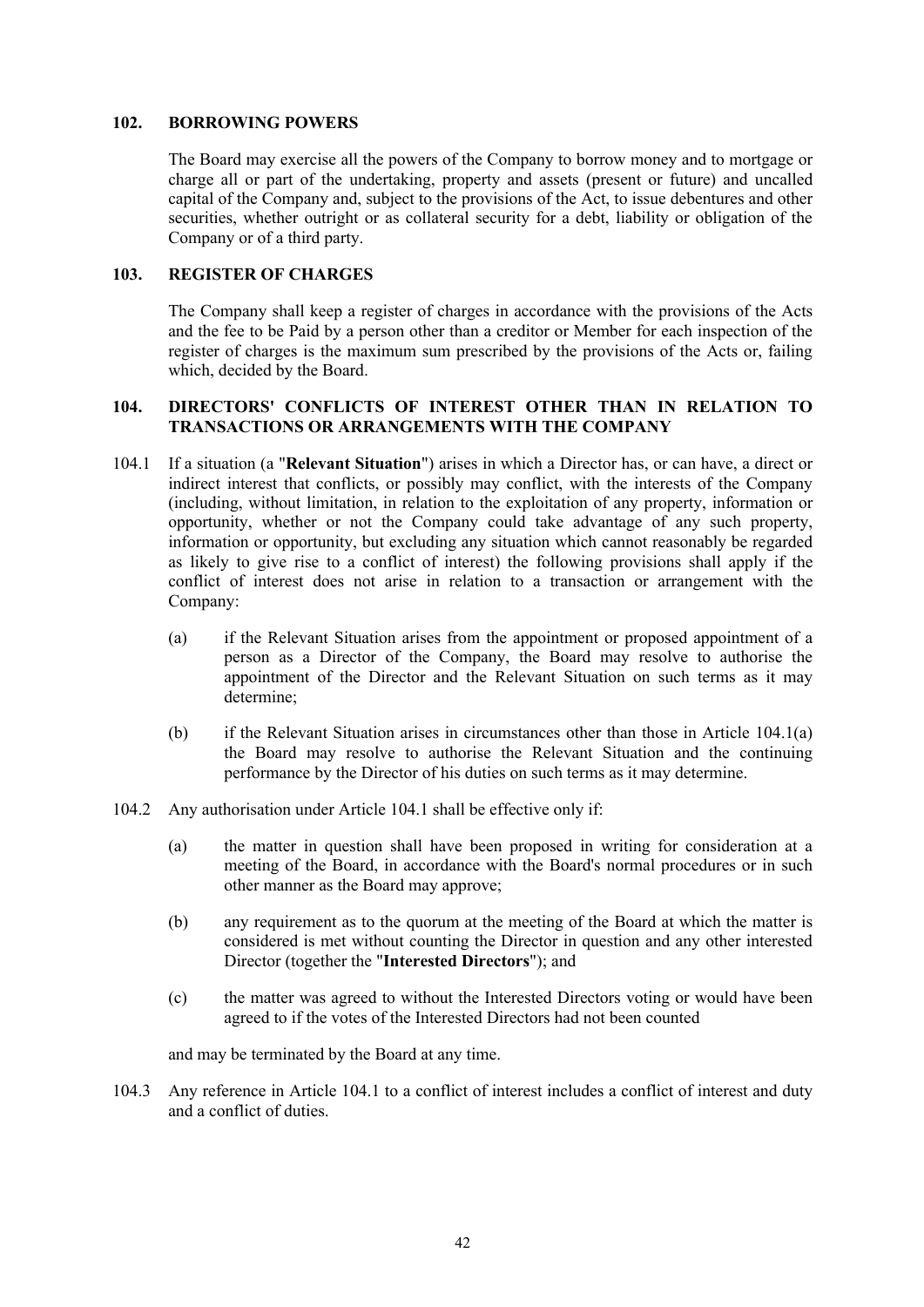## 102. BORROWING POWERS

The Board may exercise all the powers of the Company to borrow money and to mortgage or charge all or part of the undertaking, property and assets (present or future) and uncalled capital of the Company and, subject to the provisions of the Act, to issue debentures and other securities, whether outright or as collateral security for a debt, liability or obligation of the Company or of a third party.

## 103. REGISTER OF CHARGES

The Company shall keep a register of charges in accordance with the provisions of the Acts and the fee to be Paid by a person other than a creditor or Member for each inspection of the register of charges is the maximum sum prescribed by the provisions of the Acts or, failing which, decided by the Board.

## 104. DIRECTORS' CONFLICTS OF INTEREST OTHER THAN IN RELATION TO TRANSACTIONS OR ARRANGEMENTS WITH THE COMPANY

104.1 If a situation (a "**Relevant Situation**") arises in which a Director has, or can have, a direct or indirect interest that conflicts, or possibly may conflict, with the interests of the Company (including, without limitation, in relation to the exploitation of any property, information or opportunity, whether or not the Company could take advantage of any such property, information or opportunity, but excluding any situation which cannot reasonably be regarded as likely to give rise to a conflict of interest) the following provisions shall apply if the conflict of interest does not arise in relation to a transaction or arrangement with the Company:

(a) if the Relevant Situation arises from the appointment or proposed appointment of a person as a Director of the Company, the Board may resolve to authorise the appointment of the Director and the Relevant Situation on such terms as it may determine;

(b) if the Relevant Situation arises in circumstances other than those in Article 104.1(a) the Board may resolve to authorise the Relevant Situation and the continuing performance by the Director of his duties on such terms as it may determine.

104.2 Any authorisation under Article 104.1 shall be effective only if:

(a) the matter in question shall have been proposed in writing for consideration at a meeting of the Board, in accordance with the Board's normal procedures or in such other manner as the Board may approve;

(b) any requirement as to the quorum at the meeting of the Board at which the matter is considered is met without counting the Director in question and any other interested Director (together the "**Interested Directors**"); and

(c) the matter was agreed to without the Interested Directors voting or would have been agreed to if the votes of the Interested Directors had not been counted

and may be terminated by the Board at any time.

104.3 Any reference in Article 104.1 to a conflict of interest includes a conflict of interest and duty and a conflict of duties.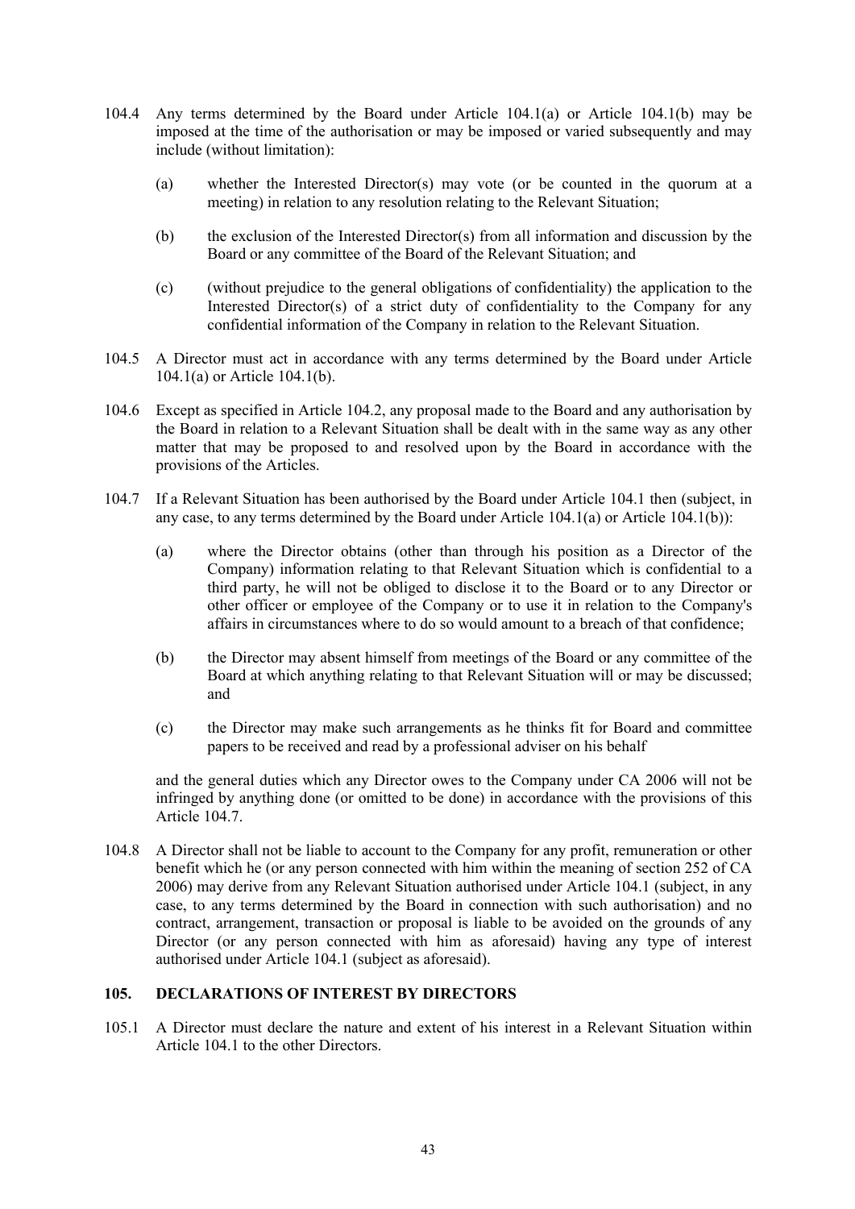104.4 Any terms determined by the Board under Article 104.1(a) or Article 104.1(b) may be imposed at the time of the authorisation or may be imposed or varied subsequently and may include (without limitation):

(a) whether the Interested Director(s) may vote (or be counted in the quorum at a meeting) in relation to any resolution relating to the Relevant Situation;

(b) the exclusion of the Interested Director(s) from all information and discussion by the Board or any committee of the Board of the Relevant Situation; and

(c) (without prejudice to the general obligations of confidentiality) the application to the Interested Director(s) of a strict duty of confidentiality to the Company for any confidential information of the Company in relation to the Relevant Situation.

104.5 A Director must act in accordance with any terms determined by the Board under Article 104.1(a) or Article 104.1(b).

104.6 Except as specified in Article 104.2, any proposal made to the Board and any authorisation by the Board in relation to a Relevant Situation shall be dealt with in the same way as any other matter that may be proposed to and resolved upon by the Board in accordance with the provisions of the Articles.

104.7 If a Relevant Situation has been authorised by the Board under Article 104.1 then (subject, in any case, to any terms determined by the Board under Article 104.1(a) or Article 104.1(b)):

(a) where the Director obtains (other than through his position as a Director of the Company) information relating to that Relevant Situation which is confidential to a third party, he will not be obliged to disclose it to the Board or to any Director or other officer or employee of the Company or to use it in relation to the Company's affairs in circumstances where to do so would amount to a breach of that confidence;

(b) the Director may absent himself from meetings of the Board or any committee of the Board at which anything relating to that Relevant Situation will or may be discussed; and

(c) the Director may make such arrangements as he thinks fit for Board and committee papers to be received and read by a professional adviser on his behalf

and the general duties which any Director owes to the Company under CA 2006 will not be infringed by anything done (or omitted to be done) in accordance with the provisions of this Article 104.7.

104.8 A Director shall not be liable to account to the Company for any profit, remuneration or other benefit which he (or any person connected with him within the meaning of section 252 of CA 2006) may derive from any Relevant Situation authorised under Article 104.1 (subject, in any case, to any terms determined by the Board in connection with such authorisation) and no contract, arrangement, transaction or proposal is liable to be avoided on the grounds of any Director (or any person connected with him as aforesaid) having any type of interest authorised under Article 104.1 (subject as aforesaid).

## 105. DECLARATIONS OF INTEREST BY DIRECTORS

105.1 A Director must declare the nature and extent of his interest in a Relevant Situation within Article 104.1 to the other Directors.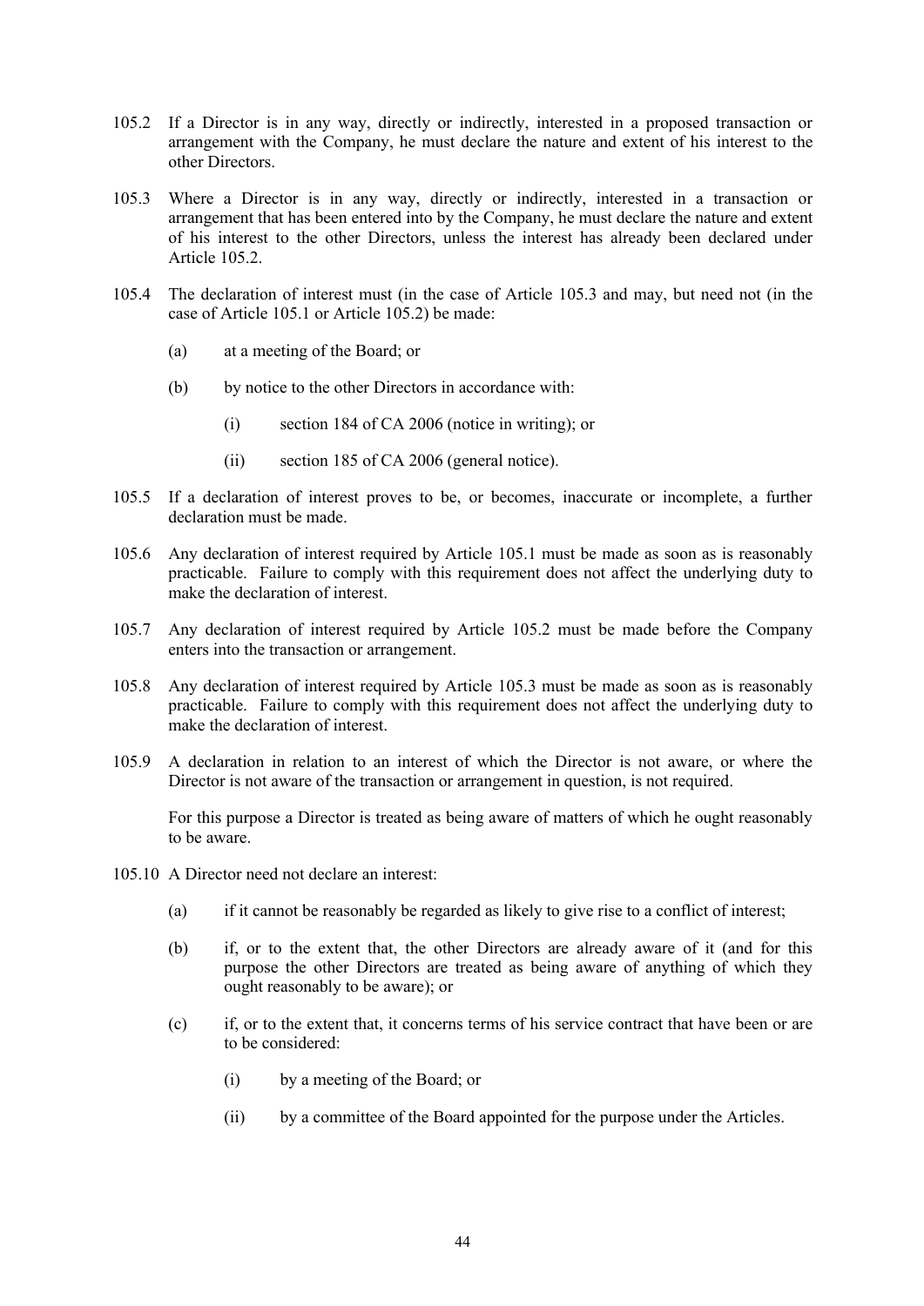105.2 If a Director is in any way, directly or indirectly, interested in a proposed transaction or arrangement with the Company, he must declare the nature and extent of his interest to the other Directors.

105.3 Where a Director is in any way, directly or indirectly, interested in a transaction or arrangement that has been entered into by the Company, he must declare the nature and extent of his interest to the other Directors, unless the interest has already been declared under Article 105.2.

105.4 The declaration of interest must (in the case of Article 105.3 and may, but need not (in the case of Article 105.1 or Article 105.2) be made:

(a) at a meeting of the Board; or

(b) by notice to the other Directors in accordance with:

(i) section 184 of CA 2006 (notice in writing); or

(ii) section 185 of CA 2006 (general notice).

105.5 If a declaration of interest proves to be, or becomes, inaccurate or incomplete, a further declaration must be made.

105.6 Any declaration of interest required by Article 105.1 must be made as soon as is reasonably practicable. Failure to comply with this requirement does not affect the underlying duty to make the declaration of interest.

105.7 Any declaration of interest required by Article 105.2 must be made before the Company enters into the transaction or arrangement.

105.8 Any declaration of interest required by Article 105.3 must be made as soon as is reasonably practicable. Failure to comply with this requirement does not affect the underlying duty to make the declaration of interest.

105.9 A declaration in relation to an interest of which the Director is not aware, or where the Director is not aware of the transaction or arrangement in question, is not required.

For this purpose a Director is treated as being aware of matters of which he ought reasonably to be aware.

105.10 A Director need not declare an interest:

(a) if it cannot be reasonably be regarded as likely to give rise to a conflict of interest;

(b) if, or to the extent that, the other Directors are already aware of it (and for this purpose the other Directors are treated as being aware of anything of which they ought reasonably to be aware); or

(c) if, or to the extent that, it concerns terms of his service contract that have been or are to be considered:

(i) by a meeting of the Board; or

(ii) by a committee of the Board appointed for the purpose under the Articles.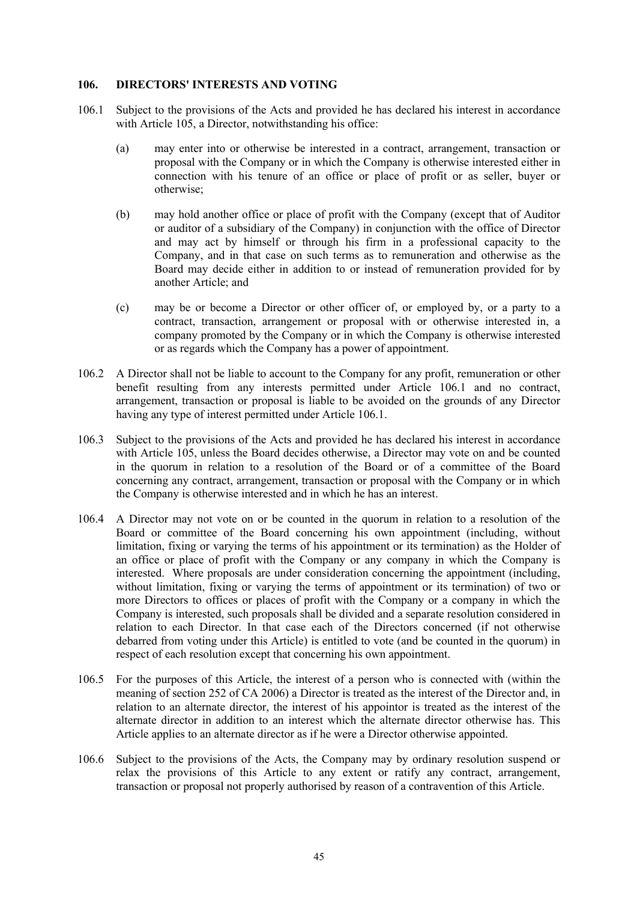## 106. DIRECTORS' INTERESTS AND VOTING

106.1 Subject to the provisions of the Acts and provided he has declared his interest in accordance with Article 105, a Director, notwithstanding his office:

(a) may enter into or otherwise be interested in a contract, arrangement, transaction or proposal with the Company or in which the Company is otherwise interested either in connection with his tenure of an office or place of profit or as seller, buyer or otherwise;

(b) may hold another office or place of profit with the Company (except that of Auditor or auditor of a subsidiary of the Company) in conjunction with the office of Director and may act by himself or through his firm in a professional capacity to the Company, and in that case on such terms as to remuneration and otherwise as the Board may decide either in addition to or instead of remuneration provided for by another Article; and

(c) may be or become a Director or other officer of, or employed by, or a party to a contract, transaction, arrangement or proposal with or otherwise interested in, a company promoted by the Company or in which the Company is otherwise interested or as regards which the Company has a power of appointment.

106.2 A Director shall not be liable to account to the Company for any profit, remuneration or other benefit resulting from any interests permitted under Article 106.1 and no contract, arrangement, transaction or proposal is liable to be avoided on the grounds of any Director having any type of interest permitted under Article 106.1.

106.3 Subject to the provisions of the Acts and provided he has declared his interest in accordance with Article 105, unless the Board decides otherwise, a Director may vote on and be counted in the quorum in relation to a resolution of the Board or of a committee of the Board concerning any contract, arrangement, transaction or proposal with the Company or in which the Company is otherwise interested and in which he has an interest.

106.4 A Director may not vote on or be counted in the quorum in relation to a resolution of the Board or committee of the Board concerning his own appointment (including, without limitation, fixing or varying the terms of his appointment or its termination) as the Holder of an office or place of profit with the Company or any company in which the Company is interested. Where proposals are under consideration concerning the appointment (including, without limitation, fixing or varying the terms of appointment or its termination) of two or more Directors to offices or places of profit with the Company or a company in which the Company is interested, such proposals shall be divided and a separate resolution considered in relation to each Director. In that case each of the Directors concerned (if not otherwise debarred from voting under this Article) is entitled to vote (and be counted in the quorum) in respect of each resolution except that concerning his own appointment.

106.5 For the purposes of this Article, the interest of a person who is connected with (within the meaning of section 252 of CA 2006) a Director is treated as the interest of the Director and, in relation to an alternate director, the interest of his appointor is treated as the interest of the alternate director in addition to an interest which the alternate director otherwise has. This Article applies to an alternate director as if he were a Director otherwise appointed.

106.6 Subject to the provisions of the Acts, the Company may by ordinary resolution suspend or relax the provisions of this Article to any extent or ratify any contract, arrangement, transaction or proposal not properly authorised by reason of a contravention of this Article.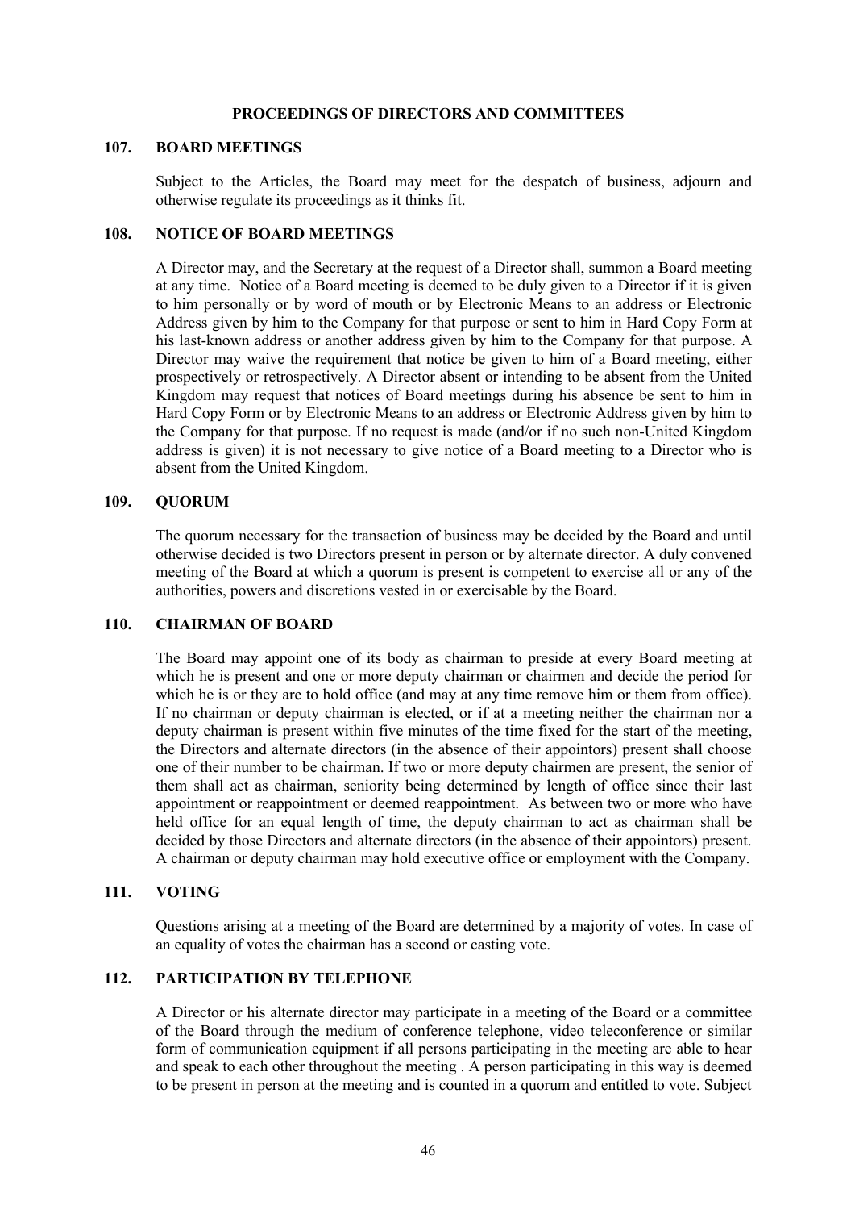## PROCEEDINGS OF DIRECTORS AND COMMITTEES

### 107. BOARD MEETINGS

Subject to the Articles, the Board may meet for the despatch of business, adjourn and otherwise regulate its proceedings as it thinks fit.

### 108. NOTICE OF BOARD MEETINGS

A Director may, and the Secretary at the request of a Director shall, summon a Board meeting at any time. Notice of a Board meeting is deemed to be duly given to a Director if it is given to him personally or by word of mouth or by Electronic Means to an address or Electronic Address given by him to the Company for that purpose or sent to him in Hard Copy Form at his last-known address or another address given by him to the Company for that purpose. A Director may waive the requirement that notice be given to him of a Board meeting, either prospectively or retrospectively. A Director absent or intending to be absent from the United Kingdom may request that notices of Board meetings during his absence be sent to him in Hard Copy Form or by Electronic Means to an address or Electronic Address given by him to the Company for that purpose. If no request is made (and/or if no such non-United Kingdom address is given) it is not necessary to give notice of a Board meeting to a Director who is absent from the United Kingdom.

### 109. QUORUM

The quorum necessary for the transaction of business may be decided by the Board and until otherwise decided is two Directors present in person or by alternate director. A duly convened meeting of the Board at which a quorum is present is competent to exercise all or any of the authorities, powers and discretions vested in or exercisable by the Board.

### 110. CHAIRMAN OF BOARD

The Board may appoint one of its body as chairman to preside at every Board meeting at which he is present and one or more deputy chairman or chairmen and decide the period for which he is or they are to hold office (and may at any time remove him or them from office). If no chairman or deputy chairman is elected, or if at a meeting neither the chairman nor a deputy chairman is present within five minutes of the time fixed for the start of the meeting, the Directors and alternate directors (in the absence of their appointors) present shall choose one of their number to be chairman. If two or more deputy chairmen are present, the senior of them shall act as chairman, seniority being determined by length of office since their last appointment or reappointment or deemed reappointment. As between two or more who have held office for an equal length of time, the deputy chairman to act as chairman shall be decided by those Directors and alternate directors (in the absence of their appointors) present. A chairman or deputy chairman may hold executive office or employment with the Company.

### 111. VOTING

Questions arising at a meeting of the Board are determined by a majority of votes. In case of an equality of votes the chairman has a second or casting vote.

### 112. PARTICIPATION BY TELEPHONE

A Director or his alternate director may participate in a meeting of the Board or a committee of the Board through the medium of conference telephone, video teleconference or similar form of communication equipment if all persons participating in the meeting are able to hear and speak to each other throughout the meeting . A person participating in this way is deemed to be present in person at the meeting and is counted in a quorum and entitled to vote. Subject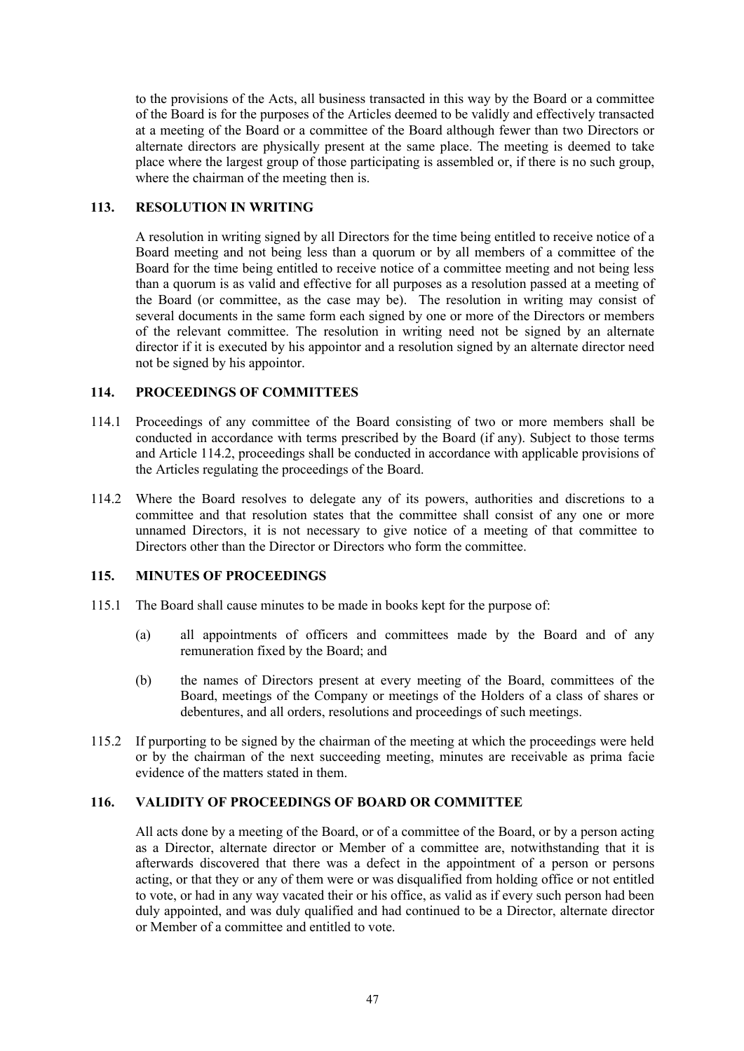to the provisions of the Acts, all business transacted in this way by the Board or a committee of the Board is for the purposes of the Articles deemed to be validly and effectively transacted at a meeting of the Board or a committee of the Board although fewer than two Directors or alternate directors are physically present at the same place. The meeting is deemed to take place where the largest group of those participating is assembled or, if there is no such group, where the chairman of the meeting then is.

## 113. RESOLUTION IN WRITING

A resolution in writing signed by all Directors for the time being entitled to receive notice of a Board meeting and not being less than a quorum or by all members of a committee of the Board for the time being entitled to receive notice of a committee meeting and not being less than a quorum is as valid and effective for all purposes as a resolution passed at a meeting of the Board (or committee, as the case may be). The resolution in writing may consist of several documents in the same form each signed by one or more of the Directors or members of the relevant committee. The resolution in writing need not be signed by an alternate director if it is executed by his appointor and a resolution signed by an alternate director need not be signed by his appointor.

## 114. PROCEEDINGS OF COMMITTEES

114.1 Proceedings of any committee of the Board consisting of two or more members shall be conducted in accordance with terms prescribed by the Board (if any). Subject to those terms and Article 114.2, proceedings shall be conducted in accordance with applicable provisions of the Articles regulating the proceedings of the Board.

114.2 Where the Board resolves to delegate any of its powers, authorities and discretions to a committee and that resolution states that the committee shall consist of any one or more unnamed Directors, it is not necessary to give notice of a meeting of that committee to Directors other than the Director or Directors who form the committee.

## 115. MINUTES OF PROCEEDINGS

115.1 The Board shall cause minutes to be made in books kept for the purpose of:

(a) all appointments of officers and committees made by the Board and of any remuneration fixed by the Board; and

(b) the names of Directors present at every meeting of the Board, committees of the Board, meetings of the Company or meetings of the Holders of a class of shares or debentures, and all orders, resolutions and proceedings of such meetings.

115.2 If purporting to be signed by the chairman of the meeting at which the proceedings were held or by the chairman of the next succeeding meeting, minutes are receivable as prima facie evidence of the matters stated in them.

## 116. VALIDITY OF PROCEEDINGS OF BOARD OR COMMITTEE

All acts done by a meeting of the Board, or of a committee of the Board, or by a person acting as a Director, alternate director or Member of a committee are, notwithstanding that it is afterwards discovered that there was a defect in the appointment of a person or persons acting, or that they or any of them were or was disqualified from holding office or not entitled to vote, or had in any way vacated their or his office, as valid as if every such person had been duly appointed, and was duly qualified and had continued to be a Director, alternate director or Member of a committee and entitled to vote.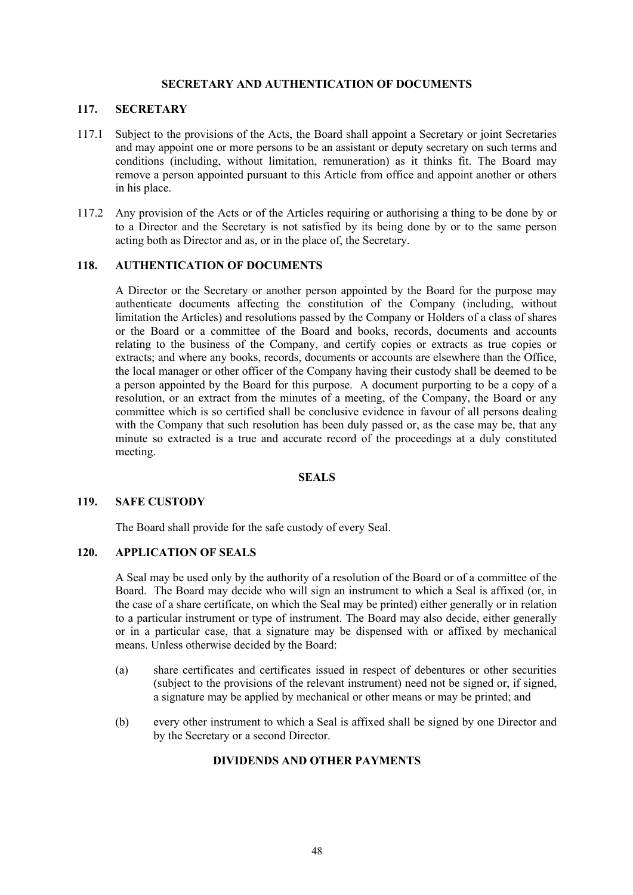## SECRETARY AND AUTHENTICATION OF DOCUMENTS

### 117. SECRETARY

117.1 Subject to the provisions of the Acts, the Board shall appoint a Secretary or joint Secretaries and may appoint one or more persons to be an assistant or deputy secretary on such terms and conditions (including, without limitation, remuneration) as it thinks fit. The Board may remove a person appointed pursuant to this Article from office and appoint another or others in his place.

117.2 Any provision of the Acts or of the Articles requiring or authorising a thing to be done by or to a Director and the Secretary is not satisfied by its being done by or to the same person acting both as Director and as, or in the place of, the Secretary.

### 118. AUTHENTICATION OF DOCUMENTS

A Director or the Secretary or another person appointed by the Board for the purpose may authenticate documents affecting the constitution of the Company (including, without limitation the Articles) and resolutions passed by the Company or Holders of a class of shares or the Board or a committee of the Board and books, records, documents and accounts relating to the business of the Company, and certify copies or extracts as true copies or extracts; and where any books, records, documents or accounts are elsewhere than the Office, the local manager or other officer of the Company having their custody shall be deemed to be a person appointed by the Board for this purpose. A document purporting to be a copy of a resolution, or an extract from the minutes of a meeting, of the Company, the Board or any committee which is so certified shall be conclusive evidence in favour of all persons dealing with the Company that such resolution has been duly passed or, as the case may be, that any minute so extracted is a true and accurate record of the proceedings at a duly constituted meeting.

## SEALS

### 119. SAFE CUSTODY

The Board shall provide for the safe custody of every Seal.

### 120. APPLICATION OF SEALS

A Seal may be used only by the authority of a resolution of the Board or of a committee of the Board. The Board may decide who will sign an instrument to which a Seal is affixed (or, in the case of a share certificate, on which the Seal may be printed) either generally or in relation to a particular instrument or type of instrument. The Board may also decide, either generally or in a particular case, that a signature may be dispensed with or affixed by mechanical means. Unless otherwise decided by the Board:

(a) share certificates and certificates issued in respect of debentures or other securities (subject to the provisions of the relevant instrument) need not be signed or, if signed, a signature may be applied by mechanical or other means or may be printed; and

(b) every other instrument to which a Seal is affixed shall be signed by one Director and by the Secretary or a second Director.

## DIVIDENDS AND OTHER PAYMENTS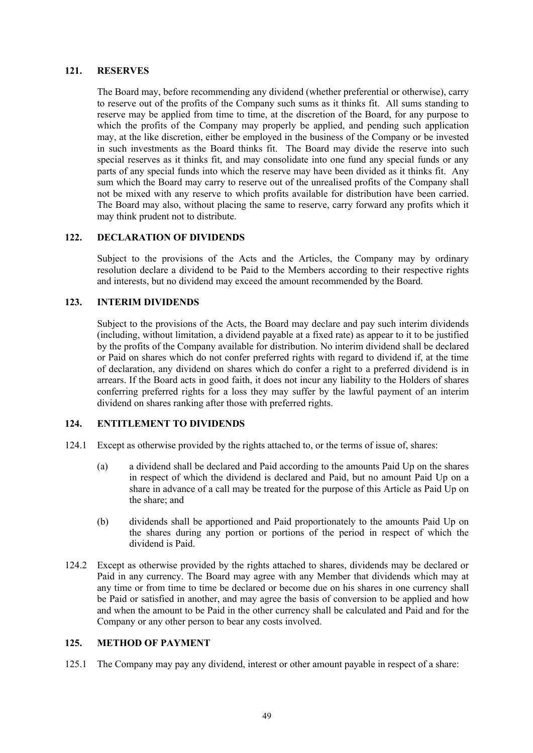## 121. RESERVES

The Board may, before recommending any dividend (whether preferential or otherwise), carry to reserve out of the profits of the Company such sums as it thinks fit. All sums standing to reserve may be applied from time to time, at the discretion of the Board, for any purpose to which the profits of the Company may properly be applied, and pending such application may, at the like discretion, either be employed in the business of the Company or be invested in such investments as the Board thinks fit. The Board may divide the reserve into such special reserves as it thinks fit, and may consolidate into one fund any special funds or any parts of any special funds into which the reserve may have been divided as it thinks fit. Any sum which the Board may carry to reserve out of the unrealised profits of the Company shall not be mixed with any reserve to which profits available for distribution have been carried. The Board may also, without placing the same to reserve, carry forward any profits which it may think prudent not to distribute.

## 122. DECLARATION OF DIVIDENDS

Subject to the provisions of the Acts and the Articles, the Company may by ordinary resolution declare a dividend to be Paid to the Members according to their respective rights and interests, but no dividend may exceed the amount recommended by the Board.

## 123. INTERIM DIVIDENDS

Subject to the provisions of the Acts, the Board may declare and pay such interim dividends (including, without limitation, a dividend payable at a fixed rate) as appear to it to be justified by the profits of the Company available for distribution. No interim dividend shall be declared or Paid on shares which do not confer preferred rights with regard to dividend if, at the time of declaration, any dividend on shares which do confer a right to a preferred dividend is in arrears. If the Board acts in good faith, it does not incur any liability to the Holders of shares conferring preferred rights for a loss they may suffer by the lawful payment of an interim dividend on shares ranking after those with preferred rights.

## 124. ENTITLEMENT TO DIVIDENDS

124.1 Except as otherwise provided by the rights attached to, or the terms of issue of, shares:

(a) a dividend shall be declared and Paid according to the amounts Paid Up on the shares in respect of which the dividend is declared and Paid, but no amount Paid Up on a share in advance of a call may be treated for the purpose of this Article as Paid Up on the share; and

(b) dividends shall be apportioned and Paid proportionately to the amounts Paid Up on the shares during any portion or portions of the period in respect of which the dividend is Paid.

124.2 Except as otherwise provided by the rights attached to shares, dividends may be declared or Paid in any currency. The Board may agree with any Member that dividends which may at any time or from time to time be declared or become due on his shares in one currency shall be Paid or satisfied in another, and may agree the basis of conversion to be applied and how and when the amount to be Paid in the other currency shall be calculated and Paid and for the Company or any other person to bear any costs involved.

## 125. METHOD OF PAYMENT

125.1 The Company may pay any dividend, interest or other amount payable in respect of a share: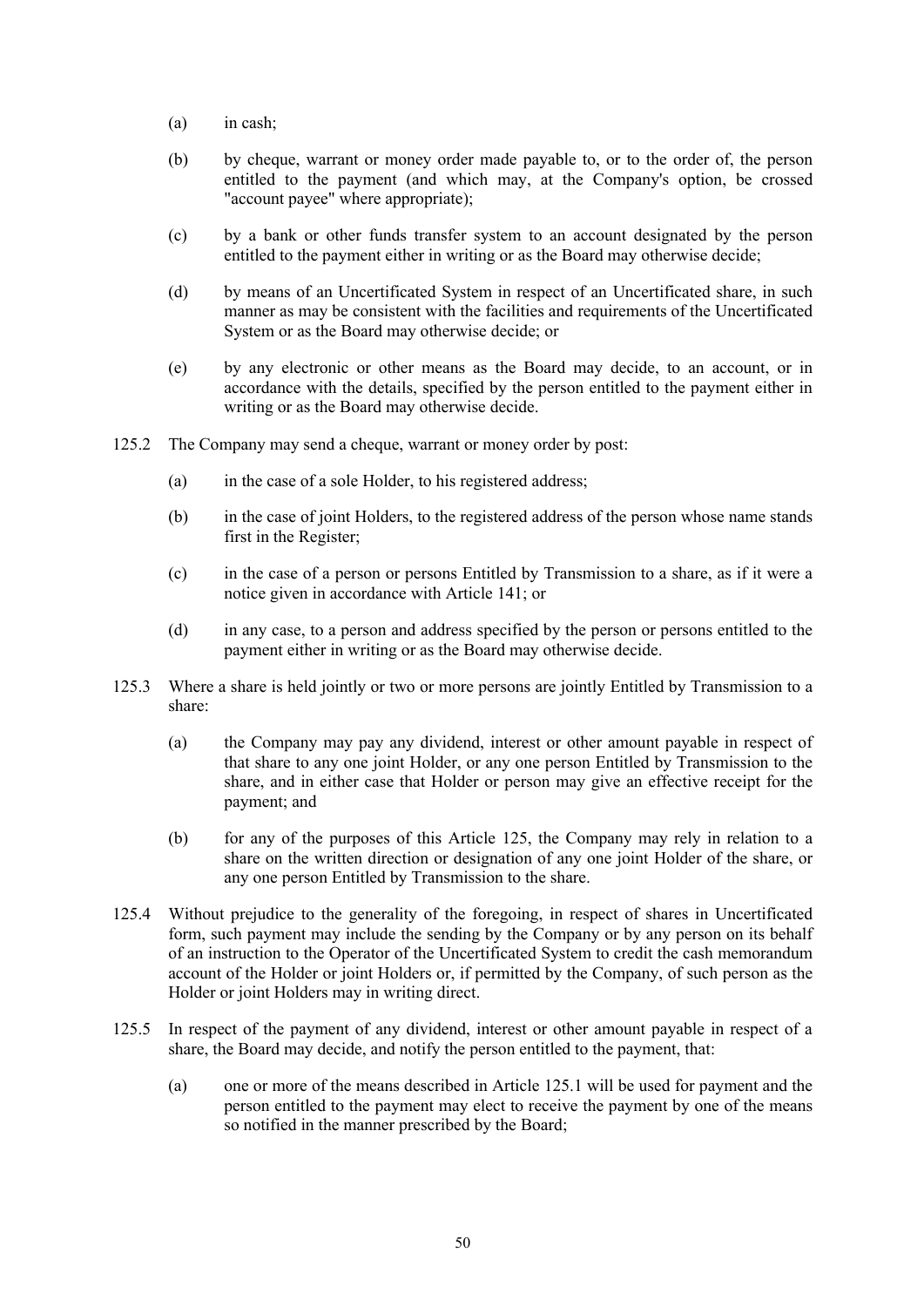(a) in cash;

(b) by cheque, warrant or money order made payable to, or to the order of, the person entitled to the payment (and which may, at the Company's option, be crossed "account payee" where appropriate);

(c) by a bank or other funds transfer system to an account designated by the person entitled to the payment either in writing or as the Board may otherwise decide;

(d) by means of an Uncertificated System in respect of an Uncertificated share, in such manner as may be consistent with the facilities and requirements of the Uncertificated System or as the Board may otherwise decide; or

(e) by any electronic or other means as the Board may decide, to an account, or in accordance with the details, specified by the person entitled to the payment either in writing or as the Board may otherwise decide.

125.2 The Company may send a cheque, warrant or money order by post:

(a) in the case of a sole Holder, to his registered address;

(b) in the case of joint Holders, to the registered address of the person whose name stands first in the Register;

(c) in the case of a person or persons Entitled by Transmission to a share, as if it were a notice given in accordance with Article 141; or

(d) in any case, to a person and address specified by the person or persons entitled to the payment either in writing or as the Board may otherwise decide.

125.3 Where a share is held jointly or two or more persons are jointly Entitled by Transmission to a share:

(a) the Company may pay any dividend, interest or other amount payable in respect of that share to any one joint Holder, or any one person Entitled by Transmission to the share, and in either case that Holder or person may give an effective receipt for the payment; and

(b) for any of the purposes of this Article 125, the Company may rely in relation to a share on the written direction or designation of any one joint Holder of the share, or any one person Entitled by Transmission to the share.

125.4 Without prejudice to the generality of the foregoing, in respect of shares in Uncertificated form, such payment may include the sending by the Company or by any person on its behalf of an instruction to the Operator of the Uncertificated System to credit the cash memorandum account of the Holder or joint Holders or, if permitted by the Company, of such person as the Holder or joint Holders may in writing direct.

125.5 In respect of the payment of any dividend, interest or other amount payable in respect of a share, the Board may decide, and notify the person entitled to the payment, that:

(a) one or more of the means described in Article 125.1 will be used for payment and the person entitled to the payment may elect to receive the payment by one of the means so notified in the manner prescribed by the Board;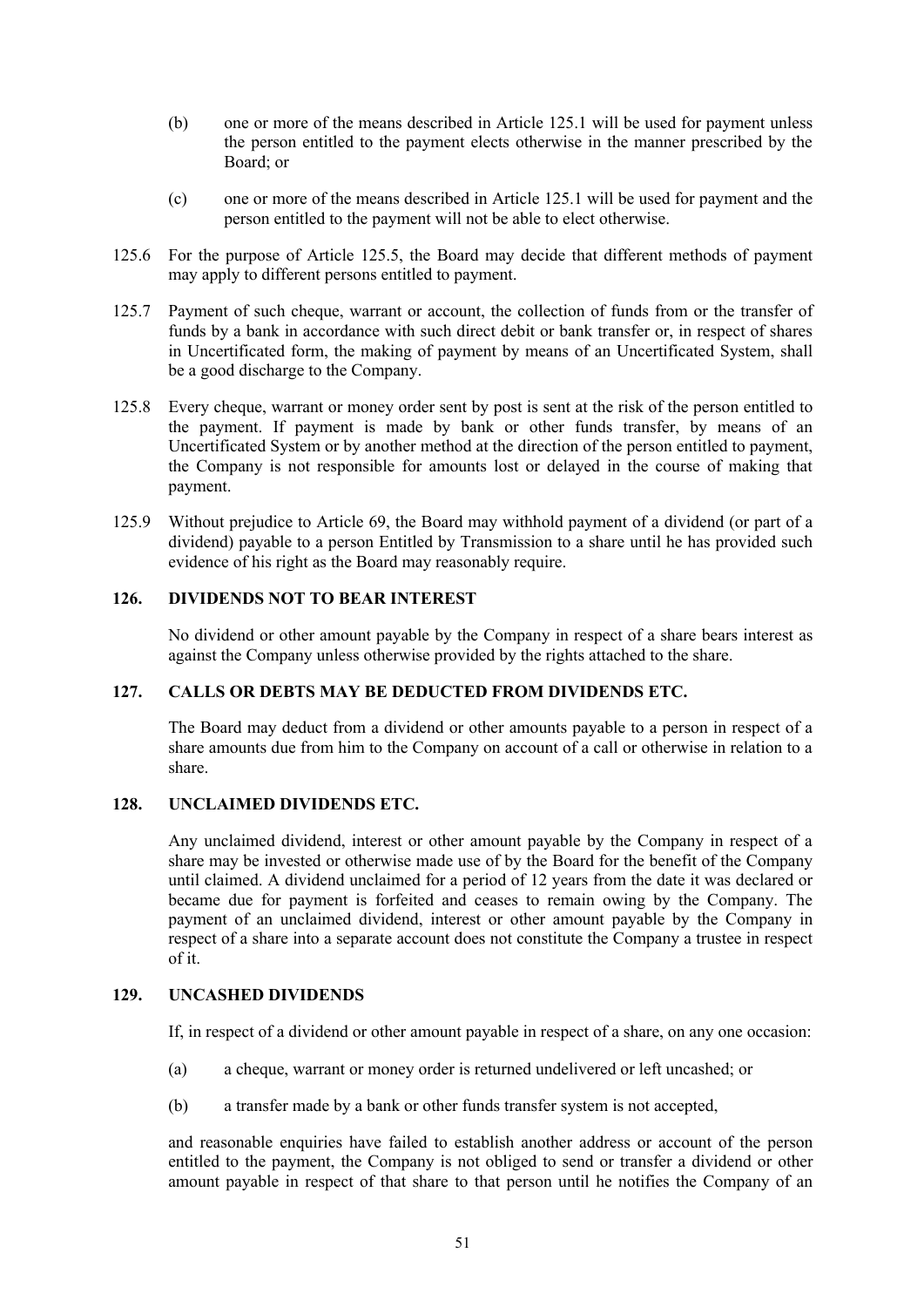(b) one or more of the means described in Article 125.1 will be used for payment unless the person entitled to the payment elects otherwise in the manner prescribed by the Board; or

(c) one or more of the means described in Article 125.1 will be used for payment and the person entitled to the payment will not be able to elect otherwise.

125.6 For the purpose of Article 125.5, the Board may decide that different methods of payment may apply to different persons entitled to payment.

125.7 Payment of such cheque, warrant or account, the collection of funds from or the transfer of funds by a bank in accordance with such direct debit or bank transfer or, in respect of shares in Uncertificated form, the making of payment by means of an Uncertificated System, shall be a good discharge to the Company.

125.8 Every cheque, warrant or money order sent by post is sent at the risk of the person entitled to the payment. If payment is made by bank or other funds transfer, by means of an Uncertificated System or by another method at the direction of the person entitled to payment, the Company is not responsible for amounts lost or delayed in the course of making that payment.

125.9 Without prejudice to Article 69, the Board may withhold payment of a dividend (or part of a dividend) payable to a person Entitled by Transmission to a share until he has provided such evidence of his right as the Board may reasonably require.

## 126. DIVIDENDS NOT TO BEAR INTEREST

No dividend or other amount payable by the Company in respect of a share bears interest as against the Company unless otherwise provided by the rights attached to the share.

## 127. CALLS OR DEBTS MAY BE DEDUCTED FROM DIVIDENDS ETC.

The Board may deduct from a dividend or other amounts payable to a person in respect of a share amounts due from him to the Company on account of a call or otherwise in relation to a share.

## 128. UNCLAIMED DIVIDENDS ETC.

Any unclaimed dividend, interest or other amount payable by the Company in respect of a share may be invested or otherwise made use of by the Board for the benefit of the Company until claimed. A dividend unclaimed for a period of 12 years from the date it was declared or became due for payment is forfeited and ceases to remain owing by the Company. The payment of an unclaimed dividend, interest or other amount payable by the Company in respect of a share into a separate account does not constitute the Company a trustee in respect of it.

## 129. UNCASHED DIVIDENDS

If, in respect of a dividend or other amount payable in respect of a share, on any one occasion:

(a) a cheque, warrant or money order is returned undelivered or left uncashed; or

(b) a transfer made by a bank or other funds transfer system is not accepted,

and reasonable enquiries have failed to establish another address or account of the person entitled to the payment, the Company is not obliged to send or transfer a dividend or other amount payable in respect of that share to that person until he notifies the Company of an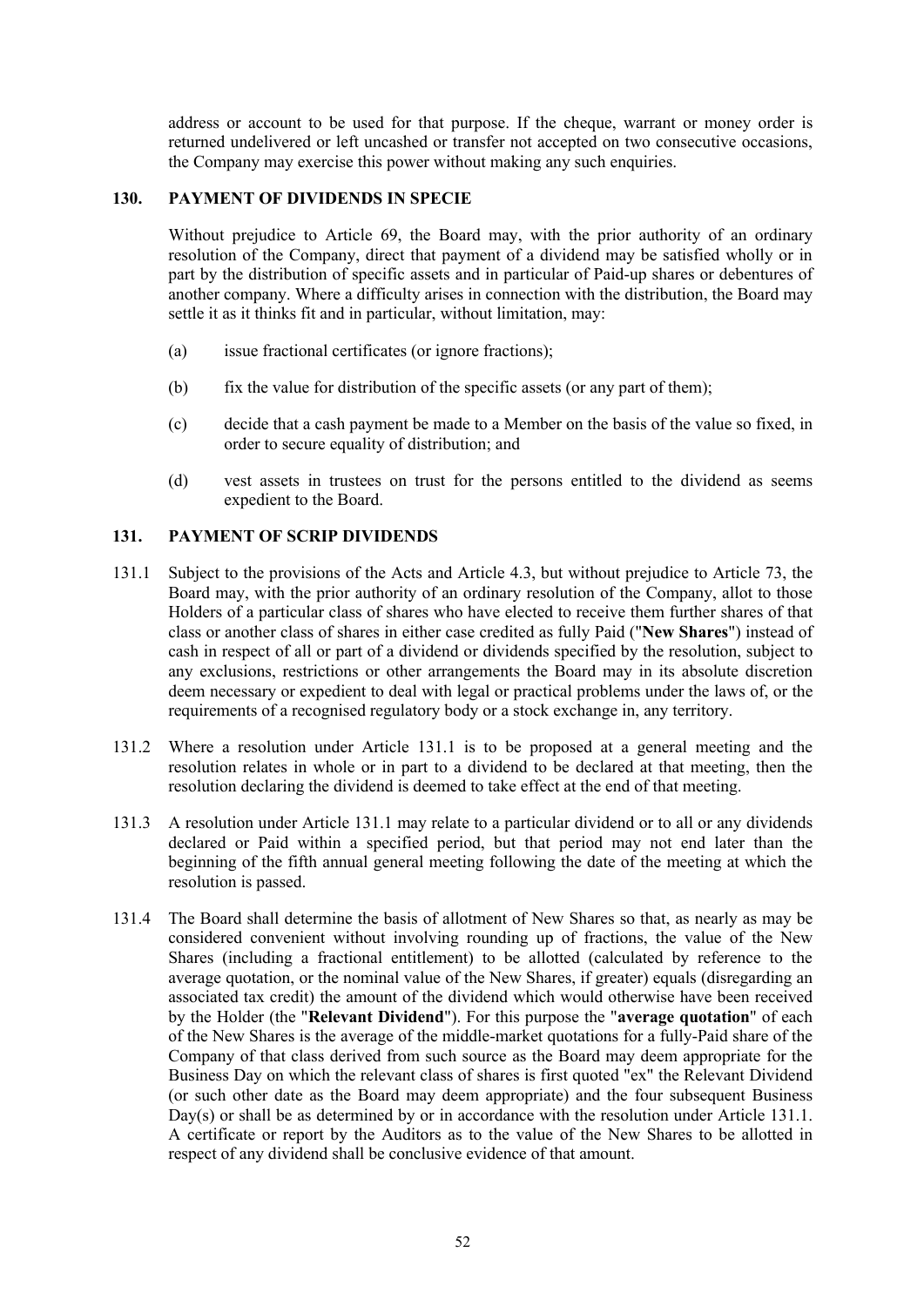address or account to be used for that purpose. If the cheque, warrant or money order is returned undelivered or left uncashed or transfer not accepted on two consecutive occasions, the Company may exercise this power without making any such enquiries.

### 130. PAYMENT OF DIVIDENDS IN SPECIE

Without prejudice to Article 69, the Board may, with the prior authority of an ordinary resolution of the Company, direct that payment of a dividend may be satisfied wholly or in part by the distribution of specific assets and in particular of Paid-up shares or debentures of another company. Where a difficulty arises in connection with the distribution, the Board may settle it as it thinks fit and in particular, without limitation, may:

(a) issue fractional certificates (or ignore fractions);

(b) fix the value for distribution of the specific assets (or any part of them);

(c) decide that a cash payment be made to a Member on the basis of the value so fixed, in order to secure equality of distribution; and

(d) vest assets in trustees on trust for the persons entitled to the dividend as seems expedient to the Board.

### 131. PAYMENT OF SCRIP DIVIDENDS

131.1 Subject to the provisions of the Acts and Article 4.3, but without prejudice to Article 73, the Board may, with the prior authority of an ordinary resolution of the Company, allot to those Holders of a particular class of shares who have elected to receive them further shares of that class or another class of shares in either case credited as fully Paid ("**New Shares**") instead of cash in respect of all or part of a dividend or dividends specified by the resolution, subject to any exclusions, restrictions or other arrangements the Board may in its absolute discretion deem necessary or expedient to deal with legal or practical problems under the laws of, or the requirements of a recognised regulatory body or a stock exchange in, any territory.

131.2 Where a resolution under Article 131.1 is to be proposed at a general meeting and the resolution relates in whole or in part to a dividend to be declared at that meeting, then the resolution declaring the dividend is deemed to take effect at the end of that meeting.

131.3 A resolution under Article 131.1 may relate to a particular dividend or to all or any dividends declared or Paid within a specified period, but that period may not end later than the beginning of the fifth annual general meeting following the date of the meeting at which the resolution is passed.

131.4 The Board shall determine the basis of allotment of New Shares so that, as nearly as may be considered convenient without involving rounding up of fractions, the value of the New Shares (including a fractional entitlement) to be allotted (calculated by reference to the average quotation, or the nominal value of the New Shares, if greater) equals (disregarding an associated tax credit) the amount of the dividend which would otherwise have been received by the Holder (the "**Relevant Dividend**"). For this purpose the "**average quotation**" of each of the New Shares is the average of the middle-market quotations for a fully-Paid share of the Company of that class derived from such source as the Board may deem appropriate for the Business Day on which the relevant class of shares is first quoted "ex" the Relevant Dividend (or such other date as the Board may deem appropriate) and the four subsequent Business Day(s) or shall be as determined by or in accordance with the resolution under Article 131.1. A certificate or report by the Auditors as to the value of the New Shares to be allotted in respect of any dividend shall be conclusive evidence of that amount.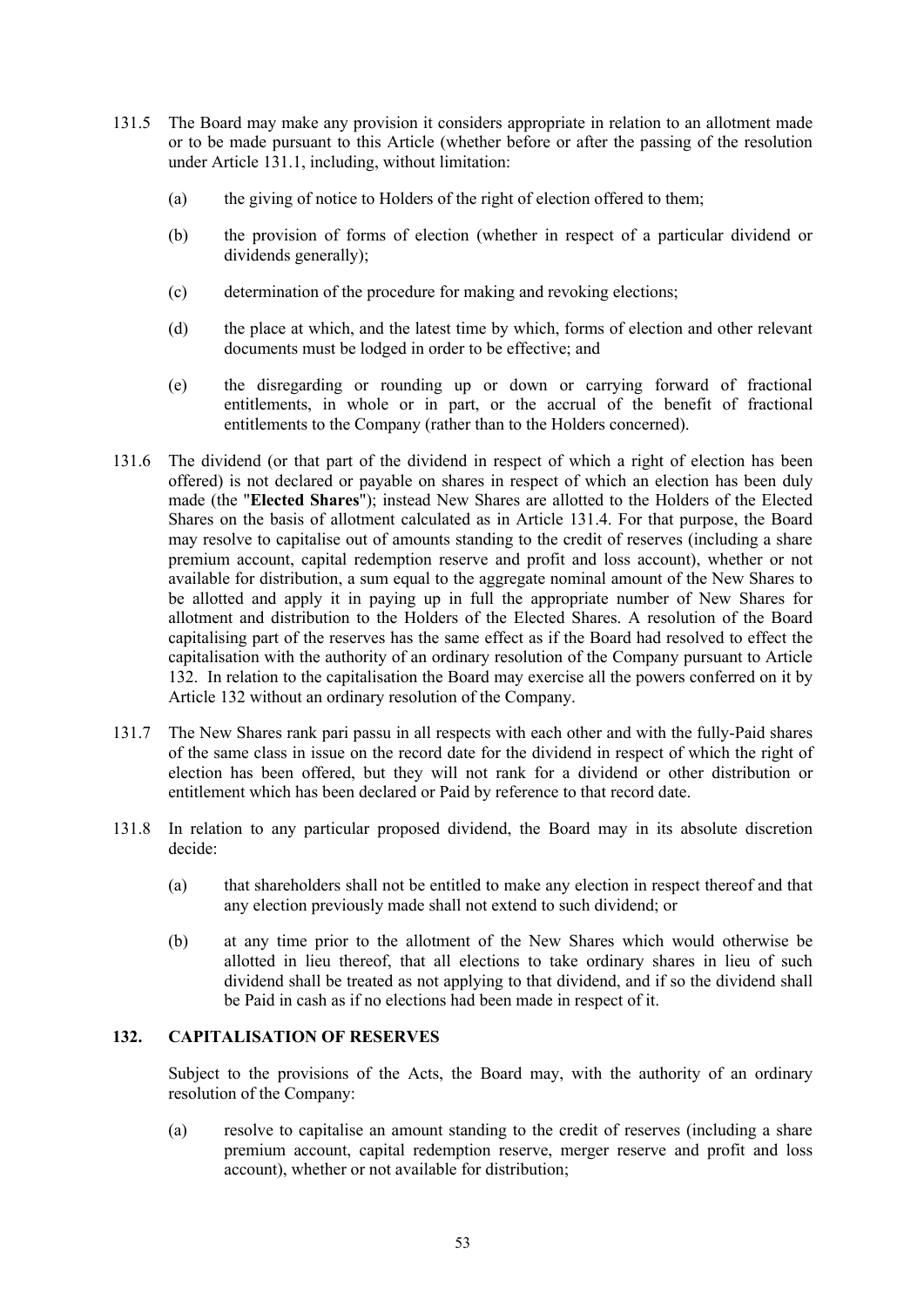131.5 The Board may make any provision it considers appropriate in relation to an allotment made or to be made pursuant to this Article (whether before or after the passing of the resolution under Article 131.1, including, without limitation:

(a) the giving of notice to Holders of the right of election offered to them;

(b) the provision of forms of election (whether in respect of a particular dividend or dividends generally);

(c) determination of the procedure for making and revoking elections;

(d) the place at which, and the latest time by which, forms of election and other relevant documents must be lodged in order to be effective; and

(e) the disregarding or rounding up or down or carrying forward of fractional entitlements, in whole or in part, or the accrual of the benefit of fractional entitlements to the Company (rather than to the Holders concerned).

131.6 The dividend (or that part of the dividend in respect of which a right of election has been offered) is not declared or payable on shares in respect of which an election has been duly made (the "**Elected Shares**"); instead New Shares are allotted to the Holders of the Elected Shares on the basis of allotment calculated as in Article 131.4. For that purpose, the Board may resolve to capitalise out of amounts standing to the credit of reserves (including a share premium account, capital redemption reserve and profit and loss account), whether or not available for distribution, a sum equal to the aggregate nominal amount of the New Shares to be allotted and apply it in paying up in full the appropriate number of New Shares for allotment and distribution to the Holders of the Elected Shares. A resolution of the Board capitalising part of the reserves has the same effect as if the Board had resolved to effect the capitalisation with the authority of an ordinary resolution of the Company pursuant to Article 132. In relation to the capitalisation the Board may exercise all the powers conferred on it by Article 132 without an ordinary resolution of the Company.

131.7 The New Shares rank pari passu in all respects with each other and with the fully-Paid shares of the same class in issue on the record date for the dividend in respect of which the right of election has been offered, but they will not rank for a dividend or other distribution or entitlement which has been declared or Paid by reference to that record date.

131.8 In relation to any particular proposed dividend, the Board may in its absolute discretion decide:

(a) that shareholders shall not be entitled to make any election in respect thereof and that any election previously made shall not extend to such dividend; or

(b) at any time prior to the allotment of the New Shares which would otherwise be allotted in lieu thereof, that all elections to take ordinary shares in lieu of such dividend shall be treated as not applying to that dividend, and if so the dividend shall be Paid in cash as if no elections had been made in respect of it.

## 132. CAPITALISATION OF RESERVES

Subject to the provisions of the Acts, the Board may, with the authority of an ordinary resolution of the Company:

(a) resolve to capitalise an amount standing to the credit of reserves (including a share premium account, capital redemption reserve, merger reserve and profit and loss account), whether or not available for distribution;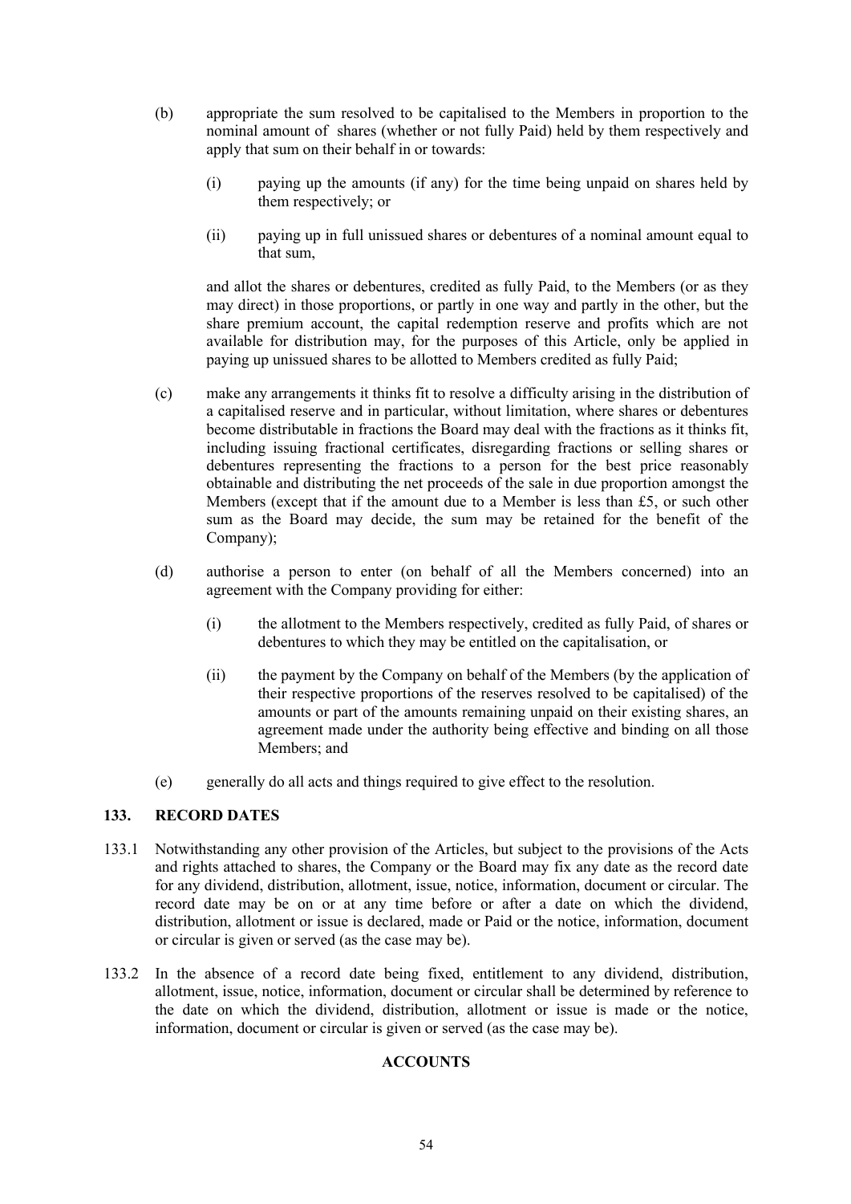(b) appropriate the sum resolved to be capitalised to the Members in proportion to the nominal amount of shares (whether or not fully Paid) held by them respectively and apply that sum on their behalf in or towards:

   (i) paying up the amounts (if any) for the time being unpaid on shares held by them respectively; or

   (ii) paying up in full unissued shares or debentures of a nominal amount equal to that sum,

   and allot the shares or debentures, credited as fully Paid, to the Members (or as they may direct) in those proportions, or partly in one way and partly in the other, but the share premium account, the capital redemption reserve and profits which are not available for distribution may, for the purposes of this Article, only be applied in paying up unissued shares to be allotted to Members credited as fully Paid;

(c) make any arrangements it thinks fit to resolve a difficulty arising in the distribution of a capitalised reserve and in particular, without limitation, where shares or debentures become distributable in fractions the Board may deal with the fractions as it thinks fit, including issuing fractional certificates, disregarding fractions or selling shares or debentures representing the fractions to a person for the best price reasonably obtainable and distributing the net proceeds of the sale in due proportion amongst the Members (except that if the amount due to a Member is less than £5, or such other sum as the Board may decide, the sum may be retained for the benefit of the Company);

(d) authorise a person to enter (on behalf of all the Members concerned) into an agreement with the Company providing for either:

   (i) the allotment to the Members respectively, credited as fully Paid, of shares or debentures to which they may be entitled on the capitalisation, or

   (ii) the payment by the Company on behalf of the Members (by the application of their respective proportions of the reserves resolved to be capitalised) of the amounts or part of the amounts remaining unpaid on their existing shares, an agreement made under the authority being effective and binding on all those Members; and

(e) generally do all acts and things required to give effect to the resolution.

## 133. RECORD DATES

133.1 Notwithstanding any other provision of the Articles, but subject to the provisions of the Acts and rights attached to shares, the Company or the Board may fix any date as the record date for any dividend, distribution, allotment, issue, notice, information, document or circular. The record date may be on or at any time before or after a date on which the dividend, distribution, allotment or issue is declared, made or Paid or the notice, information, document or circular is given or served (as the case may be).

133.2 In the absence of a record date being fixed, entitlement to any dividend, distribution, allotment, issue, notice, information, document or circular shall be determined by reference to the date on which the dividend, distribution, allotment or issue is made or the notice, information, document or circular is given or served (as the case may be).

## ACCOUNTS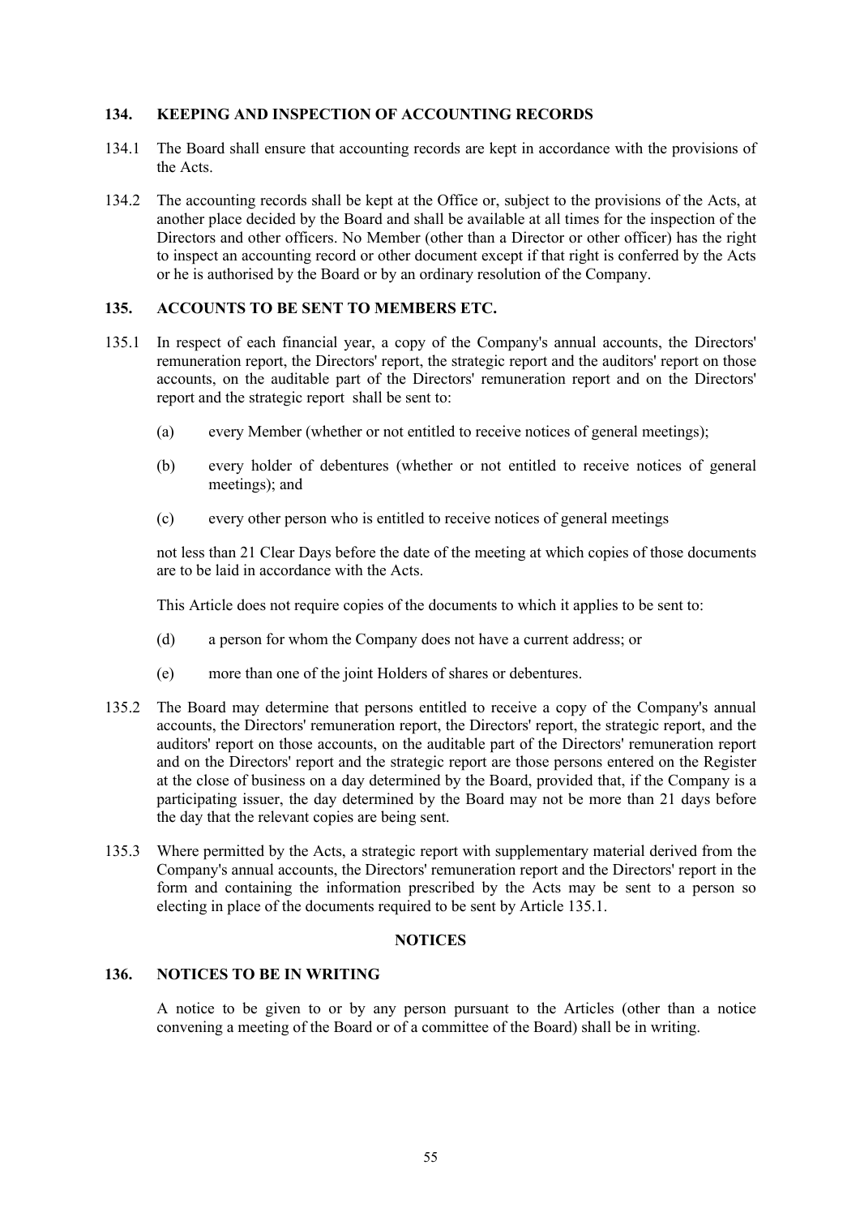### 134. KEEPING AND INSPECTION OF ACCOUNTING RECORDS

134.1 The Board shall ensure that accounting records are kept in accordance with the provisions of the Acts.

134.2 The accounting records shall be kept at the Office or, subject to the provisions of the Acts, at another place decided by the Board and shall be available at all times for the inspection of the Directors and other officers. No Member (other than a Director or other officer) has the right to inspect an accounting record or other document except if that right is conferred by the Acts or he is authorised by the Board or by an ordinary resolution of the Company.

### 135. ACCOUNTS TO BE SENT TO MEMBERS ETC.

135.1 In respect of each financial year, a copy of the Company's annual accounts, the Directors' remuneration report, the Directors' report, the strategic report and the auditors' report on those accounts, on the auditable part of the Directors' remuneration report and on the Directors' report and the strategic report shall be sent to:

(a) every Member (whether or not entitled to receive notices of general meetings);

(b) every holder of debentures (whether or not entitled to receive notices of general meetings); and

(c) every other person who is entitled to receive notices of general meetings

not less than 21 Clear Days before the date of the meeting at which copies of those documents are to be laid in accordance with the Acts.

This Article does not require copies of the documents to which it applies to be sent to:

(d) a person for whom the Company does not have a current address; or

(e) more than one of the joint Holders of shares or debentures.

135.2 The Board may determine that persons entitled to receive a copy of the Company's annual accounts, the Directors' remuneration report, the Directors' report, the strategic report, and the auditors' report on those accounts, on the auditable part of the Directors' remuneration report and on the Directors' report and the strategic report are those persons entered on the Register at the close of business on a day determined by the Board, provided that, if the Company is a participating issuer, the day determined by the Board may not be more than 21 days before the day that the relevant copies are being sent.

135.3 Where permitted by the Acts, a strategic report with supplementary material derived from the Company's annual accounts, the Directors' remuneration report and the Directors' report in the form and containing the information prescribed by the Acts may be sent to a person so electing in place of the documents required to be sent by Article 135.1.

## NOTICES

### 136. NOTICES TO BE IN WRITING

A notice to be given to or by any person pursuant to the Articles (other than a notice convening a meeting of the Board or of a committee of the Board) shall be in writing.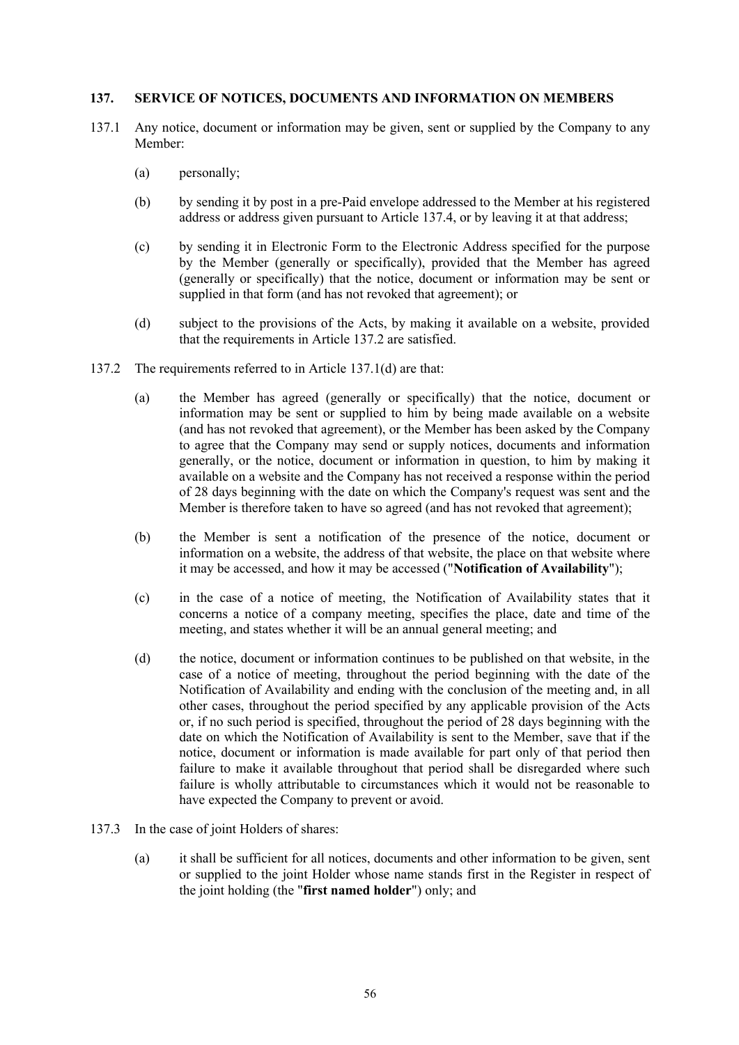### 137. SERVICE OF NOTICES, DOCUMENTS AND INFORMATION ON MEMBERS

137.1 Any notice, document or information may be given, sent or supplied by the Company to any Member:

(a) personally;

(b) by sending it by post in a pre-Paid envelope addressed to the Member at his registered address or address given pursuant to Article 137.4, or by leaving it at that address;

(c) by sending it in Electronic Form to the Electronic Address specified for the purpose by the Member (generally or specifically), provided that the Member has agreed (generally or specifically) that the notice, document or information may be sent or supplied in that form (and has not revoked that agreement); or

(d) subject to the provisions of the Acts, by making it available on a website, provided that the requirements in Article 137.2 are satisfied.

137.2 The requirements referred to in Article 137.1(d) are that:

(a) the Member has agreed (generally or specifically) that the notice, document or information may be sent or supplied to him by being made available on a website (and has not revoked that agreement), or the Member has been asked by the Company to agree that the Company may send or supply notices, documents and information generally, or the notice, document or information in question, to him by making it available on a website and the Company has not received a response within the period of 28 days beginning with the date on which the Company's request was sent and the Member is therefore taken to have so agreed (and has not revoked that agreement);

(b) the Member is sent a notification of the presence of the notice, document or information on a website, the address of that website, the place on that website where it may be accessed, and how it may be accessed ("**Notification of Availability**");

(c) in the case of a notice of meeting, the Notification of Availability states that it concerns a notice of a company meeting, specifies the place, date and time of the meeting, and states whether it will be an annual general meeting; and

(d) the notice, document or information continues to be published on that website, in the case of a notice of meeting, throughout the period beginning with the date of the Notification of Availability and ending with the conclusion of the meeting and, in all other cases, throughout the period specified by any applicable provision of the Acts or, if no such period is specified, throughout the period of 28 days beginning with the date on which the Notification of Availability is sent to the Member, save that if the notice, document or information is made available for part only of that period then failure to make it available throughout that period shall be disregarded where such failure is wholly attributable to circumstances which it would not be reasonable to have expected the Company to prevent or avoid.

137.3 In the case of joint Holders of shares:

(a) it shall be sufficient for all notices, documents and other information to be given, sent or supplied to the joint Holder whose name stands first in the Register in respect of the joint holding (the "**first named holder**") only; and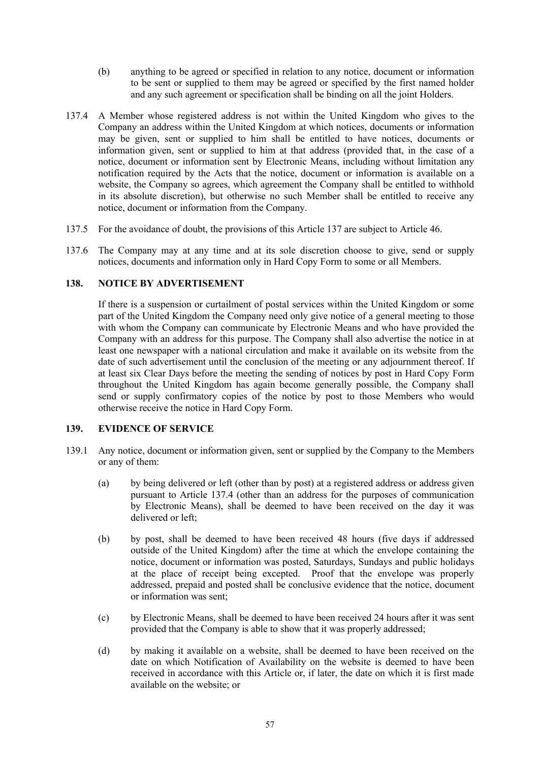(b) anything to be agreed or specified in relation to any notice, document or information to be sent or supplied to them may be agreed or specified by the first named holder and any such agreement or specification shall be binding on all the joint Holders.

137.4 A Member whose registered address is not within the United Kingdom who gives to the Company an address within the United Kingdom at which notices, documents or information may be given, sent or supplied to him shall be entitled to have notices, documents or information given, sent or supplied to him at that address (provided that, in the case of a notice, document or information sent by Electronic Means, including without limitation any notification required by the Acts that the notice, document or information is available on a website, the Company so agrees, which agreement the Company shall be entitled to withhold in its absolute discretion), but otherwise no such Member shall be entitled to receive any notice, document or information from the Company.

137.5 For the avoidance of doubt, the provisions of this Article 137 are subject to Article 46.

137.6 The Company may at any time and at its sole discretion choose to give, send or supply notices, documents and information only in Hard Copy Form to some or all Members.

## 138. NOTICE BY ADVERTISEMENT

If there is a suspension or curtailment of postal services within the United Kingdom or some part of the United Kingdom the Company need only give notice of a general meeting to those with whom the Company can communicate by Electronic Means and who have provided the Company with an address for this purpose. The Company shall also advertise the notice in at least one newspaper with a national circulation and make it available on its website from the date of such advertisement until the conclusion of the meeting or any adjournment thereof. If at least six Clear Days before the meeting the sending of notices by post in Hard Copy Form throughout the United Kingdom has again become generally possible, the Company shall send or supply confirmatory copies of the notice by post to those Members who would otherwise receive the notice in Hard Copy Form.

## 139. EVIDENCE OF SERVICE

139.1 Any notice, document or information given, sent or supplied by the Company to the Members or any of them:

(a) by being delivered or left (other than by post) at a registered address or address given pursuant to Article 137.4 (other than an address for the purposes of communication by Electronic Means), shall be deemed to have been received on the day it was delivered or left;

(b) by post, shall be deemed to have been received 48 hours (five days if addressed outside of the United Kingdom) after the time at which the envelope containing the notice, document or information was posted, Saturdays, Sundays and public holidays at the place of receipt being excepted. Proof that the envelope was properly addressed, prepaid and posted shall be conclusive evidence that the notice, document or information was sent;

(c) by Electronic Means, shall be deemed to have been received 24 hours after it was sent provided that the Company is able to show that it was properly addressed;

(d) by making it available on a website, shall be deemed to have been received on the date on which Notification of Availability on the website is deemed to have been received in accordance with this Article or, if later, the date on which it is first made available on the website; or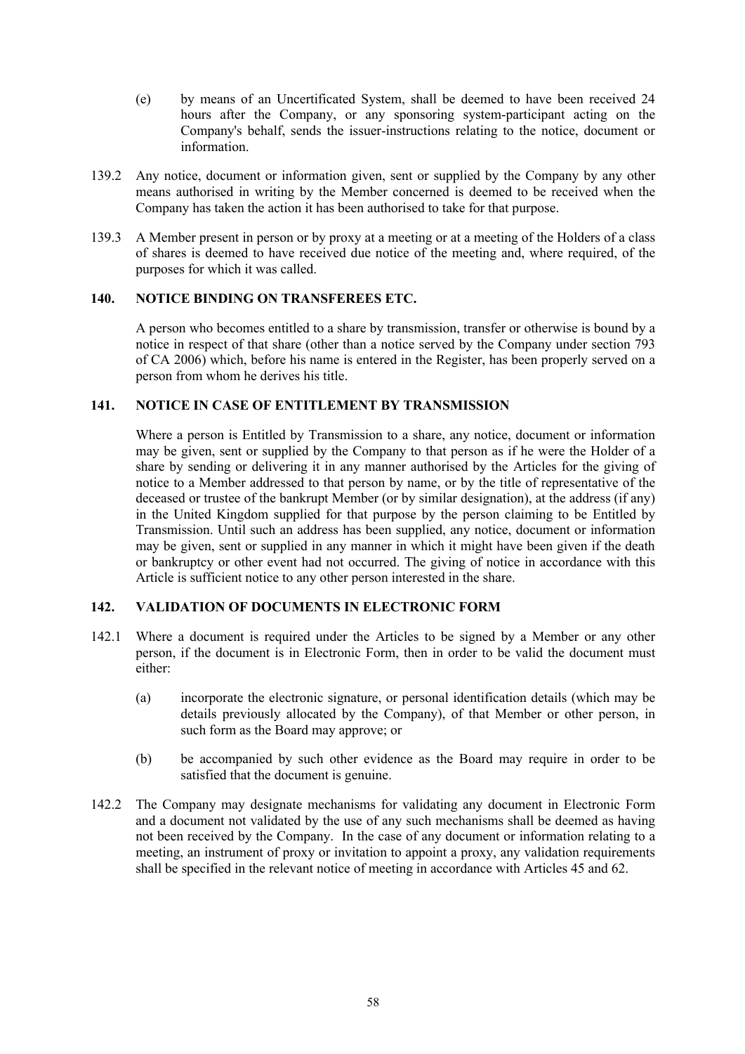(e) by means of an Uncertificated System, shall be deemed to have been received 24 hours after the Company, or any sponsoring system-participant acting on the Company's behalf, sends the issuer-instructions relating to the notice, document or information.

139.2 Any notice, document or information given, sent or supplied by the Company by any other means authorised in writing by the Member concerned is deemed to be received when the Company has taken the action it has been authorised to take for that purpose.

139.3 A Member present in person or by proxy at a meeting or at a meeting of the Holders of a class of shares is deemed to have received due notice of the meeting and, where required, of the purposes for which it was called.

### 140. NOTICE BINDING ON TRANSFEREES ETC.

A person who becomes entitled to a share by transmission, transfer or otherwise is bound by a notice in respect of that share (other than a notice served by the Company under section 793 of CA 2006) which, before his name is entered in the Register, has been properly served on a person from whom he derives his title.

### 141. NOTICE IN CASE OF ENTITLEMENT BY TRANSMISSION

Where a person is Entitled by Transmission to a share, any notice, document or information may be given, sent or supplied by the Company to that person as if he were the Holder of a share by sending or delivering it in any manner authorised by the Articles for the giving of notice to a Member addressed to that person by name, or by the title of representative of the deceased or trustee of the bankrupt Member (or by similar designation), at the address (if any) in the United Kingdom supplied for that purpose by the person claiming to be Entitled by Transmission. Until such an address has been supplied, any notice, document or information may be given, sent or supplied in any manner in which it might have been given if the death or bankruptcy or other event had not occurred. The giving of notice in accordance with this Article is sufficient notice to any other person interested in the share.

### 142. VALIDATION OF DOCUMENTS IN ELECTRONIC FORM

142.1 Where a document is required under the Articles to be signed by a Member or any other person, if the document is in Electronic Form, then in order to be valid the document must either:

(a) incorporate the electronic signature, or personal identification details (which may be details previously allocated by the Company), of that Member or other person, in such form as the Board may approve; or

(b) be accompanied by such other evidence as the Board may require in order to be satisfied that the document is genuine.

142.2 The Company may designate mechanisms for validating any document in Electronic Form and a document not validated by the use of any such mechanisms shall be deemed as having not been received by the Company. In the case of any document or information relating to a meeting, an instrument of proxy or invitation to appoint a proxy, any validation requirements shall be specified in the relevant notice of meeting in accordance with Articles 45 and 62.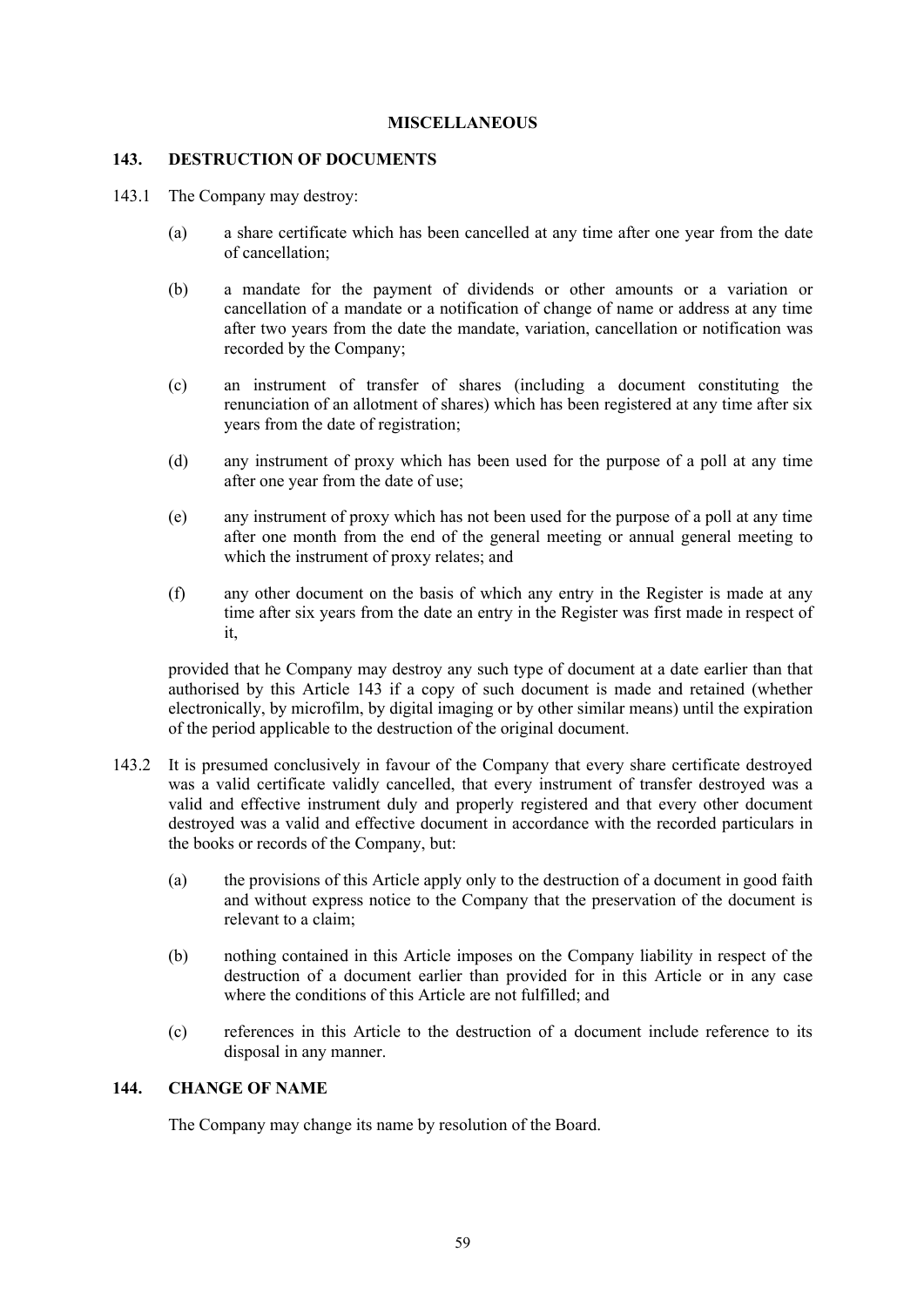**MISCELLANEOUS**

## 143. DESTRUCTION OF DOCUMENTS

143.1 The Company may destroy:

(a) a share certificate which has been cancelled at any time after one year from the date of cancellation;

(b) a mandate for the payment of dividends or other amounts or a variation or cancellation of a mandate or a notification of change of name or address at any time after two years from the date the mandate, variation, cancellation or notification was recorded by the Company;

(c) an instrument of transfer of shares (including a document constituting the renunciation of an allotment of shares) which has been registered at any time after six years from the date of registration;

(d) any instrument of proxy which has been used for the purpose of a poll at any time after one year from the date of use;

(e) any instrument of proxy which has not been used for the purpose of a poll at any time after one month from the end of the general meeting or annual general meeting to which the instrument of proxy relates; and

(f) any other document on the basis of which any entry in the Register is made at any time after six years from the date an entry in the Register was first made in respect of it,

provided that he Company may destroy any such type of document at a date earlier than that authorised by this Article 143 if a copy of such document is made and retained (whether electronically, by microfilm, by digital imaging or by other similar means) until the expiration of the period applicable to the destruction of the original document.

143.2 It is presumed conclusively in favour of the Company that every share certificate destroyed was a valid certificate validly cancelled, that every instrument of transfer destroyed was a valid and effective instrument duly and properly registered and that every other document destroyed was a valid and effective document in accordance with the recorded particulars in the books or records of the Company, but:

(a) the provisions of this Article apply only to the destruction of a document in good faith and without express notice to the Company that the preservation of the document is relevant to a claim;

(b) nothing contained in this Article imposes on the Company liability in respect of the destruction of a document earlier than provided for in this Article or in any case where the conditions of this Article are not fulfilled; and

(c) references in this Article to the destruction of a document include reference to its disposal in any manner.

## 144. CHANGE OF NAME

The Company may change its name by resolution of the Board.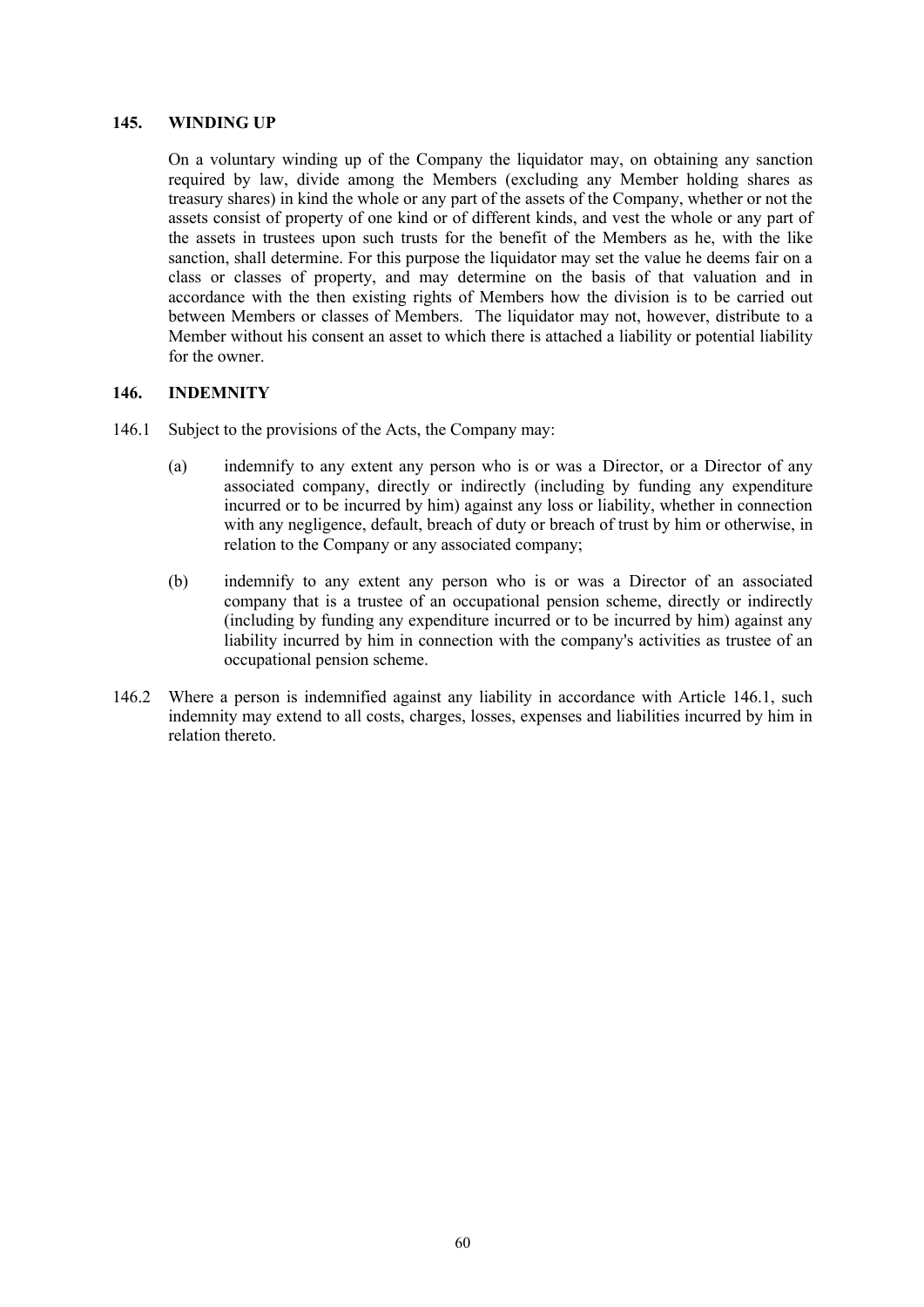## 145. WINDING UP

On a voluntary winding up of the Company the liquidator may, on obtaining any sanction required by law, divide among the Members (excluding any Member holding shares as treasury shares) in kind the whole or any part of the assets of the Company, whether or not the assets consist of property of one kind or of different kinds, and vest the whole or any part of the assets in trustees upon such trusts for the benefit of the Members as he, with the like sanction, shall determine. For this purpose the liquidator may set the value he deems fair on a class or classes of property, and may determine on the basis of that valuation and in accordance with the then existing rights of Members how the division is to be carried out between Members or classes of Members. The liquidator may not, however, distribute to a Member without his consent an asset to which there is attached a liability or potential liability for the owner.

## 146. INDEMNITY

146.1 Subject to the provisions of the Acts, the Company may:

(a) indemnify to any extent any person who is or was a Director, or a Director of any associated company, directly or indirectly (including by funding any expenditure incurred or to be incurred by him) against any loss or liability, whether in connection with any negligence, default, breach of duty or breach of trust by him or otherwise, in relation to the Company or any associated company;

(b) indemnify to any extent any person who is or was a Director of an associated company that is a trustee of an occupational pension scheme, directly or indirectly (including by funding any expenditure incurred or to be incurred by him) against any liability incurred by him in connection with the company's activities as trustee of an occupational pension scheme.

146.2 Where a person is indemnified against any liability in accordance with Article 146.1, such indemnity may extend to all costs, charges, losses, expenses and liabilities incurred by him in relation thereto.